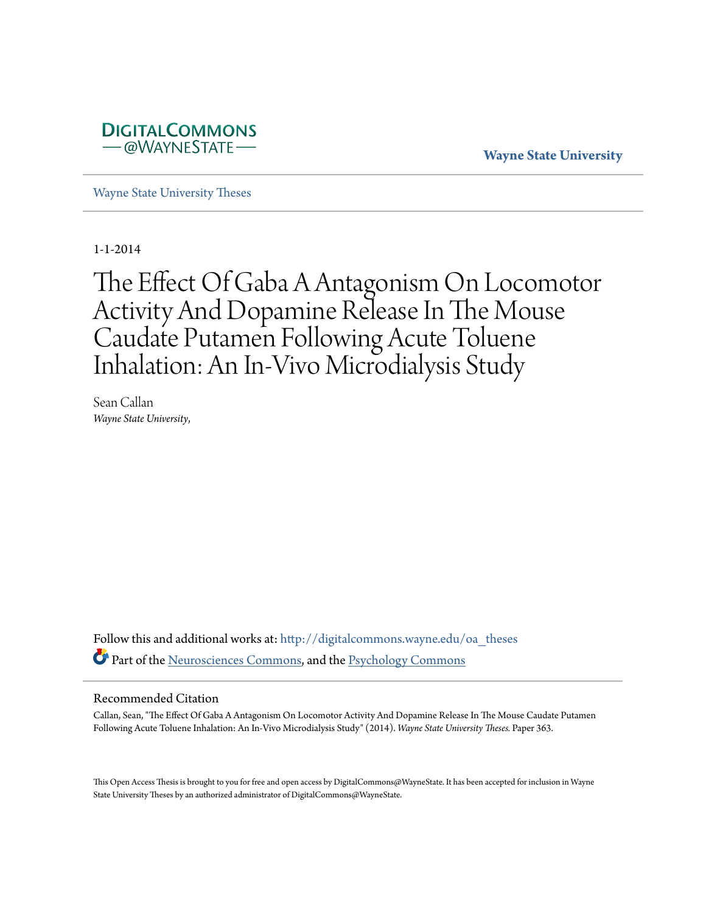DIGITALCOMMONS
— @WAYNESTATE —

**Wayne State University**

Wayne State University Theses

1-1-2014

# The Effect Of Gaba A Antagonism On Locomotor Activity And Dopamine Release In The Mouse Caudate Putamen Following Acute Toluene Inhalation: An In-Vivo Microdialysis Study

Sean Callan
*Wayne State University,*

Follow this and additional works at: http://digitalcommons.wayne.edu/oa_theses

Part of the Neurosciences Commons, and the Psychology Commons

## Recommended Citation

Callan, Sean, "The Effect Of Gaba A Antagonism On Locomotor Activity And Dopamine Release In The Mouse Caudate Putamen Following Acute Toluene Inhalation: An In-Vivo Microdialysis Study" (2014). *Wayne State University Theses.* Paper 363.

This Open Access Thesis is brought to you for free and open access by DigitalCommons@WayneState. It has been accepted for inclusion in Wayne State University Theses by an authorized administrator of DigitalCommons@WayneState.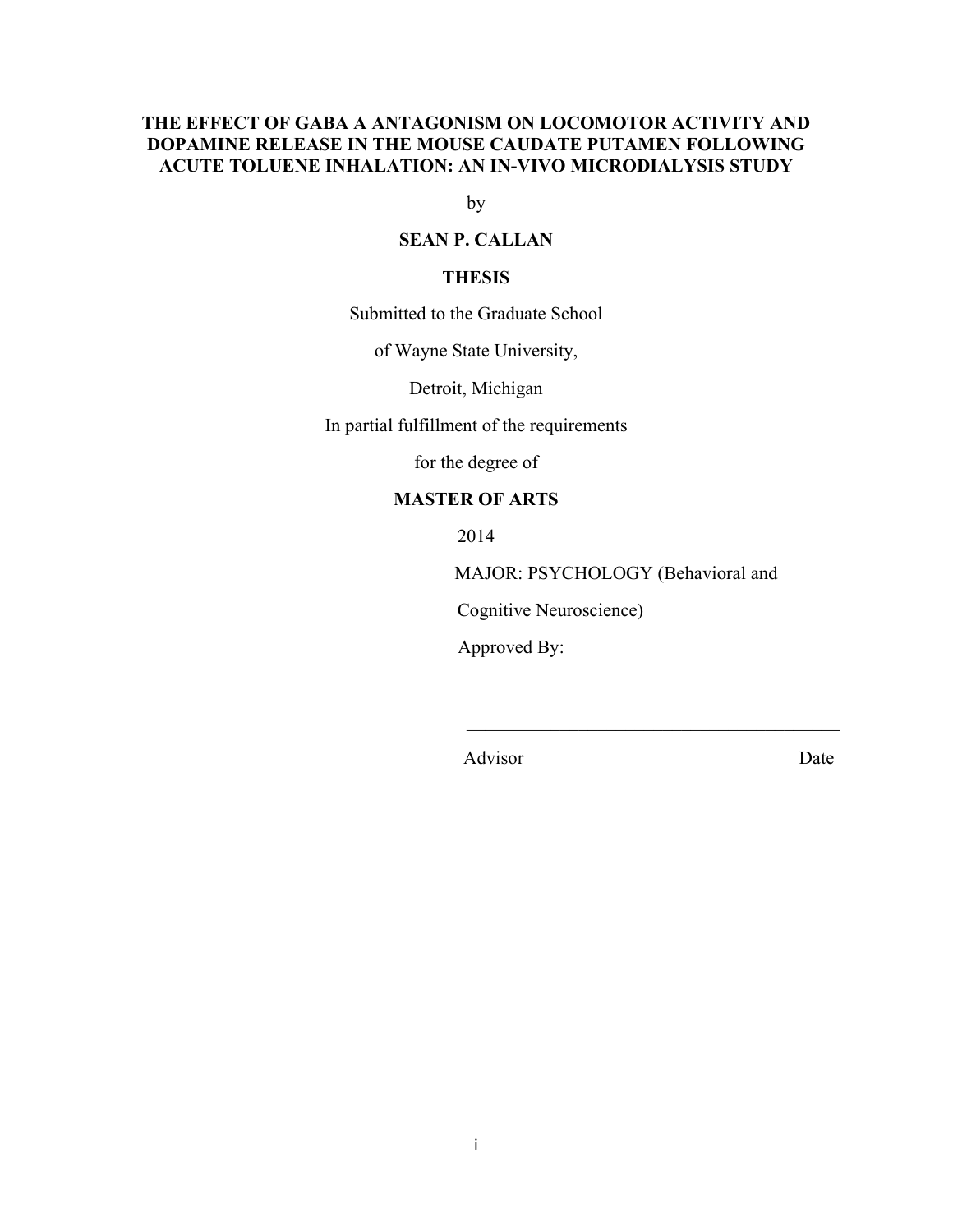**THE EFFECT OF GABA A ANTAGONISM ON LOCOMOTOR ACTIVITY AND DOPAMINE RELEASE IN THE MOUSE CAUDATE PUTAMEN FOLLOWING ACUTE TOLUENE INHALATION: AN IN-VIVO MICRODIALYSIS STUDY**

by

**SEAN P. CALLAN**

**THESIS**

Submitted to the Graduate School

of Wayne State University,

Detroit, Michigan

In partial fulfillment of the requirements

for the degree of

**MASTER OF ARTS**

2014

MAJOR: PSYCHOLOGY (Behavioral and Cognitive Neuroscience)

Approved By:

\_\_\_\_\_\_\_\_\_\_\_\_\_\_\_\_\_\_\_\_\_\_\_\_\_\_\_\_\_\_\_\_\_\_\_\_\_\_\_\_

Advisor Date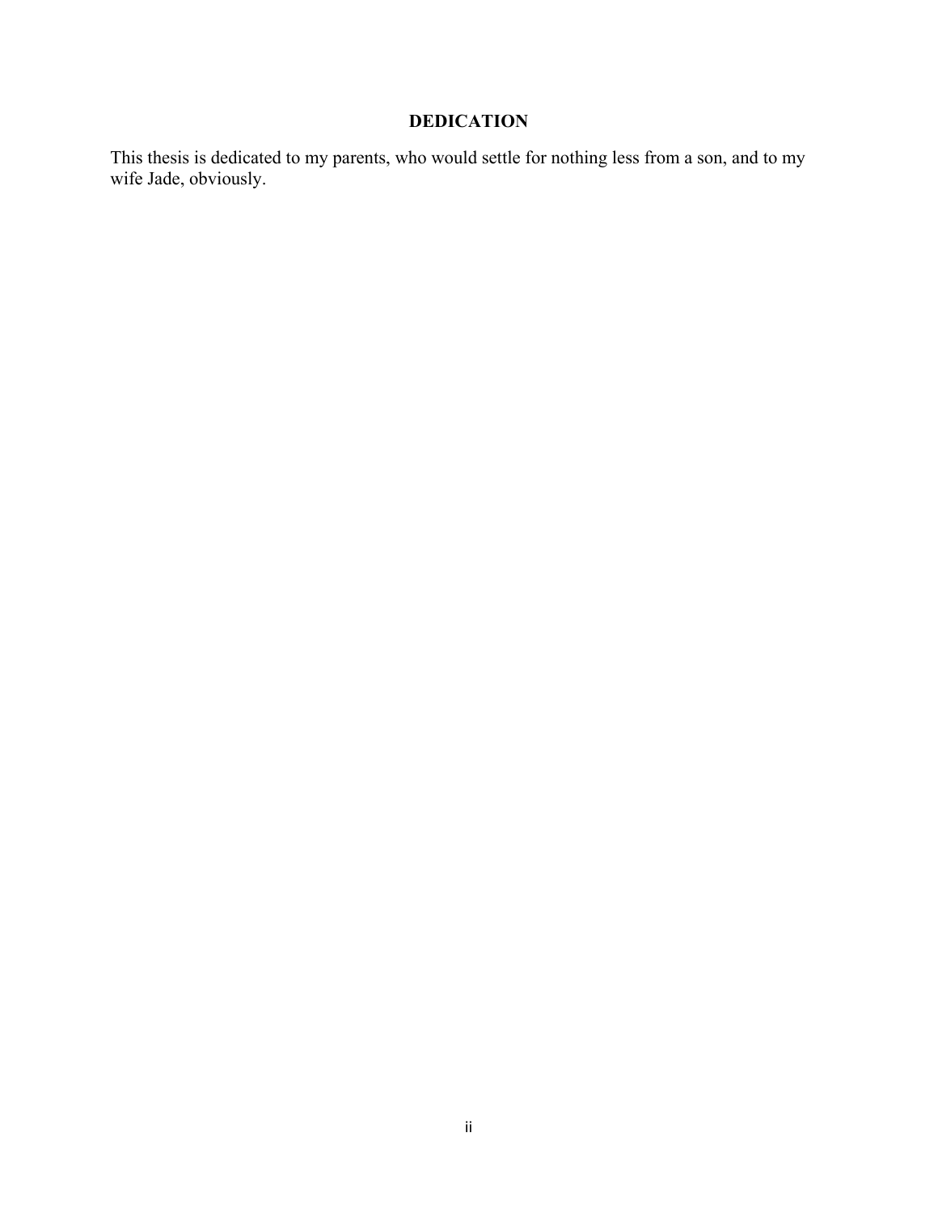## DEDICATION

This thesis is dedicated to my parents, who would settle for nothing less from a son, and to my wife Jade, obviously.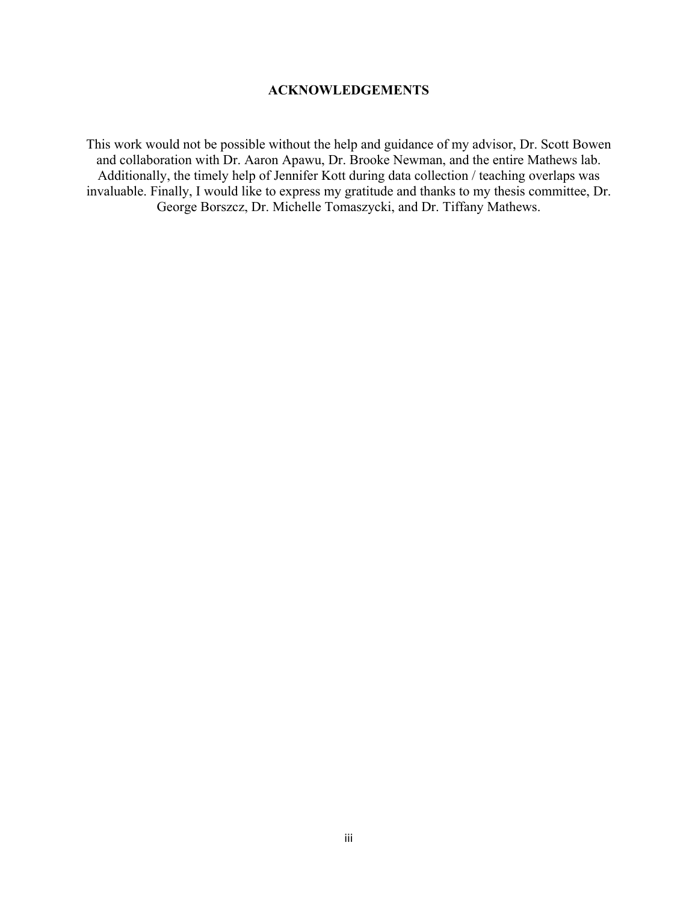## ACKNOWLEDGEMENTS

This work would not be possible without the help and guidance of my advisor, Dr. Scott Bowen and collaboration with Dr. Aaron Apawu, Dr. Brooke Newman, and the entire Mathews lab. Additionally, the timely help of Jennifer Kott during data collection / teaching overlaps was invaluable. Finally, I would like to express my gratitude and thanks to my thesis committee, Dr. George Borszcz, Dr. Michelle Tomaszycki, and Dr. Tiffany Mathews.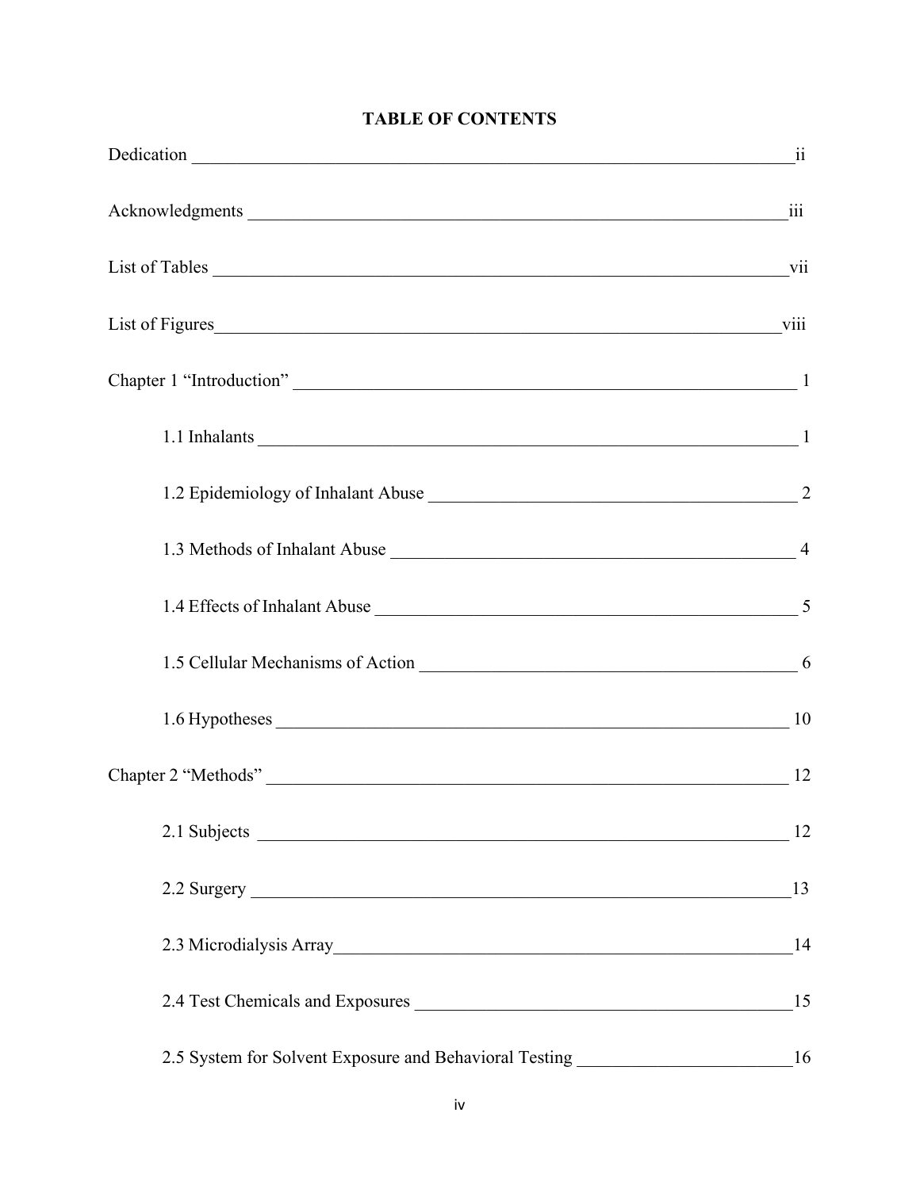# TABLE OF CONTENTS

Dedication ii

Acknowledgments iii

List of Tables vii

List of Figures viii

Chapter 1 "Introduction" 1

- 1.1 Inhalants 1
- 1.2 Epidemiology of Inhalant Abuse 2
- 1.3 Methods of Inhalant Abuse 4
- 1.4 Effects of Inhalant Abuse 5
- 1.5 Cellular Mechanisms of Action 6
- 1.6 Hypotheses 10

Chapter 2 "Methods" 12

- 2.1 Subjects 12
- 2.2 Surgery 13
- 2.3 Microdialysis Array 14
- 2.4 Test Chemicals and Exposures 15
- 2.5 System for Solvent Exposure and Behavioral Testing 16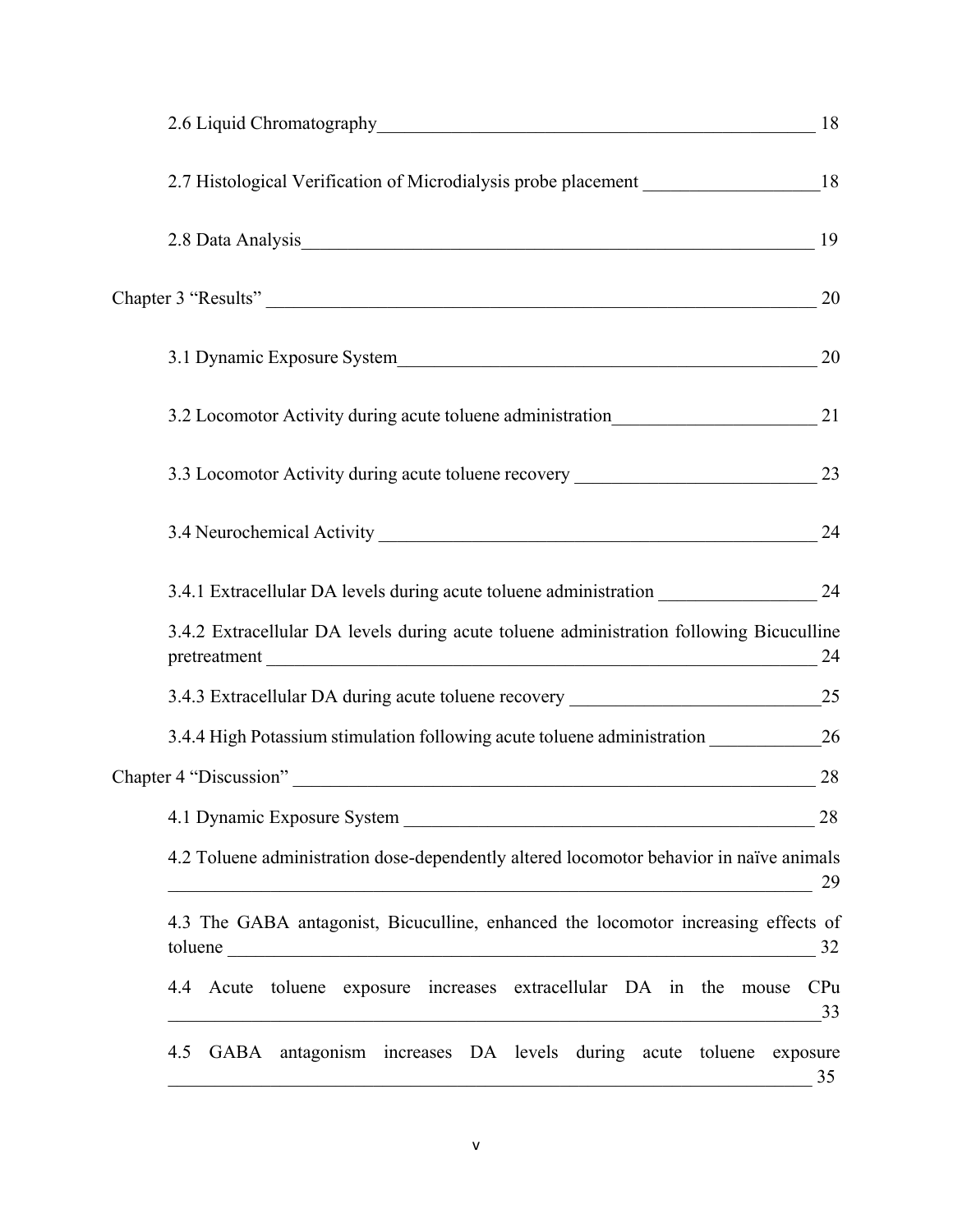2.6 Liquid Chromatography 18

2.7 Histological Verification of Microdialysis probe placement 18

2.8 Data Analysis 19

Chapter 3 “Results” 20

3.1 Dynamic Exposure System 20

3.2 Locomotor Activity during acute toluene administration 21

3.3 Locomotor Activity during acute toluene recovery 23

3.4 Neurochemical Activity 24

3.4.1 Extracellular DA levels during acute toluene administration 24

3.4.2 Extracellular DA levels during acute toluene administration following Bicuculline pretreatment 24

3.4.3 Extracellular DA during acute toluene recovery 25

3.4.4 High Potassium stimulation following acute toluene administration 26

Chapter 4 “Discussion” 28

4.1 Dynamic Exposure System 28

4.2 Toluene administration dose-dependently altered locomotor behavior in naïve animals 29

4.3 The GABA antagonist, Bicuculline, enhanced the locomotor increasing effects of toluene 32

4.4 Acute toluene exposure increases extracellular DA in the mouse CPu 33

4.5 GABA antagonism increases DA levels during acute toluene exposure 35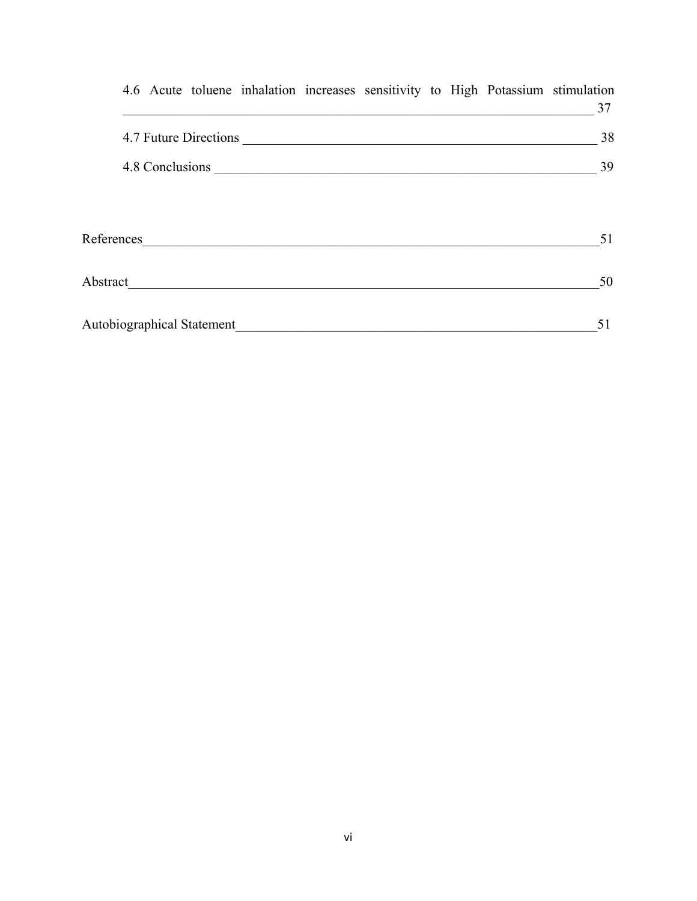4.6 Acute toluene inhalation increases sensitivity to High Potassium stimulation ______ 37

4.7 Future Directions ______ 38

4.8 Conclusions ______ 39

References ______ 51

Abstract ______ 50

Autobiographical Statement ______ 51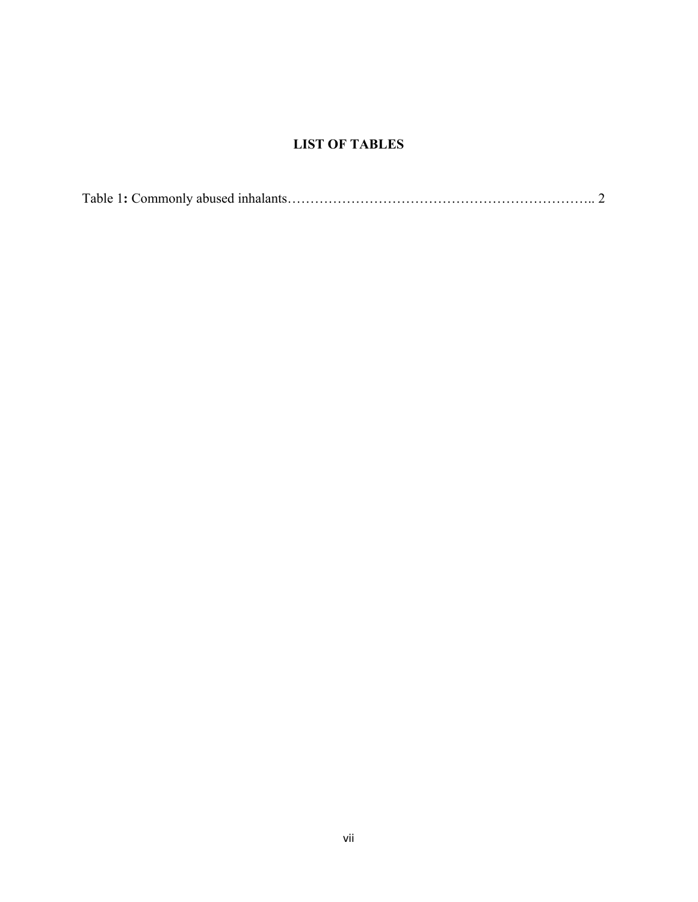## LIST OF TABLES

Table 1**:** Commonly abused inhalants………………………………………………………….. 2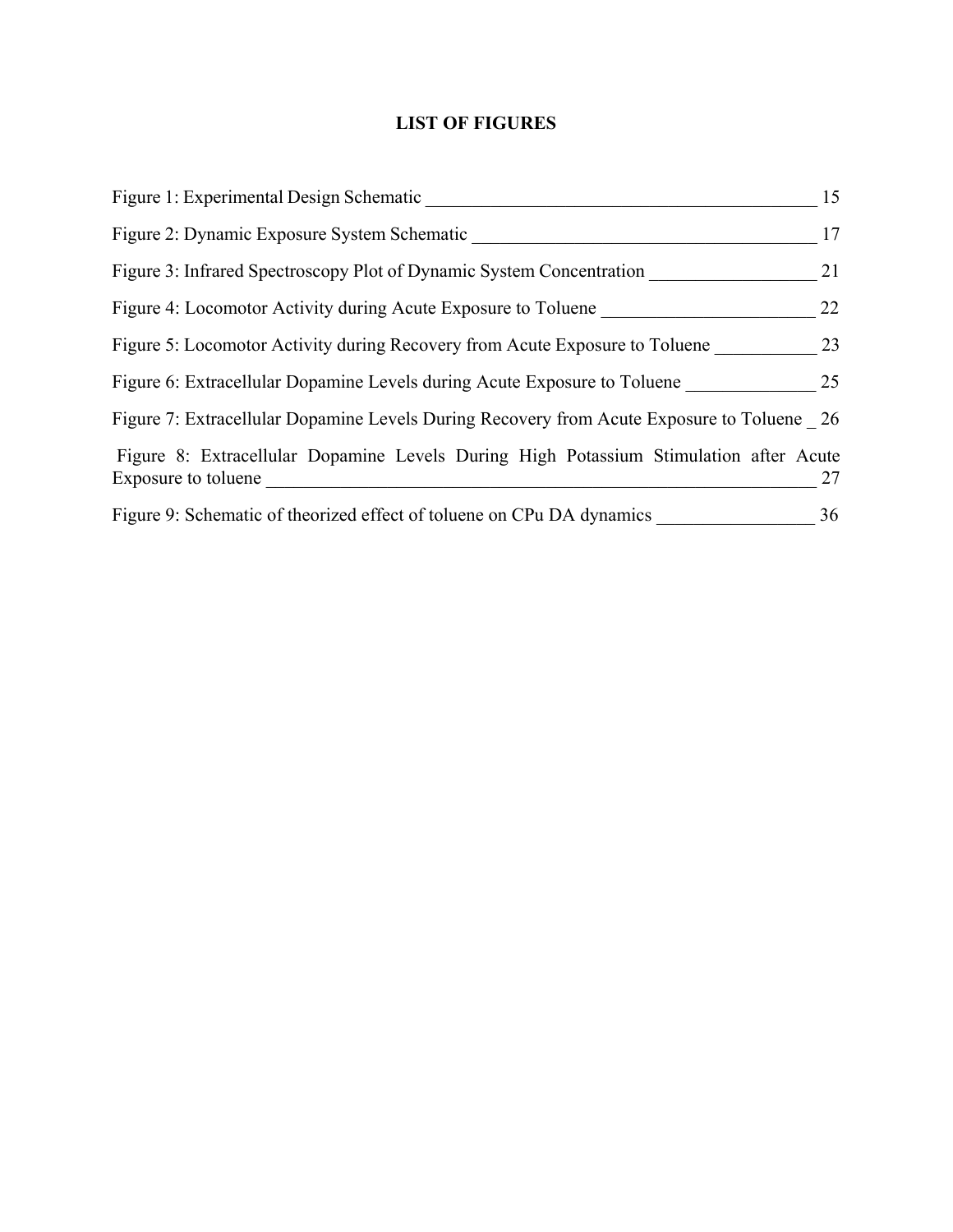# LIST OF FIGURES

Figure 1: Experimental Design Schematic ____________________________________________ 15

Figure 2: Dynamic Exposure System Schematic _____________________________________ 17

Figure 3: Infrared Spectroscopy Plot of Dynamic System Concentration __________________ 21

Figure 4: Locomotor Activity during Acute Exposure to Toluene _______________________ 22

Figure 5: Locomotor Activity during Recovery from Acute Exposure to Toluene ___________ 23

Figure 6: Extracellular Dopamine Levels during Acute Exposure to Toluene ______________ 25

Figure 7: Extracellular Dopamine Levels During Recovery from Acute Exposure to Toluene _ 26

Figure 8: Extracellular Dopamine Levels During High Potassium Stimulation after Acute Exposure to toluene _________________________________________________________ 27

Figure 9: Schematic of theorized effect of toluene on CPu DA dynamics _________________ 36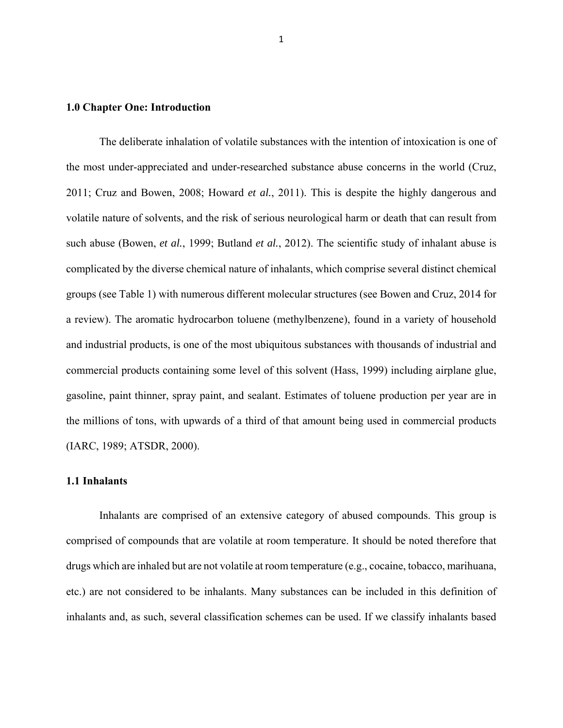## 1.0 Chapter One: Introduction

The deliberate inhalation of volatile substances with the intention of intoxication is one of the most under-appreciated and under-researched substance abuse concerns in the world (Cruz, 2011; Cruz and Bowen, 2008; Howard *et al.*, 2011). This is despite the highly dangerous and volatile nature of solvents, and the risk of serious neurological harm or death that can result from such abuse (Bowen, *et al.*, 1999; Butland *et al.*, 2012). The scientific study of inhalant abuse is complicated by the diverse chemical nature of inhalants, which comprise several distinct chemical groups (see Table 1) with numerous different molecular structures (see Bowen and Cruz, 2014 for a review). The aromatic hydrocarbon toluene (methylbenzene), found in a variety of household and industrial products, is one of the most ubiquitous substances with thousands of industrial and commercial products containing some level of this solvent (Hass, 1999) including airplane glue, gasoline, paint thinner, spray paint, and sealant. Estimates of toluene production per year are in the millions of tons, with upwards of a third of that amount being used in commercial products (IARC, 1989; ATSDR, 2000).

### 1.1 Inhalants

Inhalants are comprised of an extensive category of abused compounds. This group is comprised of compounds that are volatile at room temperature. It should be noted therefore that drugs which are inhaled but are not volatile at room temperature (e.g., cocaine, tobacco, marihuana, etc.) are not considered to be inhalants. Many substances can be included in this definition of inhalants and, as such, several classification schemes can be used. If we classify inhalants based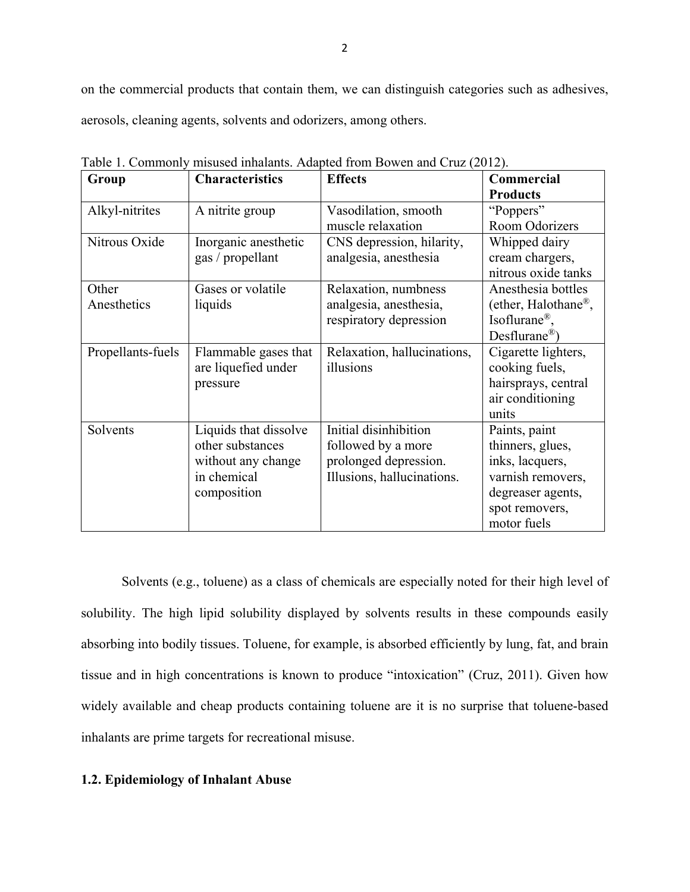on the commercial products that contain them, we can distinguish categories such as adhesives, aerosols, cleaning agents, solvents and odorizers, among others.

Table 1. Commonly misused inhalants. Adapted from Bowen and Cruz (2012).

| Group | Characteristics | Effects | Commercial Products |
|---|---|---|---|
| Alkyl-nitrites | A nitrite group | Vasodilation, smooth muscle relaxation | "Poppers" Room Odorizers |
| Nitrous Oxide | Inorganic anesthetic gas / propellant | CNS depression, hilarity, analgesia, anesthesia | Whipped dairy cream chargers, nitrous oxide tanks |
| Other Anesthetics | Gases or volatile liquids | Relaxation, numbness analgesia, anesthesia, respiratory depression | Anesthesia bottles (ether, Halothane®, Isoflurane®, Desflurane®) |
| Propellants-fuels | Flammable gases that are liquefied under pressure | Relaxation, hallucinations, illusions | Cigarette lighters, cooking fuels, hairsprays, central air conditioning units |
| Solvents | Liquids that dissolve other substances without any change in chemical composition | Initial disinhibition followed by a more prolonged depression. Illusions, hallucinations. | Paints, paint thinners, glues, inks, lacquers, varnish removers, degreaser agents, spot removers, motor fuels |

Solvents (e.g., toluene) as a class of chemicals are especially noted for their high level of solubility. The high lipid solubility displayed by solvents results in these compounds easily absorbing into bodily tissues. Toluene, for example, is absorbed efficiently by lung, fat, and brain tissue and in high concentrations is known to produce "intoxication" (Cruz, 2011). Given how widely available and cheap products containing toluene are it is no surprise that toluene-based inhalants are prime targets for recreational misuse.

### 1.2. Epidemiology of Inhalant Abuse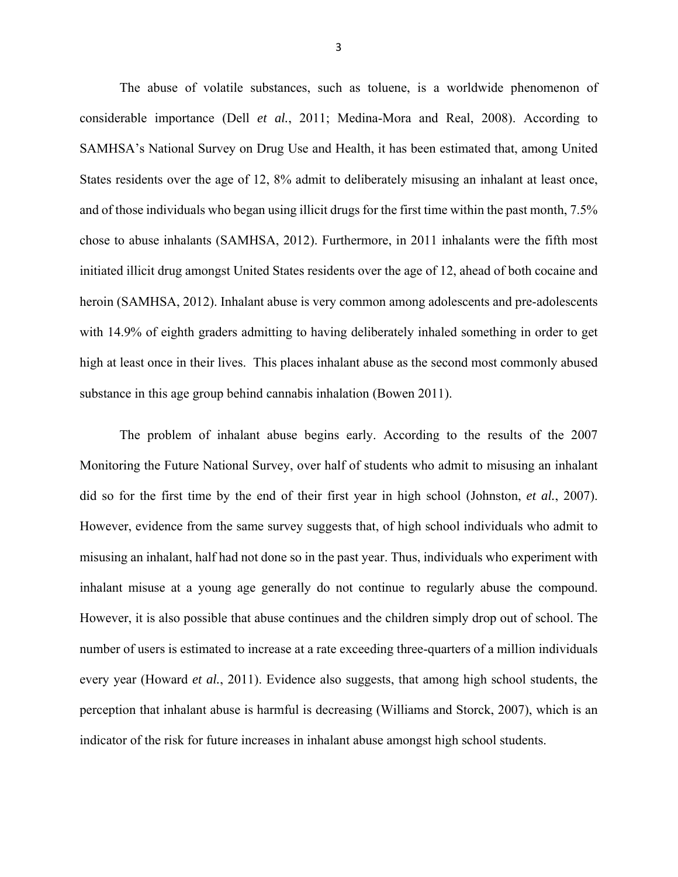The abuse of volatile substances, such as toluene, is a worldwide phenomenon of considerable importance (Dell *et al.*, 2011; Medina-Mora and Real, 2008). According to SAMHSA's National Survey on Drug Use and Health, it has been estimated that, among United States residents over the age of 12, 8% admit to deliberately misusing an inhalant at least once, and of those individuals who began using illicit drugs for the first time within the past month, 7.5% chose to abuse inhalants (SAMHSA, 2012). Furthermore, in 2011 inhalants were the fifth most initiated illicit drug amongst United States residents over the age of 12, ahead of both cocaine and heroin (SAMHSA, 2012). Inhalant abuse is very common among adolescents and pre-adolescents with 14.9% of eighth graders admitting to having deliberately inhaled something in order to get high at least once in their lives. This places inhalant abuse as the second most commonly abused substance in this age group behind cannabis inhalation (Bowen 2011).

The problem of inhalant abuse begins early. According to the results of the 2007 Monitoring the Future National Survey, over half of students who admit to misusing an inhalant did so for the first time by the end of their first year in high school (Johnston, *et al.*, 2007). However, evidence from the same survey suggests that, of high school individuals who admit to misusing an inhalant, half had not done so in the past year. Thus, individuals who experiment with inhalant misuse at a young age generally do not continue to regularly abuse the compound. However, it is also possible that abuse continues and the children simply drop out of school. The number of users is estimated to increase at a rate exceeding three-quarters of a million individuals every year (Howard *et al.*, 2011). Evidence also suggests, that among high school students, the perception that inhalant abuse is harmful is decreasing (Williams and Storck, 2007), which is an indicator of the risk for future increases in inhalant abuse amongst high school students.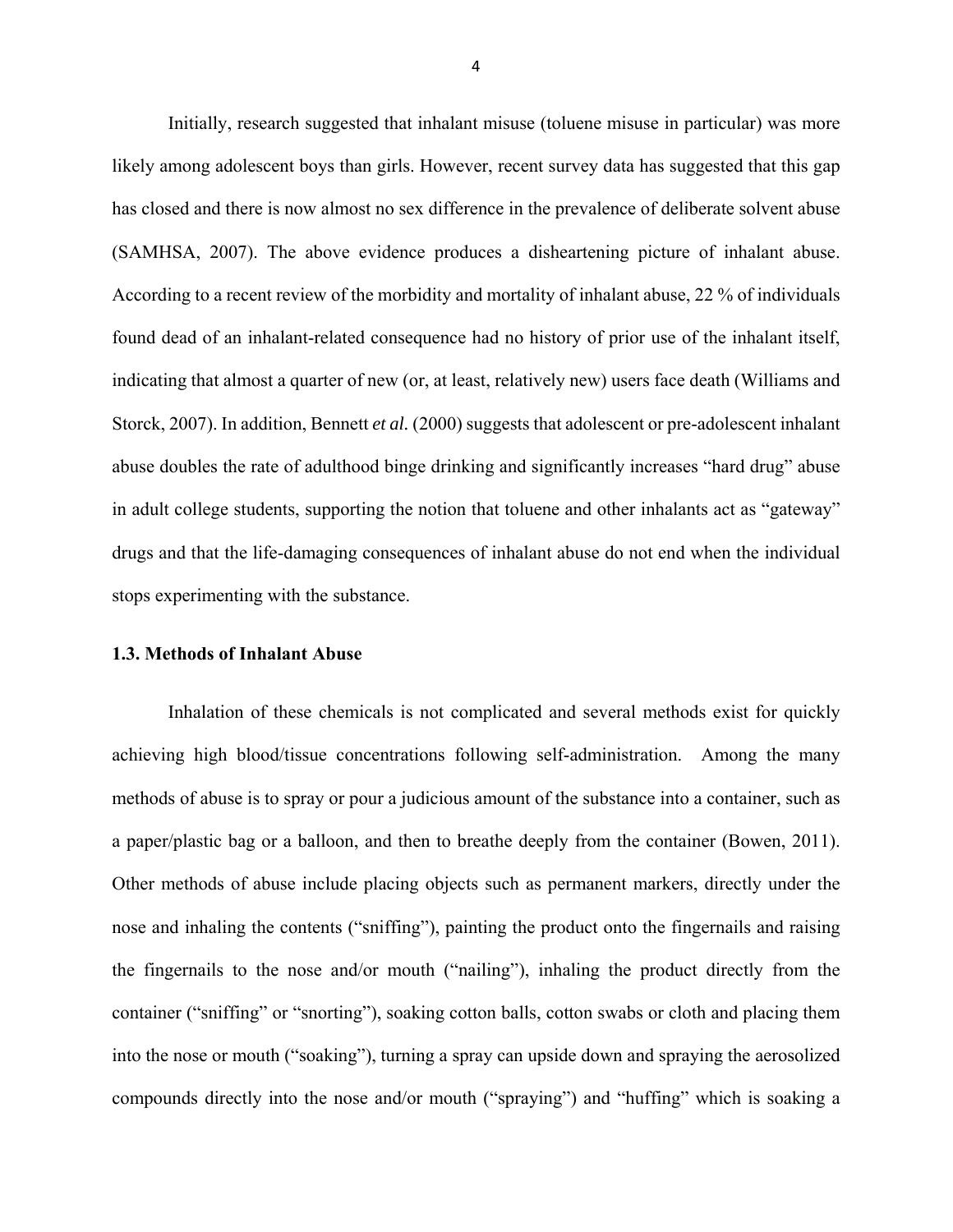Initially, research suggested that inhalant misuse (toluene misuse in particular) was more likely among adolescent boys than girls. However, recent survey data has suggested that this gap has closed and there is now almost no sex difference in the prevalence of deliberate solvent abuse (SAMHSA, 2007). The above evidence produces a disheartening picture of inhalant abuse. According to a recent review of the morbidity and mortality of inhalant abuse, 22 % of individuals found dead of an inhalant-related consequence had no history of prior use of the inhalant itself, indicating that almost a quarter of new (or, at least, relatively new) users face death (Williams and Storck, 2007). In addition, Bennett *et al.* (2000) suggests that adolescent or pre-adolescent inhalant abuse doubles the rate of adulthood binge drinking and significantly increases "hard drug" abuse in adult college students, supporting the notion that toluene and other inhalants act as "gateway" drugs and that the life-damaging consequences of inhalant abuse do not end when the individual stops experimenting with the substance.

### 1.3. Methods of Inhalant Abuse

Inhalation of these chemicals is not complicated and several methods exist for quickly achieving high blood/tissue concentrations following self-administration. Among the many methods of abuse is to spray or pour a judicious amount of the substance into a container, such as a paper/plastic bag or a balloon, and then to breathe deeply from the container (Bowen, 2011). Other methods of abuse include placing objects such as permanent markers, directly under the nose and inhaling the contents ("sniffing"), painting the product onto the fingernails and raising the fingernails to the nose and/or mouth ("nailing"), inhaling the product directly from the container ("sniffing" or "snorting"), soaking cotton balls, cotton swabs or cloth and placing them into the nose or mouth ("soaking"), turning a spray can upside down and spraying the aerosolized compounds directly into the nose and/or mouth ("spraying") and "huffing" which is soaking a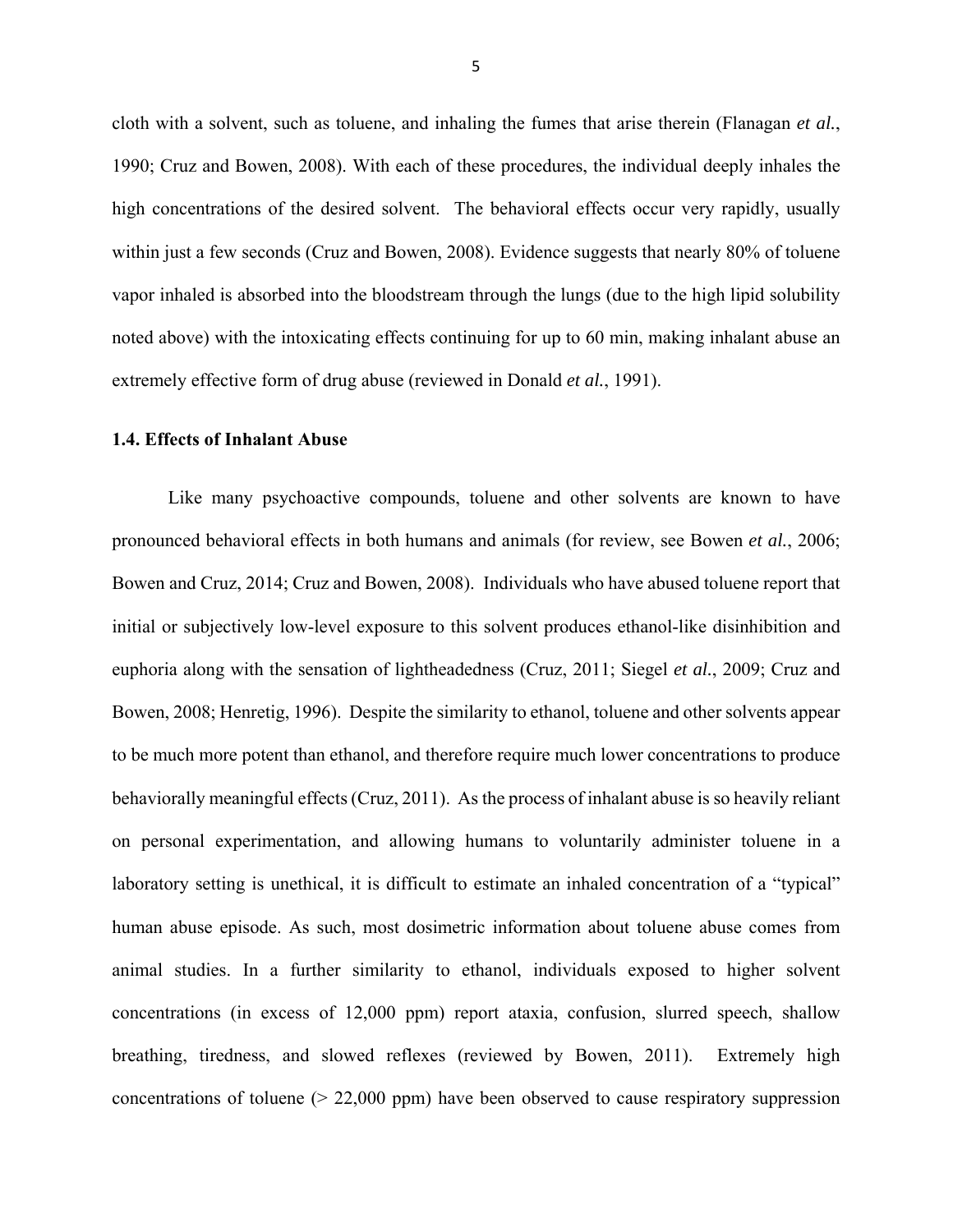cloth with a solvent, such as toluene, and inhaling the fumes that arise therein (Flanagan *et al.*, 1990; Cruz and Bowen, 2008). With each of these procedures, the individual deeply inhales the high concentrations of the desired solvent. The behavioral effects occur very rapidly, usually within just a few seconds (Cruz and Bowen, 2008). Evidence suggests that nearly 80% of toluene vapor inhaled is absorbed into the bloodstream through the lungs (due to the high lipid solubility noted above) with the intoxicating effects continuing for up to 60 min, making inhalant abuse an extremely effective form of drug abuse (reviewed in Donald *et al.*, 1991).

### 1.4. Effects of Inhalant Abuse

Like many psychoactive compounds, toluene and other solvents are known to have pronounced behavioral effects in both humans and animals (for review, see Bowen *et al.*, 2006; Bowen and Cruz, 2014; Cruz and Bowen, 2008). Individuals who have abused toluene report that initial or subjectively low-level exposure to this solvent produces ethanol-like disinhibition and euphoria along with the sensation of lightheadedness (Cruz, 2011; Siegel *et al.*, 2009; Cruz and Bowen, 2008; Henretig, 1996). Despite the similarity to ethanol, toluene and other solvents appear to be much more potent than ethanol, and therefore require much lower concentrations to produce behaviorally meaningful effects (Cruz, 2011). As the process of inhalant abuse is so heavily reliant on personal experimentation, and allowing humans to voluntarily administer toluene in a laboratory setting is unethical, it is difficult to estimate an inhaled concentration of a "typical" human abuse episode. As such, most dosimetric information about toluene abuse comes from animal studies. In a further similarity to ethanol, individuals exposed to higher solvent concentrations (in excess of 12,000 ppm) report ataxia, confusion, slurred speech, shallow breathing, tiredness, and slowed reflexes (reviewed by Bowen, 2011). Extremely high concentrations of toluene (> 22,000 ppm) have been observed to cause respiratory suppression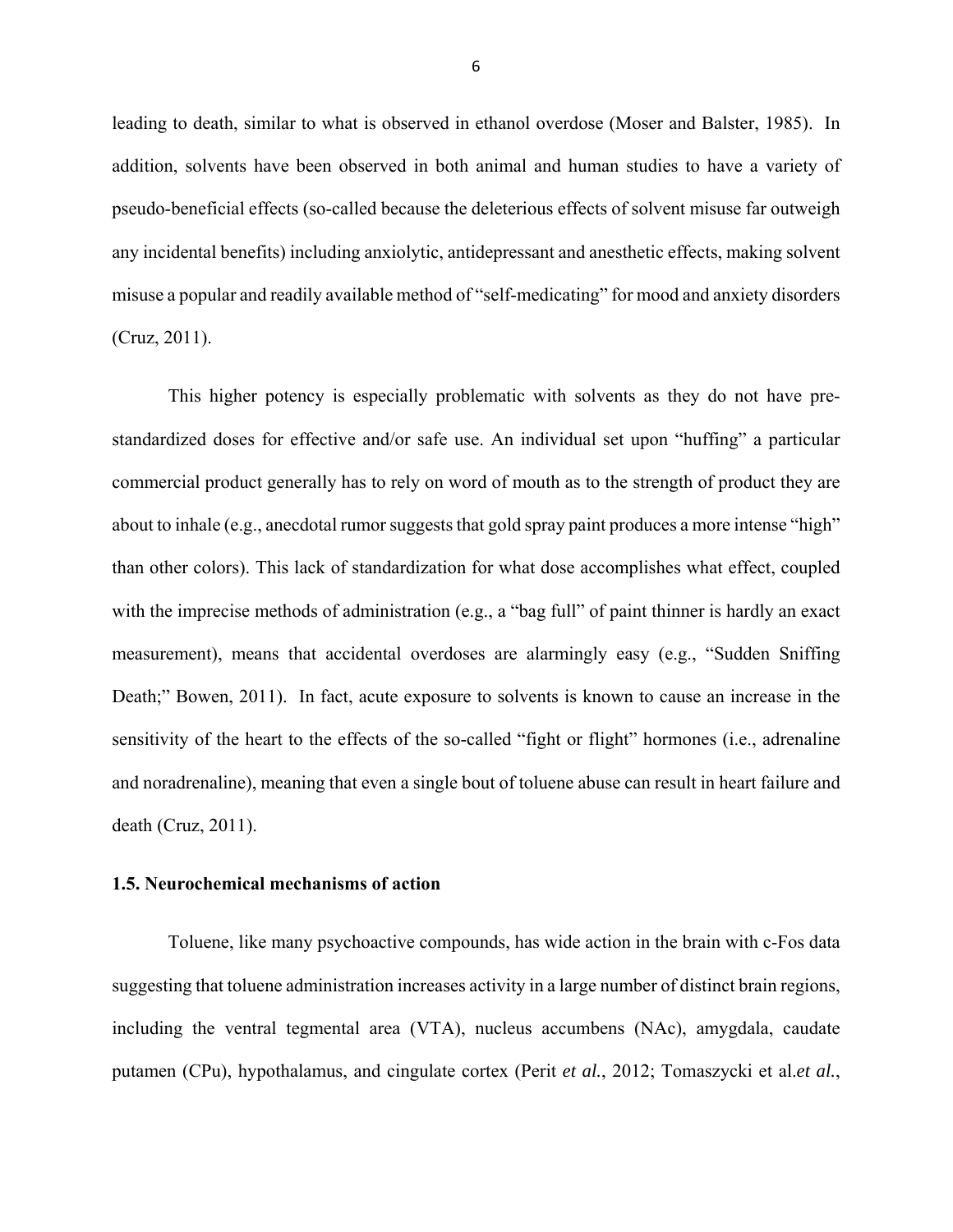leading to death, similar to what is observed in ethanol overdose (Moser and Balster, 1985). In addition, solvents have been observed in both animal and human studies to have a variety of pseudo-beneficial effects (so-called because the deleterious effects of solvent misuse far outweigh any incidental benefits) including anxiolytic, antidepressant and anesthetic effects, making solvent misuse a popular and readily available method of "self-medicating" for mood and anxiety disorders (Cruz, 2011).

This higher potency is especially problematic with solvents as they do not have pre-standardized doses for effective and/or safe use. An individual set upon "huffing" a particular commercial product generally has to rely on word of mouth as to the strength of product they are about to inhale (e.g., anecdotal rumor suggests that gold spray paint produces a more intense "high" than other colors). This lack of standardization for what dose accomplishes what effect, coupled with the imprecise methods of administration (e.g., a "bag full" of paint thinner is hardly an exact measurement), means that accidental overdoses are alarmingly easy (e.g., "Sudden Sniffing Death;" Bowen, 2011). In fact, acute exposure to solvents is known to cause an increase in the sensitivity of the heart to the effects of the so-called "fight or flight" hormones (i.e., adrenaline and noradrenaline), meaning that even a single bout of toluene abuse can result in heart failure and death (Cruz, 2011).

### 1.5. Neurochemical mechanisms of action

Toluene, like many psychoactive compounds, has wide action in the brain with c-Fos data suggesting that toluene administration increases activity in a large number of distinct brain regions, including the ventral tegmental area (VTA), nucleus accumbens (NAc), amygdala, caudate putamen (CPu), hypothalamus, and cingulate cortex (Perit *et al.*, 2012; Tomaszycki et al.*et al.*,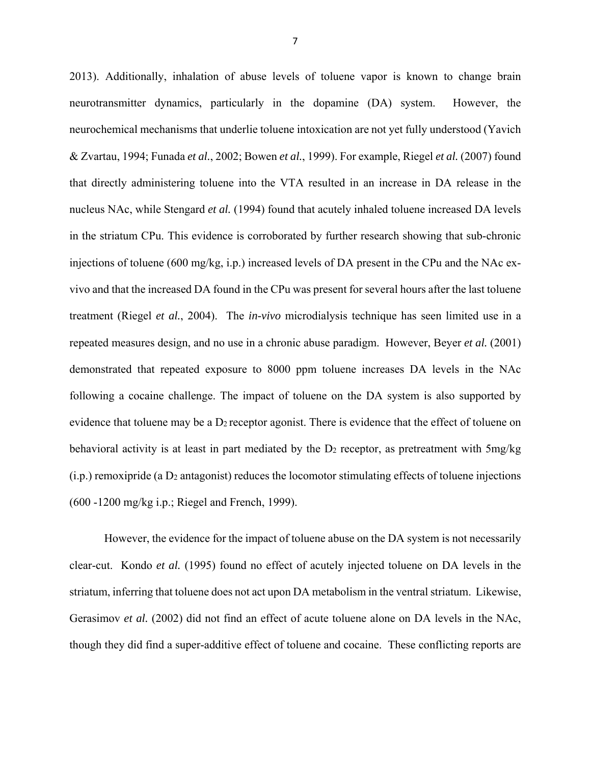2013). Additionally, inhalation of abuse levels of toluene vapor is known to change brain neurotransmitter dynamics, particularly in the dopamine (DA) system. However, the neurochemical mechanisms that underlie toluene intoxication are not yet fully understood (Yavich & Zvartau, 1994; Funada *et al.*, 2002; Bowen *et al.*, 1999). For example, Riegel *et al.* (2007) found that directly administering toluene into the VTA resulted in an increase in DA release in the nucleus NAc, while Stengard *et al.* (1994) found that acutely inhaled toluene increased DA levels in the striatum CPu. This evidence is corroborated by further research showing that sub-chronic injections of toluene (600 mg/kg, i.p.) increased levels of DA present in the CPu and the NAc ex-vivo and that the increased DA found in the CPu was present for several hours after the last toluene treatment (Riegel *et al.*, 2004). The *in-vivo* microdialysis technique has seen limited use in a repeated measures design, and no use in a chronic abuse paradigm. However, Beyer *et al.* (2001) demonstrated that repeated exposure to 8000 ppm toluene increases DA levels in the NAc following a cocaine challenge. The impact of toluene on the DA system is also supported by evidence that toluene may be a $D_2$ receptor agonist. There is evidence that the effect of toluene on behavioral activity is at least in part mediated by the $D_2$ receptor, as pretreatment with 5mg/kg (i.p.) remoxipride (a $D_2$ antagonist) reduces the locomotor stimulating effects of toluene injections (600 -1200 mg/kg i.p.; Riegel and French, 1999).

However, the evidence for the impact of toluene abuse on the DA system is not necessarily clear-cut. Kondo *et al.* (1995) found no effect of acutely injected toluene on DA levels in the striatum, inferring that toluene does not act upon DA metabolism in the ventral striatum. Likewise, Gerasimov *et al.* (2002) did not find an effect of acute toluene alone on DA levels in the NAc, though they did find a super-additive effect of toluene and cocaine. These conflicting reports are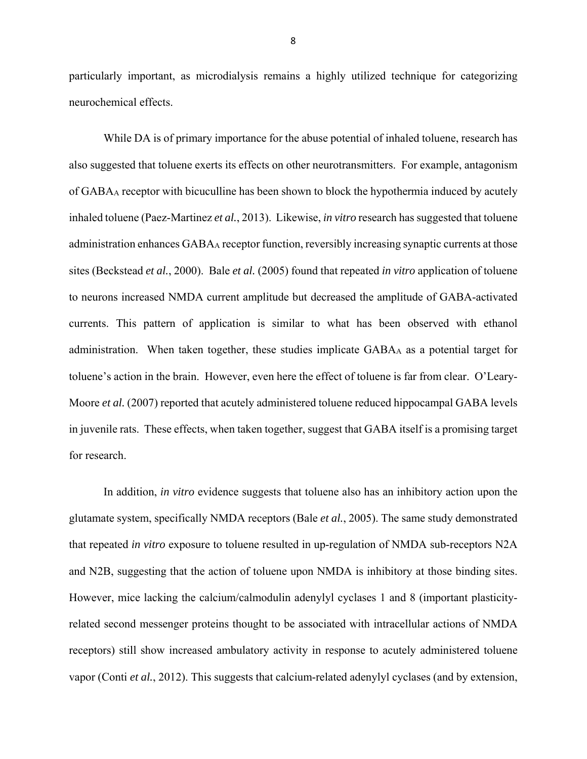particularly important, as microdialysis remains a highly utilized technique for categorizing neurochemical effects.

While DA is of primary importance for the abuse potential of inhaled toluene, research has also suggested that toluene exerts its effects on other neurotransmitters. For example, antagonism of $GABA_A$ receptor with bicuculline has been shown to block the hypothermia induced by acutely inhaled toluene (Paez-Martinez *et al.*, 2013). Likewise, *in vitro* research has suggested that toluene administration enhances $GABA_A$ receptor function, reversibly increasing synaptic currents at those sites (Beckstead *et al.*, 2000). Bale *et al.* (2005) found that repeated *in vitro* application of toluene to neurons increased NMDA current amplitude but decreased the amplitude of GABA-activated currents. This pattern of application is similar to what has been observed with ethanol administration. When taken together, these studies implicate $GABA_A$ as a potential target for toluene's action in the brain. However, even here the effect of toluene is far from clear. O'Leary-Moore *et al.* (2007) reported that acutely administered toluene reduced hippocampal GABA levels in juvenile rats. These effects, when taken together, suggest that GABA itself is a promising target for research.

In addition, *in vitro* evidence suggests that toluene also has an inhibitory action upon the glutamate system, specifically NMDA receptors (Bale *et al.*, 2005). The same study demonstrated that repeated *in vitro* exposure to toluene resulted in up-regulation of NMDA sub-receptors N2A and N2B, suggesting that the action of toluene upon NMDA is inhibitory at those binding sites. However, mice lacking the calcium/calmodulin adenylyl cyclases 1 and 8 (important plasticity-related second messenger proteins thought to be associated with intracellular actions of NMDA receptors) still show increased ambulatory activity in response to acutely administered toluene vapor (Conti *et al.*, 2012). This suggests that calcium-related adenylyl cyclases (and by extension,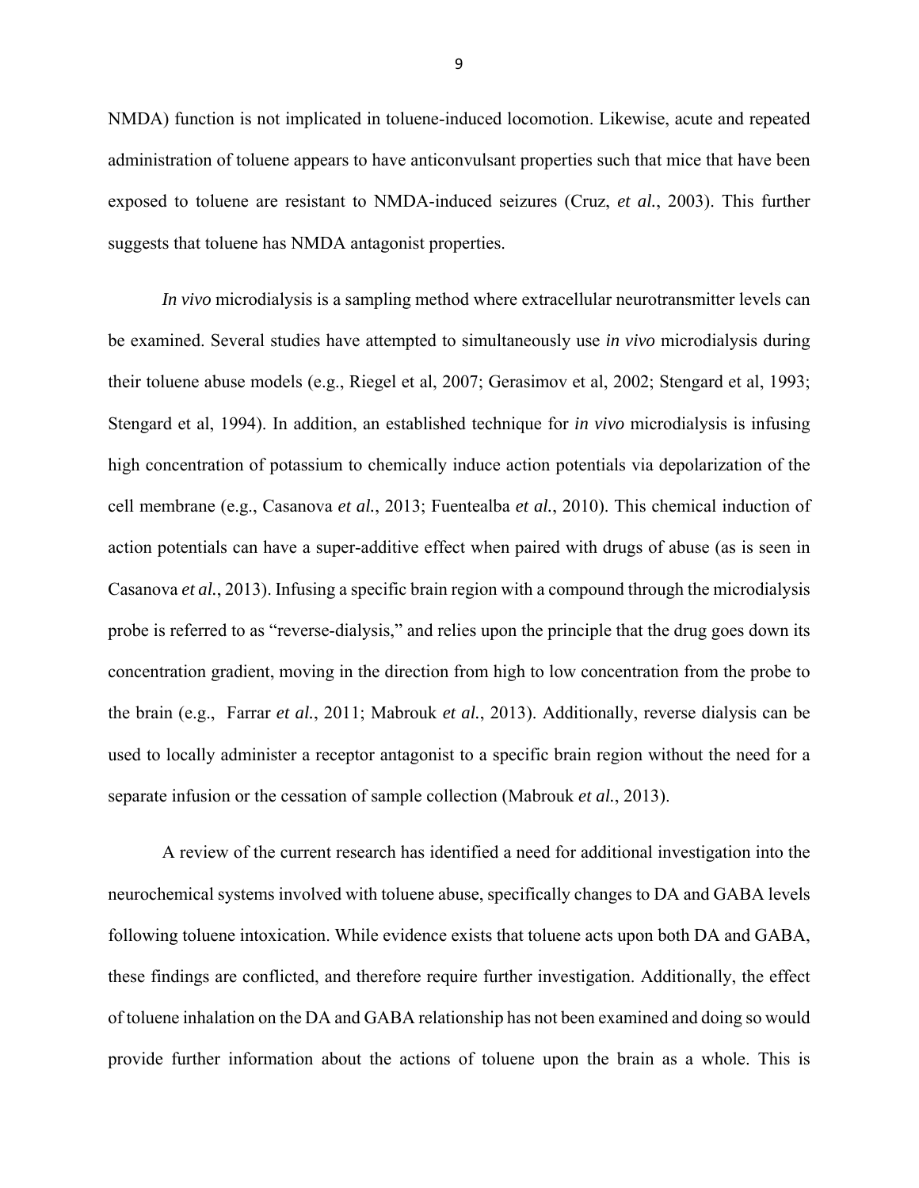NMDA) function is not implicated in toluene-induced locomotion. Likewise, acute and repeated administration of toluene appears to have anticonvulsant properties such that mice that have been exposed to toluene are resistant to NMDA-induced seizures (Cruz, *et al.*, 2003). This further suggests that toluene has NMDA antagonist properties.

*In vivo* microdialysis is a sampling method where extracellular neurotransmitter levels can be examined. Several studies have attempted to simultaneously use *in vivo* microdialysis during their toluene abuse models (e.g., Riegel et al, 2007; Gerasimov et al, 2002; Stengard et al, 1993; Stengard et al, 1994). In addition, an established technique for *in vivo* microdialysis is infusing high concentration of potassium to chemically induce action potentials via depolarization of the cell membrane (e.g., Casanova *et al.*, 2013; Fuentealba *et al.*, 2010). This chemical induction of action potentials can have a super-additive effect when paired with drugs of abuse (as is seen in Casanova *et al.*, 2013). Infusing a specific brain region with a compound through the microdialysis probe is referred to as "reverse-dialysis," and relies upon the principle that the drug goes down its concentration gradient, moving in the direction from high to low concentration from the probe to the brain (e.g., Farrar *et al.*, 2011; Mabrouk *et al.*, 2013). Additionally, reverse dialysis can be used to locally administer a receptor antagonist to a specific brain region without the need for a separate infusion or the cessation of sample collection (Mabrouk *et al.*, 2013).

A review of the current research has identified a need for additional investigation into the neurochemical systems involved with toluene abuse, specifically changes to DA and GABA levels following toluene intoxication. While evidence exists that toluene acts upon both DA and GABA, these findings are conflicted, and therefore require further investigation. Additionally, the effect of toluene inhalation on the DA and GABA relationship has not been examined and doing so would provide further information about the actions of toluene upon the brain as a whole. This is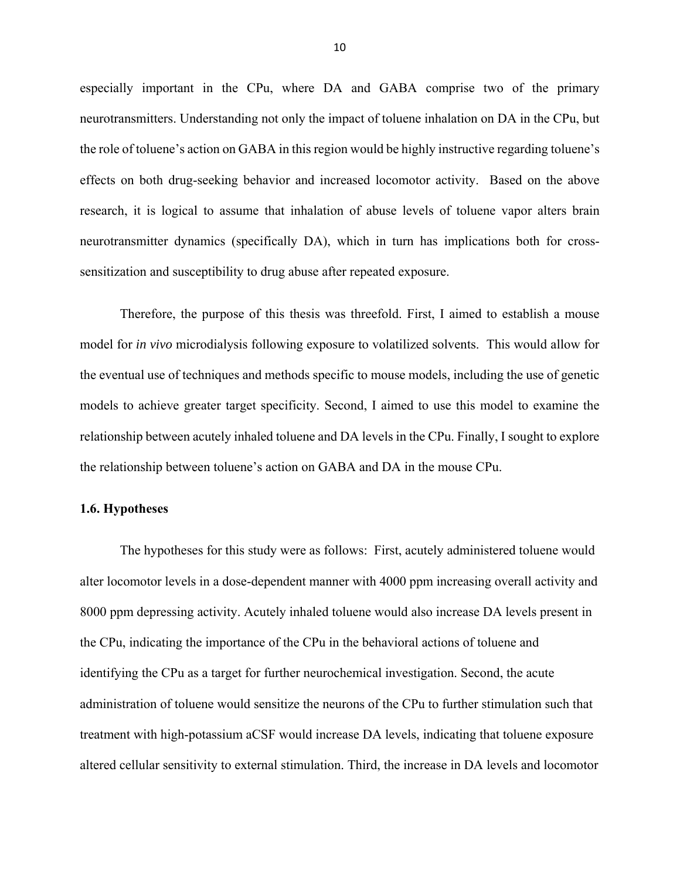especially important in the CPu, where DA and GABA comprise two of the primary neurotransmitters. Understanding not only the impact of toluene inhalation on DA in the CPu, but the role of toluene's action on GABA in this region would be highly instructive regarding toluene's effects on both drug-seeking behavior and increased locomotor activity. Based on the above research, it is logical to assume that inhalation of abuse levels of toluene vapor alters brain neurotransmitter dynamics (specifically DA), which in turn has implications both for cross-sensitization and susceptibility to drug abuse after repeated exposure.

Therefore, the purpose of this thesis was threefold. First, I aimed to establish a mouse model for *in vivo* microdialysis following exposure to volatilized solvents. This would allow for the eventual use of techniques and methods specific to mouse models, including the use of genetic models to achieve greater target specificity. Second, I aimed to use this model to examine the relationship between acutely inhaled toluene and DA levels in the CPu. Finally, I sought to explore the relationship between toluene's action on GABA and DA in the mouse CPu.

### 1.6. Hypotheses

The hypotheses for this study were as follows: First, acutely administered toluene would alter locomotor levels in a dose-dependent manner with 4000 ppm increasing overall activity and 8000 ppm depressing activity. Acutely inhaled toluene would also increase DA levels present in the CPu, indicating the importance of the CPu in the behavioral actions of toluene and identifying the CPu as a target for further neurochemical investigation. Second, the acute administration of toluene would sensitize the neurons of the CPu to further stimulation such that treatment with high-potassium aCSF would increase DA levels, indicating that toluene exposure altered cellular sensitivity to external stimulation. Third, the increase in DA levels and locomotor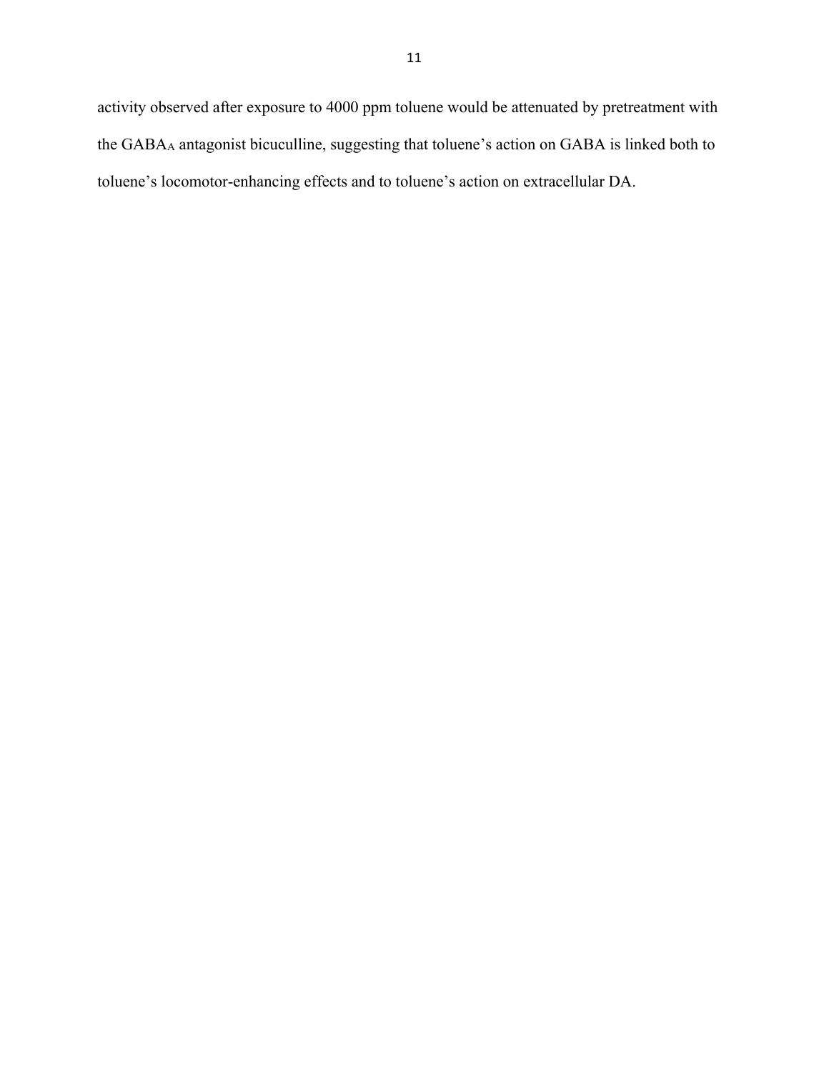activity observed after exposure to 4000 ppm toluene would be attenuated by pretreatment with the $GABA_A$ antagonist bicuculline, suggesting that toluene's action on GABA is linked both to toluene's locomotor-enhancing effects and to toluene's action on extracellular DA.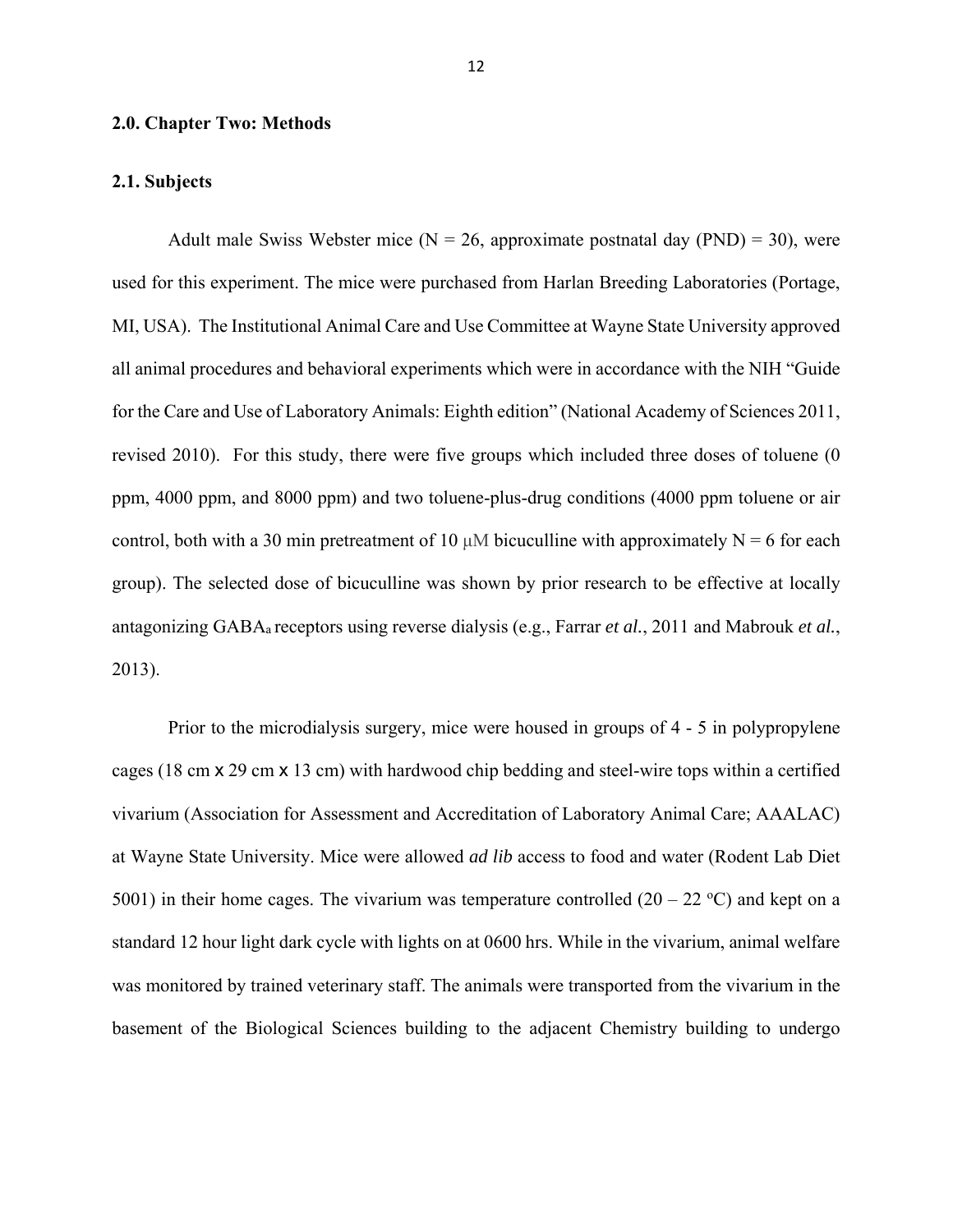## 2.0. Chapter Two: Methods

### 2.1. Subjects

Adult male Swiss Webster mice (N = 26, approximate postnatal day (PND) = 30), were used for this experiment. The mice were purchased from Harlan Breeding Laboratories (Portage, MI, USA). The Institutional Animal Care and Use Committee at Wayne State University approved all animal procedures and behavioral experiments which were in accordance with the NIH "Guide for the Care and Use of Laboratory Animals: Eighth edition" (National Academy of Sciences 2011, revised 2010). For this study, there were five groups which included three doses of toluene (0 ppm, 4000 ppm, and 8000 ppm) and two toluene-plus-drug conditions (4000 ppm toluene or air control, both with a 30 min pretreatment of 10 μM bicuculline with approximately N = 6 for each group). The selected dose of bicuculline was shown by prior research to be effective at locally antagonizing $GABA_a$ receptors using reverse dialysis (e.g., Farrar *et al.*, 2011 and Mabrouk *et al.*, 2013).

Prior to the microdialysis surgery, mice were housed in groups of 4 - 5 in polypropylene cages (18 cm x 29 cm x 13 cm) with hardwood chip bedding and steel-wire tops within a certified vivarium (Association for Assessment and Accreditation of Laboratory Animal Care; AAALAC) at Wayne State University. Mice were allowed *ad lib* access to food and water (Rodent Lab Diet 5001) in their home cages. The vivarium was temperature controlled (20 – 22 ºC) and kept on a standard 12 hour light dark cycle with lights on at 0600 hrs. While in the vivarium, animal welfare was monitored by trained veterinary staff. The animals were transported from the vivarium in the basement of the Biological Sciences building to the adjacent Chemistry building to undergo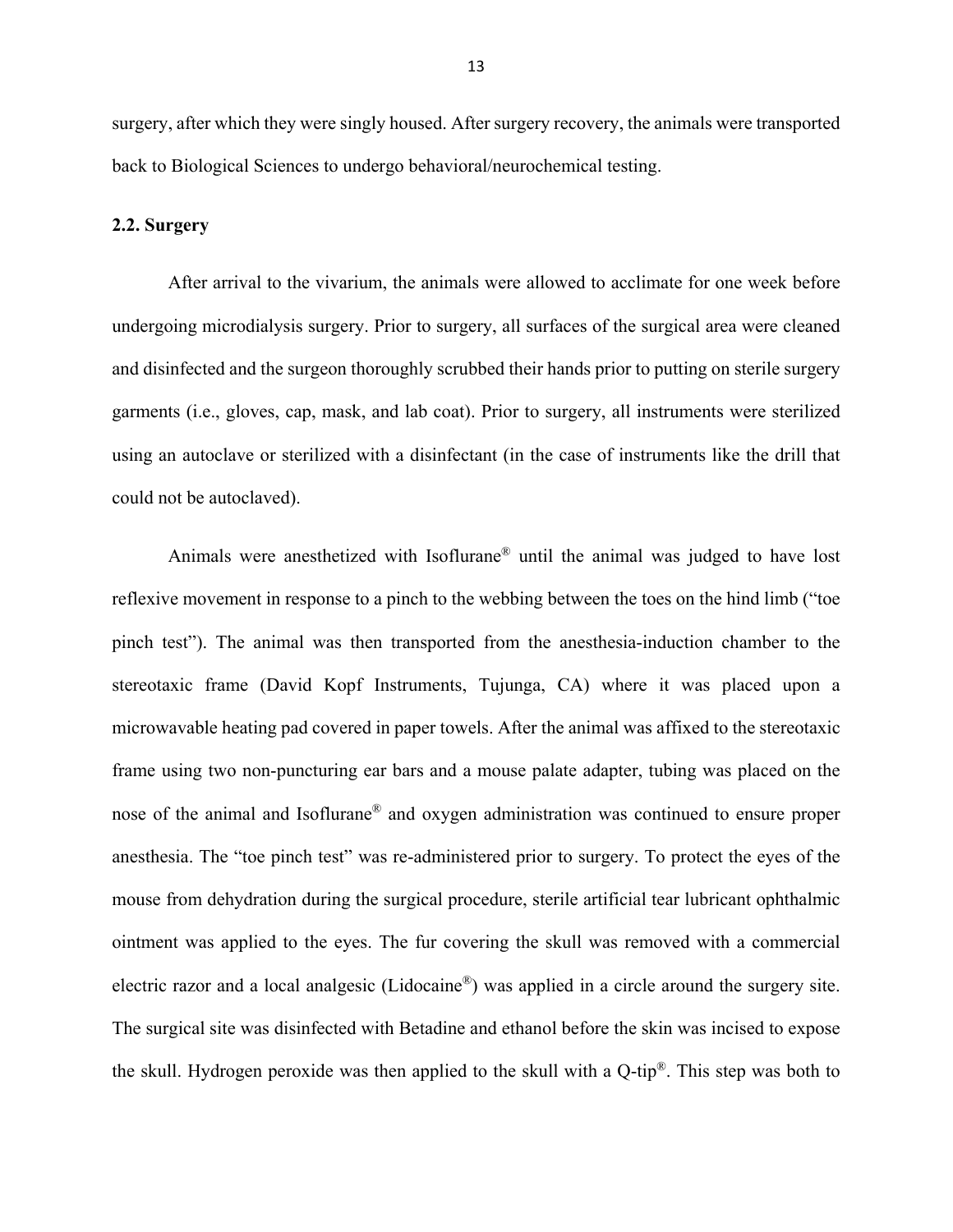surgery, after which they were singly housed. After surgery recovery, the animals were transported back to Biological Sciences to undergo behavioral/neurochemical testing.

**2.2. Surgery**

After arrival to the vivarium, the animals were allowed to acclimate for one week before undergoing microdialysis surgery. Prior to surgery, all surfaces of the surgical area were cleaned and disinfected and the surgeon thoroughly scrubbed their hands prior to putting on sterile surgery garments (i.e., gloves, cap, mask, and lab coat). Prior to surgery, all instruments were sterilized using an autoclave or sterilized with a disinfectant (in the case of instruments like the drill that could not be autoclaved).

Animals were anesthetized with Isoflurane® until the animal was judged to have lost reflexive movement in response to a pinch to the webbing between the toes on the hind limb ("toe pinch test"). The animal was then transported from the anesthesia-induction chamber to the stereotaxic frame (David Kopf Instruments, Tujunga, CA) where it was placed upon a microwavable heating pad covered in paper towels. After the animal was affixed to the stereotaxic frame using two non-puncturing ear bars and a mouse palate adapter, tubing was placed on the nose of the animal and Isoflurane® and oxygen administration was continued to ensure proper anesthesia. The "toe pinch test" was re-administered prior to surgery. To protect the eyes of the mouse from dehydration during the surgical procedure, sterile artificial tear lubricant ophthalmic ointment was applied to the eyes. The fur covering the skull was removed with a commercial electric razor and a local analgesic (Lidocaine®) was applied in a circle around the surgery site. The surgical site was disinfected with Betadine and ethanol before the skin was incised to expose the skull. Hydrogen peroxide was then applied to the skull with a Q-tip®. This step was both to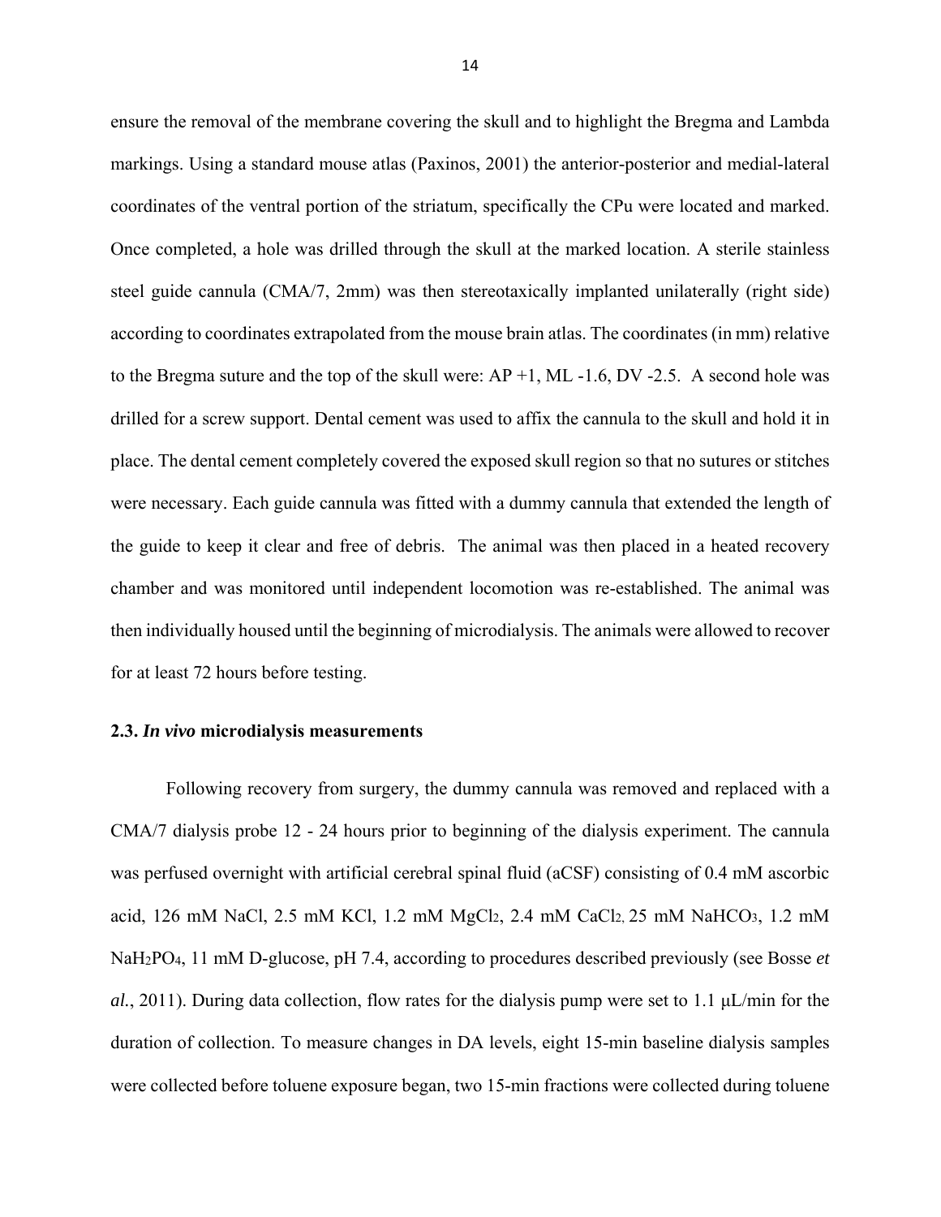ensure the removal of the membrane covering the skull and to highlight the Bregma and Lambda markings. Using a standard mouse atlas (Paxinos, 2001) the anterior-posterior and medial-lateral coordinates of the ventral portion of the striatum, specifically the CPu were located and marked. Once completed, a hole was drilled through the skull at the marked location. A sterile stainless steel guide cannula (CMA/7, 2mm) was then stereotaxically implanted unilaterally (right side) according to coordinates extrapolated from the mouse brain atlas. The coordinates (in mm) relative to the Bregma suture and the top of the skull were: AP +1, ML -1.6, DV -2.5. A second hole was drilled for a screw support. Dental cement was used to affix the cannula to the skull and hold it in place. The dental cement completely covered the exposed skull region so that no sutures or stitches were necessary. Each guide cannula was fitted with a dummy cannula that extended the length of the guide to keep it clear and free of debris. The animal was then placed in a heated recovery chamber and was monitored until independent locomotion was re-established. The animal was then individually housed until the beginning of microdialysis. The animals were allowed to recover for at least 72 hours before testing.

### 2.3. *In vivo* microdialysis measurements

Following recovery from surgery, the dummy cannula was removed and replaced with a CMA/7 dialysis probe 12 - 24 hours prior to beginning of the dialysis experiment. The cannula was perfused overnight with artificial cerebral spinal fluid (aCSF) consisting of 0.4 mM ascorbic acid, 126 mM NaCl, 2.5 mM KCl, 1.2 mM $MgCl_2$, 2.4 mM $CaCl_2$, 25 mM $NaHCO_3$, 1.2 mM $NaH_2PO_4$, 11 mM D-glucose, pH 7.4, according to procedures described previously (see Bosse *et al.*, 2011). During data collection, flow rates for the dialysis pump were set to 1.1 μL/min for the duration of collection. To measure changes in DA levels, eight 15-min baseline dialysis samples were collected before toluene exposure began, two 15-min fractions were collected during toluene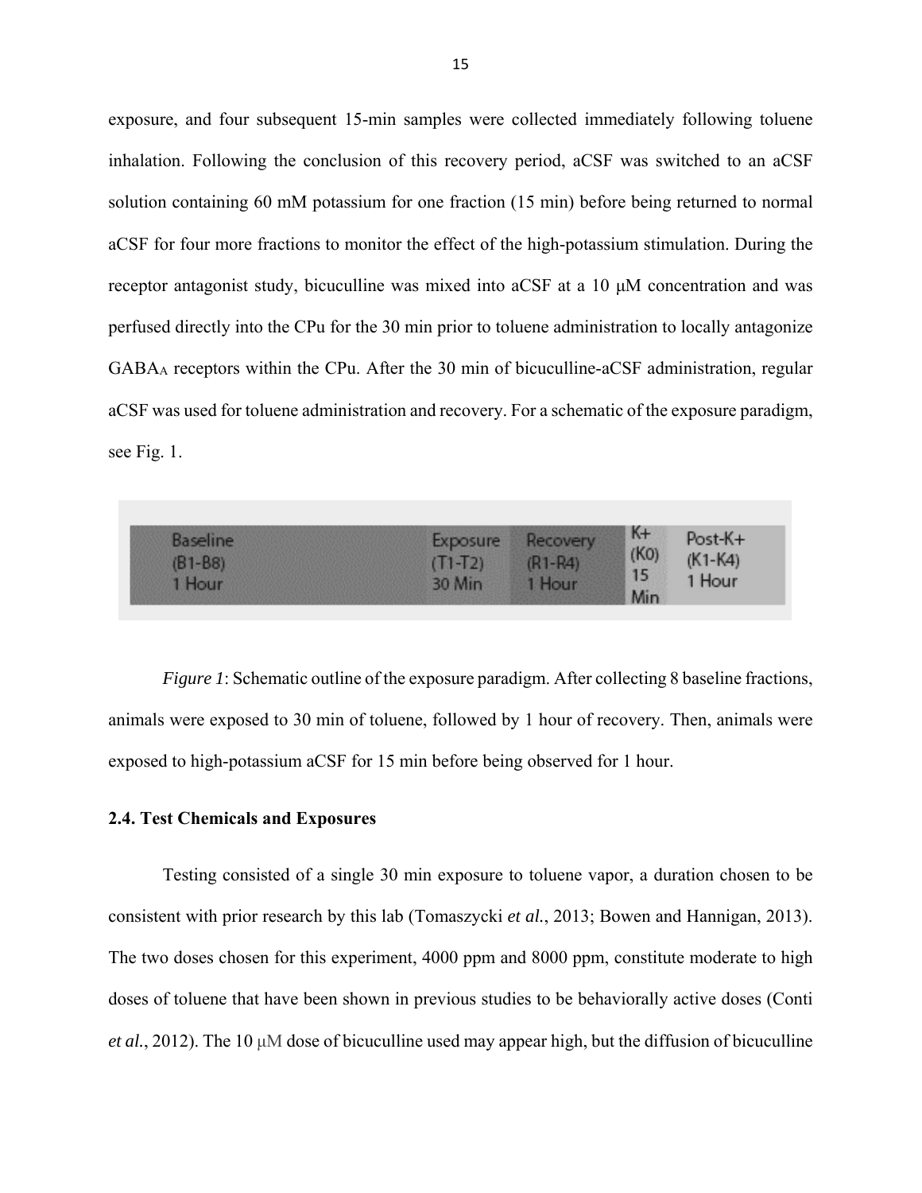exposure, and four subsequent 15-min samples were collected immediately following toluene inhalation. Following the conclusion of this recovery period, aCSF was switched to an aCSF solution containing 60 mM potassium for one fraction (15 min) before being returned to normal aCSF for four more fractions to monitor the effect of the high-potassium stimulation. During the receptor antagonist study, bicuculline was mixed into aCSF at a 10 μM concentration and was perfused directly into the CPu for the 30 min prior to toluene administration to locally antagonize $GABA_A$ receptors within the CPu. After the 30 min of bicuculline-aCSF administration, regular aCSF was used for toluene administration and recovery. For a schematic of the exposure paradigm, see Fig. 1.

| Baseline (B1-B8) 1 Hour | Exposure (T1-T2) 30 Min | Recovery (R1-R4) 1 Hour | K+ (K0) 15 Min | Post-K+ (K1-K4) 1 Hour |
|---|---|---|---|---|

*Figure 1*: Schematic outline of the exposure paradigm. After collecting 8 baseline fractions, animals were exposed to 30 min of toluene, followed by 1 hour of recovery. Then, animals were exposed to high-potassium aCSF for 15 min before being observed for 1 hour.

### 2.4. Test Chemicals and Exposures

Testing consisted of a single 30 min exposure to toluene vapor, a duration chosen to be consistent with prior research by this lab (Tomaszycki *et al.*, 2013; Bowen and Hannigan, 2013). The two doses chosen for this experiment, 4000 ppm and 8000 ppm, constitute moderate to high doses of toluene that have been shown in previous studies to be behaviorally active doses (Conti *et al.*, 2012). The 10 μM dose of bicuculline used may appear high, but the diffusion of bicuculline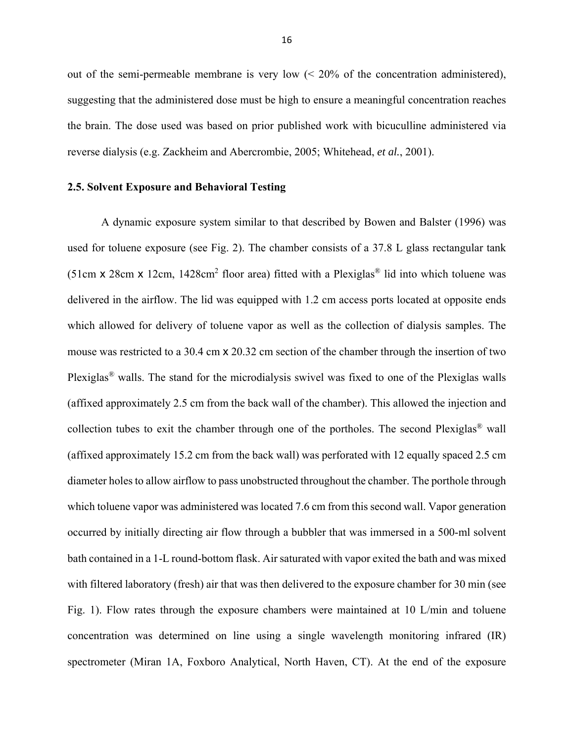out of the semi-permeable membrane is very low (< 20% of the concentration administered), suggesting that the administered dose must be high to ensure a meaningful concentration reaches the brain. The dose used was based on prior published work with bicuculline administered via reverse dialysis (e.g. Zackheim and Abercrombie, 2005; Whitehead, *et al.*, 2001).

### 2.5. Solvent Exposure and Behavioral Testing

A dynamic exposure system similar to that described by Bowen and Balster (1996) was used for toluene exposure (see Fig. 2). The chamber consists of a 37.8 L glass rectangular tank (51cm x 28cm x 12cm, 1428cm$^2$ floor area) fitted with a Plexiglas® lid into which toluene was delivered in the airflow. The lid was equipped with 1.2 cm access ports located at opposite ends which allowed for delivery of toluene vapor as well as the collection of dialysis samples. The mouse was restricted to a 30.4 cm x 20.32 cm section of the chamber through the insertion of two Plexiglas® walls. The stand for the microdialysis swivel was fixed to one of the Plexiglas walls (affixed approximately 2.5 cm from the back wall of the chamber). This allowed the injection and collection tubes to exit the chamber through one of the portholes. The second Plexiglas® wall (affixed approximately 15.2 cm from the back wall) was perforated with 12 equally spaced 2.5 cm diameter holes to allow airflow to pass unobstructed throughout the chamber. The porthole through which toluene vapor was administered was located 7.6 cm from this second wall. Vapor generation occurred by initially directing air flow through a bubbler that was immersed in a 500-ml solvent bath contained in a 1-L round-bottom flask. Air saturated with vapor exited the bath and was mixed with filtered laboratory (fresh) air that was then delivered to the exposure chamber for 30 min (see Fig. 1). Flow rates through the exposure chambers were maintained at 10 L/min and toluene concentration was determined on line using a single wavelength monitoring infrared (IR) spectrometer (Miran 1A, Foxboro Analytical, North Haven, CT). At the end of the exposure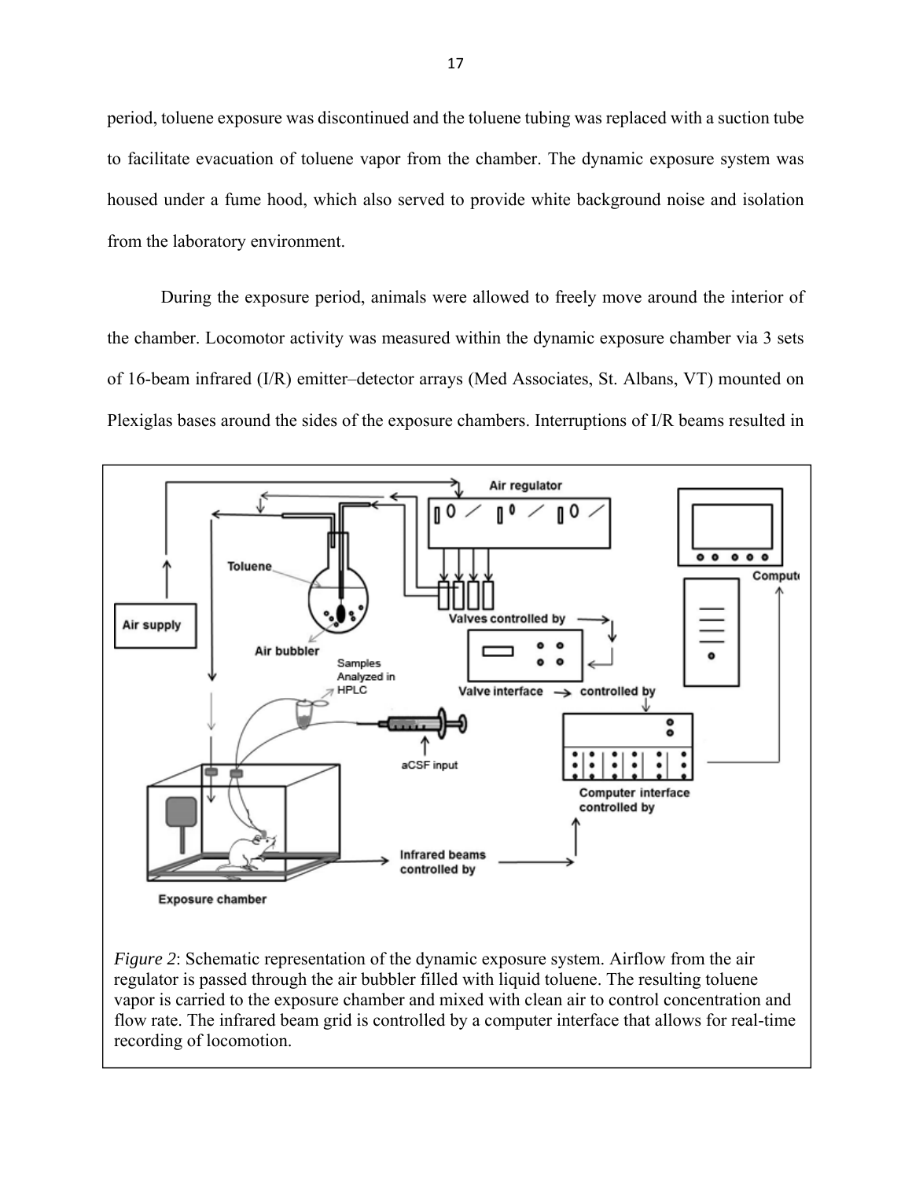period, toluene exposure was discontinued and the toluene tubing was replaced with a suction tube to facilitate evacuation of toluene vapor from the chamber. The dynamic exposure system was housed under a fume hood, which also served to provide white background noise and isolation from the laboratory environment.

During the exposure period, animals were allowed to freely move around the interior of the chamber. Locomotor activity was measured within the dynamic exposure chamber via 3 sets of 16-beam infrared (I/R) emitter–detector arrays (Med Associates, St. Albans, VT) mounted on Plexiglas bases around the sides of the exposure chambers. Interruptions of I/R beams resulted in

*Figure 2*: Schematic representation of the dynamic exposure system. Airflow from the air regulator is passed through the air bubbler filled with liquid toluene. The resulting toluene vapor is carried to the exposure chamber and mixed with clean air to control concentration and flow rate. The infrared beam grid is controlled by a computer interface that allows for real-time recording of locomotion.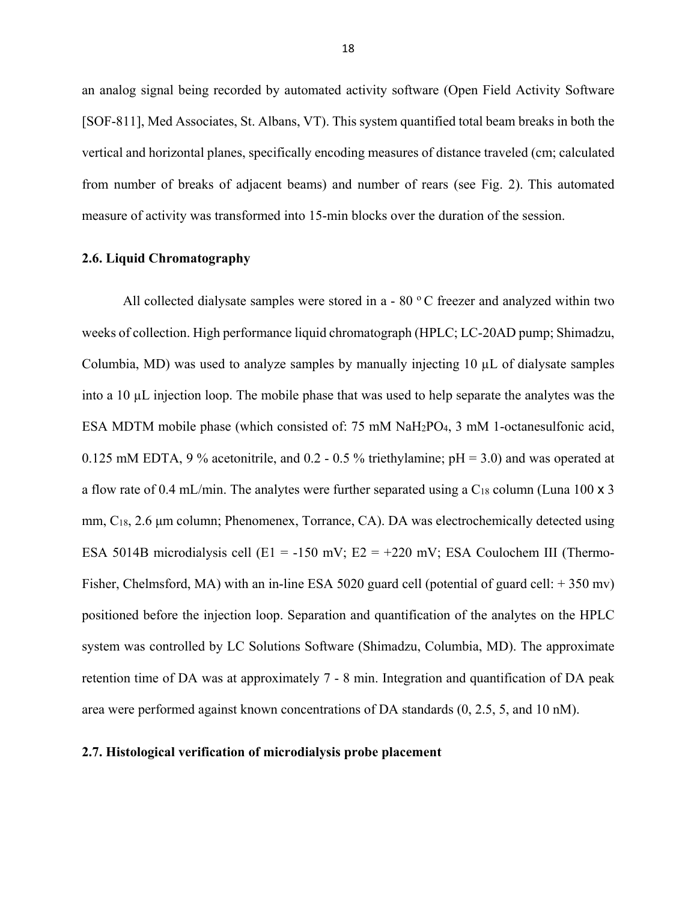an analog signal being recorded by automated activity software (Open Field Activity Software [SOF-811], Med Associates, St. Albans, VT). This system quantified total beam breaks in both the vertical and horizontal planes, specifically encoding measures of distance traveled (cm; calculated from number of breaks of adjacent beams) and number of rears (see Fig. 2). This automated measure of activity was transformed into 15-min blocks over the duration of the session.

### 2.6. Liquid Chromatography

All collected dialysate samples were stored in a - 80 $^{o}$C freezer and analyzed within two weeks of collection. High performance liquid chromatograph (HPLC; LC-20AD pump; Shimadzu, Columbia, MD) was used to analyze samples by manually injecting 10 µL of dialysate samples into a 10 µL injection loop. The mobile phase that was used to help separate the analytes was the ESA MDTM mobile phase (which consisted of: 75 mM $NaH_2PO_4$, 3 mM 1-octanesulfonic acid, 0.125 mM EDTA, 9 % acetonitrile, and 0.2 - 0.5 % triethylamine; pH = 3.0) and was operated at a flow rate of 0.4 mL/min. The analytes were further separated using a $C_{18}$ column (Luna 100 x 3 mm, $C_{18}$, 2.6 µm column; Phenomenex, Torrance, CA). DA was electrochemically detected using ESA 5014B microdialysis cell (E1 = -150 mV; E2 = +220 mV; ESA Coulochem III (Thermo-Fisher, Chelmsford, MA) with an in-line ESA 5020 guard cell (potential of guard cell: + 350 mv) positioned before the injection loop. Separation and quantification of the analytes on the HPLC system was controlled by LC Solutions Software (Shimadzu, Columbia, MD). The approximate retention time of DA was at approximately 7 - 8 min. Integration and quantification of DA peak area were performed against known concentrations of DA standards (0, 2.5, 5, and 10 nM).

### 2.7. Histological verification of microdialysis probe placement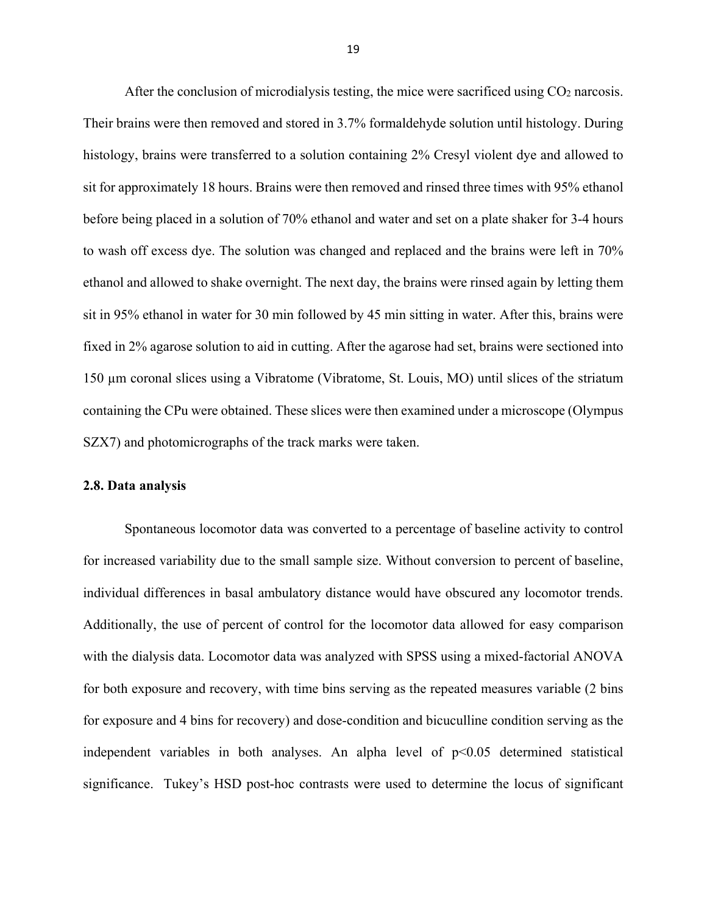After the conclusion of microdialysis testing, the mice were sacrificed using $CO_2$ narcosis. Their brains were then removed and stored in 3.7% formaldehyde solution until histology. During histology, brains were transferred to a solution containing 2% Cresyl violent dye and allowed to sit for approximately 18 hours. Brains were then removed and rinsed three times with 95% ethanol before being placed in a solution of 70% ethanol and water and set on a plate shaker for 3-4 hours to wash off excess dye. The solution was changed and replaced and the brains were left in 70% ethanol and allowed to shake overnight. The next day, the brains were rinsed again by letting them sit in 95% ethanol in water for 30 min followed by 45 min sitting in water. After this, brains were fixed in 2% agarose solution to aid in cutting. After the agarose had set, brains were sectioned into 150 µm coronal slices using a Vibratome (Vibratome, St. Louis, MO) until slices of the striatum containing the CPu were obtained. These slices were then examined under a microscope (Olympus SZX7) and photomicrographs of the track marks were taken.

### 2.8. Data analysis

Spontaneous locomotor data was converted to a percentage of baseline activity to control for increased variability due to the small sample size. Without conversion to percent of baseline, individual differences in basal ambulatory distance would have obscured any locomotor trends. Additionally, the use of percent of control for the locomotor data allowed for easy comparison with the dialysis data. Locomotor data was analyzed with SPSS using a mixed-factorial ANOVA for both exposure and recovery, with time bins serving as the repeated measures variable (2 bins for exposure and 4 bins for recovery) and dose-condition and bicuculline condition serving as the independent variables in both analyses. An alpha level of $p<0.05$ determined statistical significance. Tukey's HSD post-hoc contrasts were used to determine the locus of significant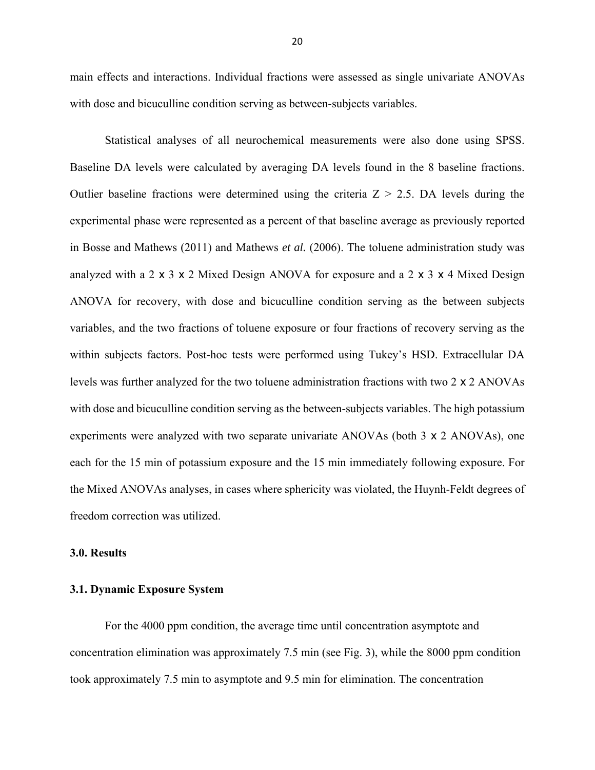main effects and interactions. Individual fractions were assessed as single univariate ANOVAs with dose and bicuculline condition serving as between-subjects variables.

Statistical analyses of all neurochemical measurements were also done using SPSS. Baseline DA levels were calculated by averaging DA levels found in the 8 baseline fractions. Outlier baseline fractions were determined using the criteria $Z > 2.5$. DA levels during the experimental phase were represented as a percent of that baseline average as previously reported in Bosse and Mathews (2011) and Mathews *et al.* (2006). The toluene administration study was analyzed with a 2 x 3 x 2 Mixed Design ANOVA for exposure and a 2 x 3 x 4 Mixed Design ANOVA for recovery, with dose and bicuculline condition serving as the between subjects variables, and the two fractions of toluene exposure or four fractions of recovery serving as the within subjects factors. Post-hoc tests were performed using Tukey's HSD. Extracellular DA levels was further analyzed for the two toluene administration fractions with two 2 x 2 ANOVAs with dose and bicuculline condition serving as the between-subjects variables. The high potassium experiments were analyzed with two separate univariate ANOVAs (both 3 x 2 ANOVAs), one each for the 15 min of potassium exposure and the 15 min immediately following exposure. For the Mixed ANOVAs analyses, in cases where sphericity was violated, the Huynh-Feldt degrees of freedom correction was utilized.

## 3.0. Results

### 3.1. Dynamic Exposure System

For the 4000 ppm condition, the average time until concentration asymptote and concentration elimination was approximately 7.5 min (see Fig. 3), while the 8000 ppm condition took approximately 7.5 min to asymptote and 9.5 min for elimination. The concentration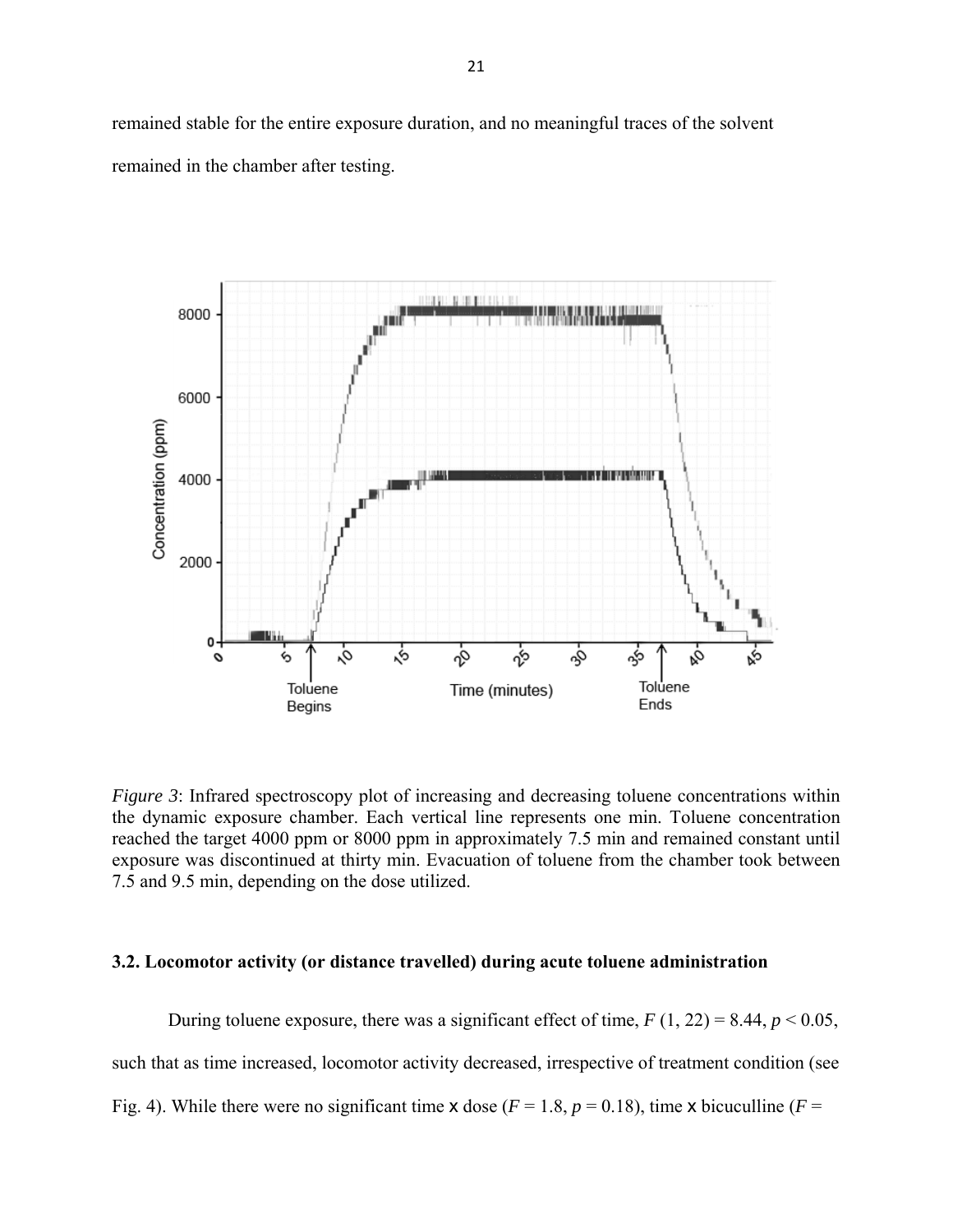remained stable for the entire exposure duration, and no meaningful traces of the solvent remained in the chamber after testing.

*Figure 3*: Infrared spectroscopy plot of increasing and decreasing toluene concentrations within the dynamic exposure chamber. Each vertical line represents one min. Toluene concentration reached the target 4000 ppm or 8000 ppm in approximately 7.5 min and remained constant until exposure was discontinued at thirty min. Evacuation of toluene from the chamber took between 7.5 and 9.5 min, depending on the dose utilized.

### 3.2. Locomotor activity (or distance travelled) during acute toluene administration

During toluene exposure, there was a significant effect of time, $F$ (1, 22) = 8.44, $p < 0.05$, such that as time increased, locomotor activity decreased, irrespective of treatment condition (see Fig. 4). While there were no significant time x dose ($F$ = 1.8, $p$ = 0.18), time x bicuculline ($F$ =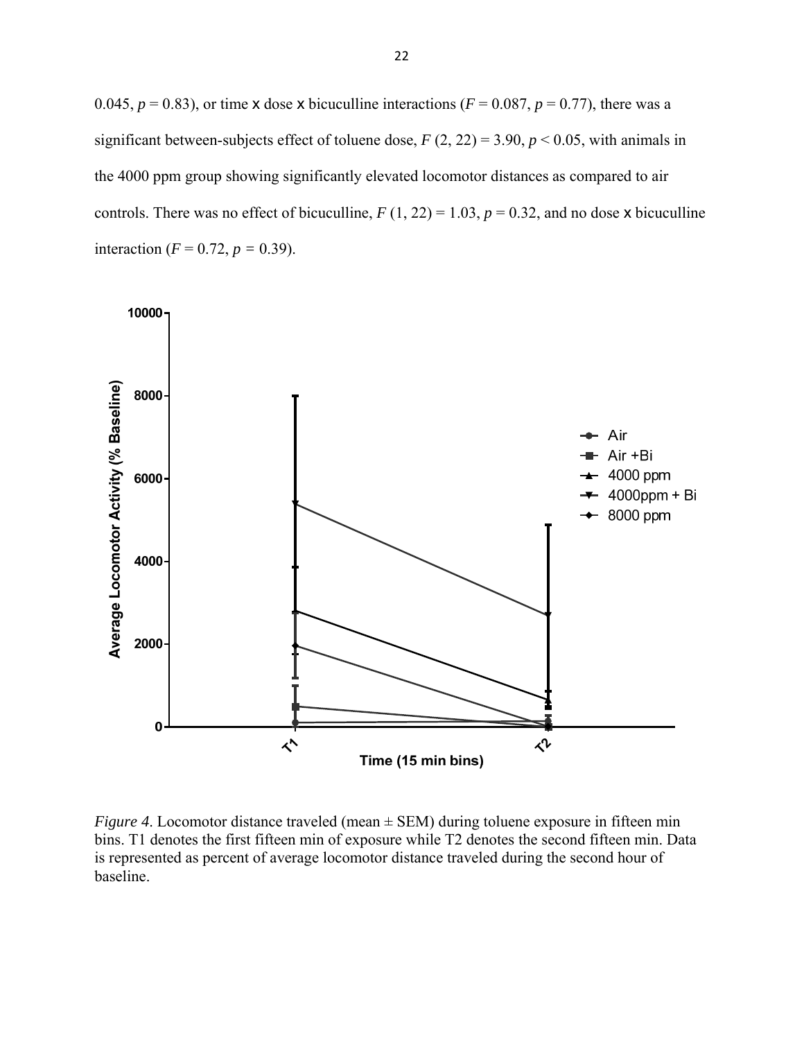0.045, $p = 0.83$), or time x dose x bicuculline interactions ($F = 0.087$, $p = 0.77$), there was a significant between-subjects effect of toluene dose, $F(2, 22) = 3.90$, $p < 0.05$, with animals in the 4000 ppm group showing significantly elevated locomotor distances as compared to air controls. There was no effect of bicuculline, $F(1, 22) = 1.03$, $p = 0.32$, and no dose x bicuculline interaction ($F = 0.72$, $p = 0.39$).

*Figure 4.* Locomotor distance traveled (mean ± SEM) during toluene exposure in fifteen min bins. T1 denotes the first fifteen min of exposure while T2 denotes the second fifteen min. Data is represented as percent of average locomotor distance traveled during the second hour of baseline.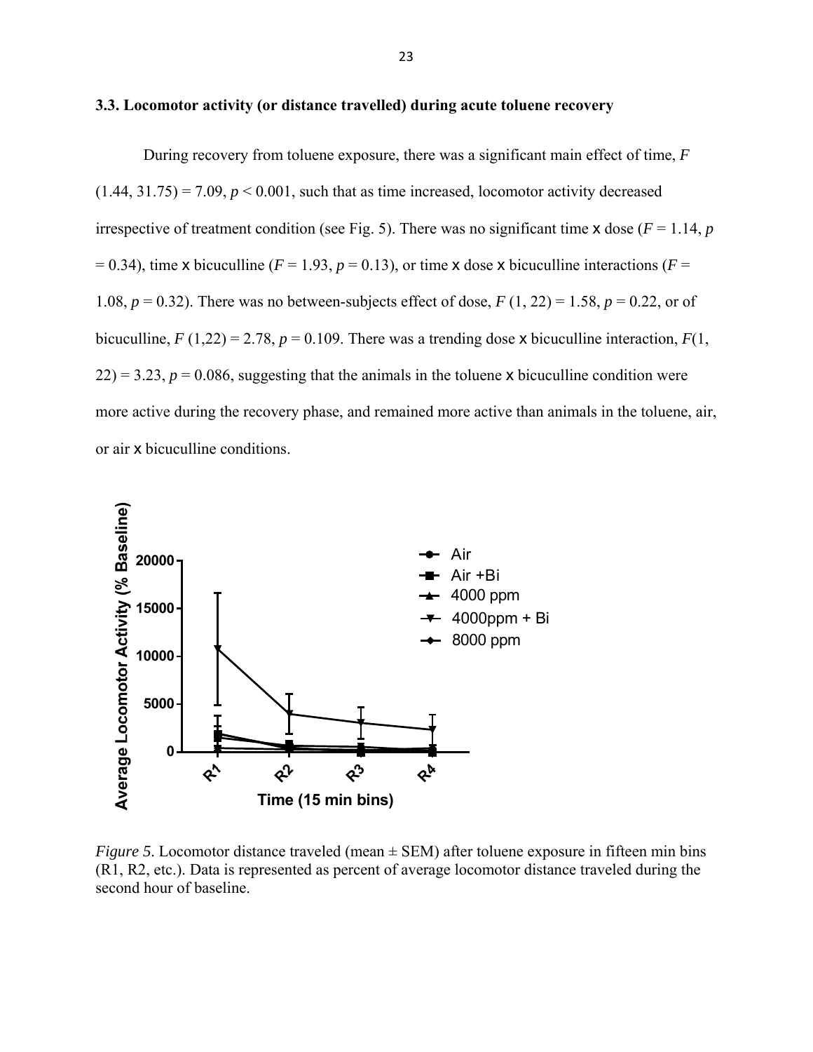### 3.3. Locomotor activity (or distance travelled) during acute toluene recovery

During recovery from toluene exposure, there was a significant main effect of time, $F(1.44, 31.75) = 7.09$, $p < 0.001$, such that as time increased, locomotor activity decreased irrespective of treatment condition (see Fig. 5). There was no significant time x dose ($F = 1.14$, $p = 0.34$), time x bicuculline ($F = 1.93$, $p = 0.13$), or time x dose x bicuculline interactions ($F = 1.08$, $p = 0.32$). There was no between-subjects effect of dose, $F(1, 22) = 1.58$, $p = 0.22$, or of bicuculline, $F(1,22) = 2.78$, $p = 0.109$. There was a trending dose x bicuculline interaction, $F(1, 22) = 3.23$, $p = 0.086$, suggesting that the animals in the toluene x bicuculline condition were more active during the recovery phase, and remained more active than animals in the toluene, air, or air x bicuculline conditions.

*Figure 5*. Locomotor distance traveled (mean ± SEM) after toluene exposure in fifteen min bins (R1, R2, etc.). Data is represented as percent of average locomotor distance traveled during the second hour of baseline.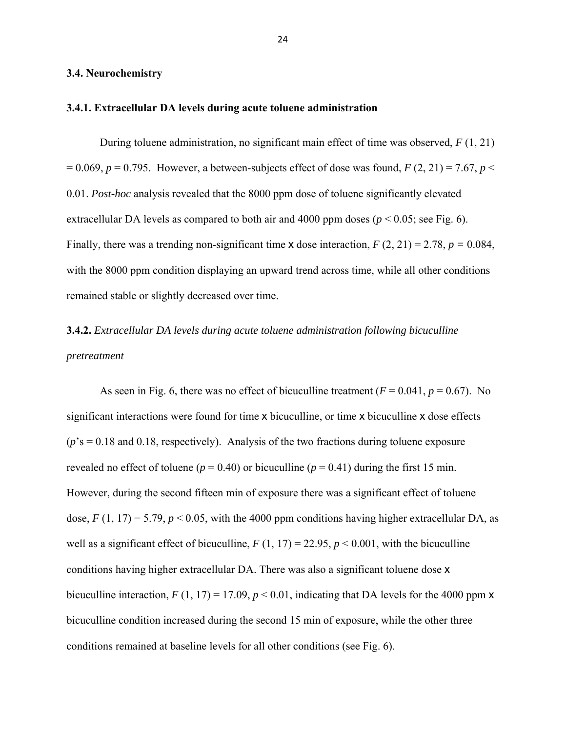### 3.4. Neurochemistry

#### 3.4.1. Extracellular DA levels during acute toluene administration

During toluene administration, no significant main effect of time was observed, $F(1, 21) = 0.069$, $p = 0.795$. However, a between-subjects effect of dose was found, $F(2, 21) = 7.67$, $p < 0.01$. *Post-hoc* analysis revealed that the 8000 ppm dose of toluene significantly elevated extracellular DA levels as compared to both air and 4000 ppm doses ($p < 0.05$; see Fig. 6). Finally, there was a trending non-significant time x dose interaction, $F(2, 21) = 2.78$, $p = 0.084$, with the 8000 ppm condition displaying an upward trend across time, while all other conditions remained stable or slightly decreased over time.

#### 3.4.2. *Extracellular DA levels during acute toluene administration following bicuculline pretreatment*

As seen in Fig. 6, there was no effect of bicuculline treatment ($F = 0.041$, $p = 0.67$). No significant interactions were found for time x bicuculline, or time x bicuculline x dose effects ($p$'s = 0.18 and 0.18, respectively). Analysis of the two fractions during toluene exposure revealed no effect of toluene ($p = 0.40$) or bicuculline ($p = 0.41$) during the first 15 min. However, during the second fifteen min of exposure there was a significant effect of toluene dose, $F(1, 17) = 5.79$, $p < 0.05$, with the 4000 ppm conditions having higher extracellular DA, as well as a significant effect of bicuculline, $F(1, 17) = 22.95$, $p < 0.001$, with the bicuculline conditions having higher extracellular DA. There was also a significant toluene dose x bicuculline interaction, $F(1, 17) = 17.09$, $p < 0.01$, indicating that DA levels for the 4000 ppm x bicuculline condition increased during the second 15 min of exposure, while the other three conditions remained at baseline levels for all other conditions (see Fig. 6).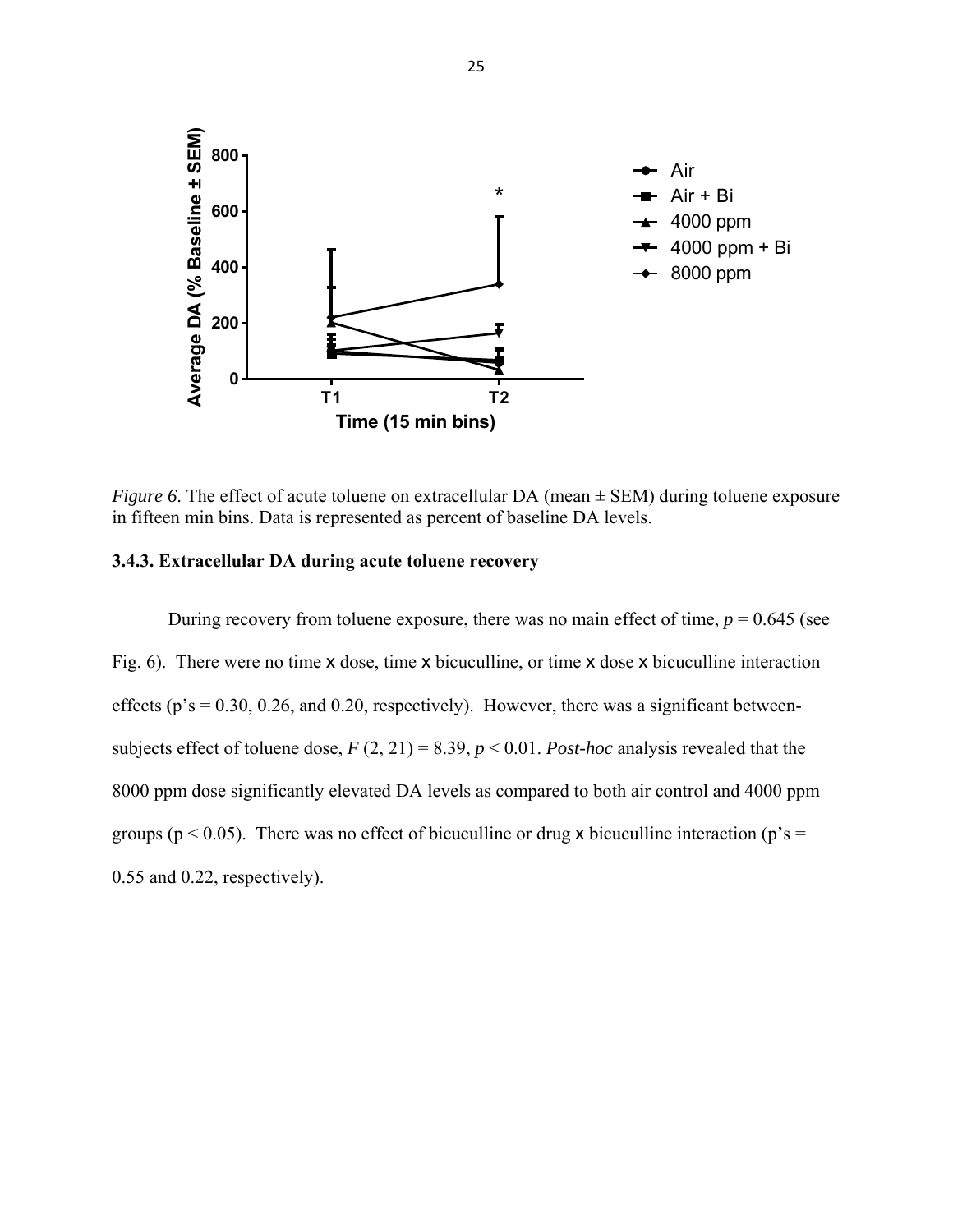*Figure 6*. The effect of acute toluene on extracellular DA (mean ± SEM) during toluene exposure in fifteen min bins. Data is represented as percent of baseline DA levels.

### 3.4.3. Extracellular DA during acute toluene recovery

During recovery from toluene exposure, there was no main effect of time, $p = 0.645$ (see Fig. 6). There were no time x dose, time x bicuculline, or time x dose x bicuculline interaction effects (p's = 0.30, 0.26, and 0.20, respectively). However, there was a significant between-subjects effect of toluene dose, $F(2, 21) = 8.39$, $p < 0.01$. *Post-hoc* analysis revealed that the 8000 ppm dose significantly elevated DA levels as compared to both air control and 4000 ppm groups ($p < 0.05$). There was no effect of bicuculline or drug x bicuculline interaction (p's = 0.55 and 0.22, respectively).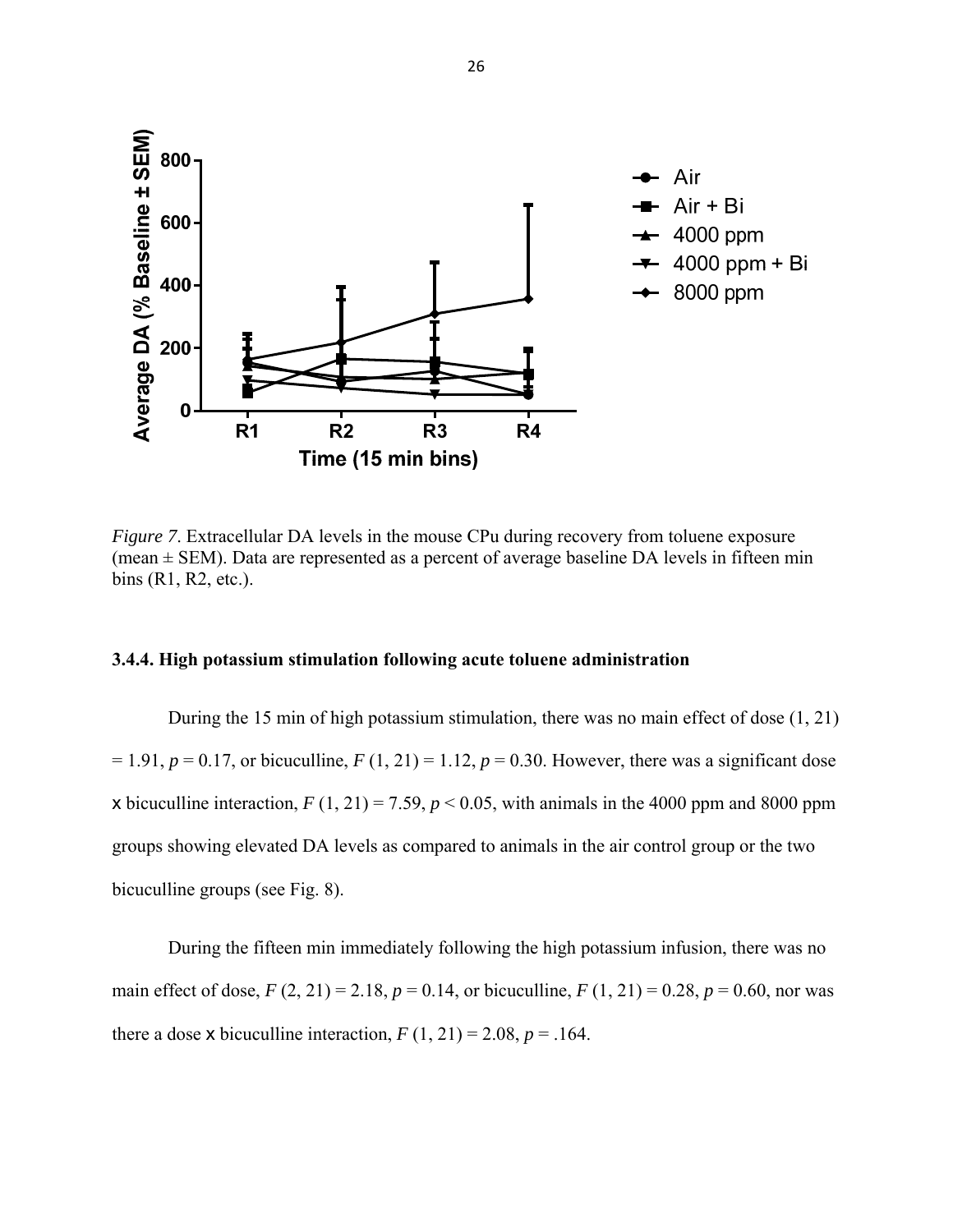*Figure 7*. Extracellular DA levels in the mouse CPu during recovery from toluene exposure (mean ± SEM). Data are represented as a percent of average baseline DA levels in fifteen min bins (R1, R2, etc.).

### 3.4.4. High potassium stimulation following acute toluene administration

During the 15 min of high potassium stimulation, there was no main effect of dose $(1, 21) = 1.91$, $p = 0.17$, or bicuculline, $F(1, 21) = 1.12$, $p = 0.30$. However, there was a significant dose x bicuculline interaction, $F(1, 21) = 7.59$, $p < 0.05$, with animals in the 4000 ppm and 8000 ppm groups showing elevated DA levels as compared to animals in the air control group or the two bicuculline groups (see Fig. 8).

During the fifteen min immediately following the high potassium infusion, there was no main effect of dose, $F(2, 21) = 2.18$, $p = 0.14$, or bicuculline, $F(1, 21) = 0.28$, $p = 0.60$, nor was there a dose x bicuculline interaction, $F(1, 21) = 2.08$, $p = .164$.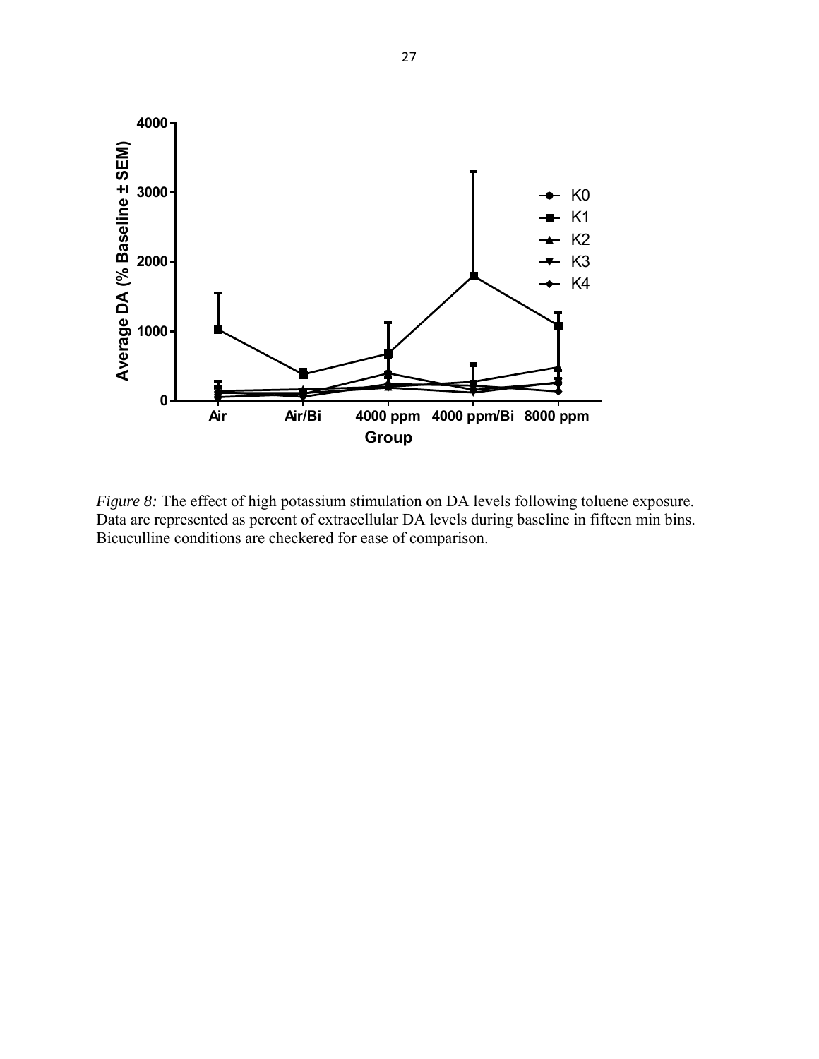*Figure 8:* The effect of high potassium stimulation on DA levels following toluene exposure. Data are represented as percent of extracellular DA levels during baseline in fifteen min bins. Bicuculline conditions are checkered for ease of comparison.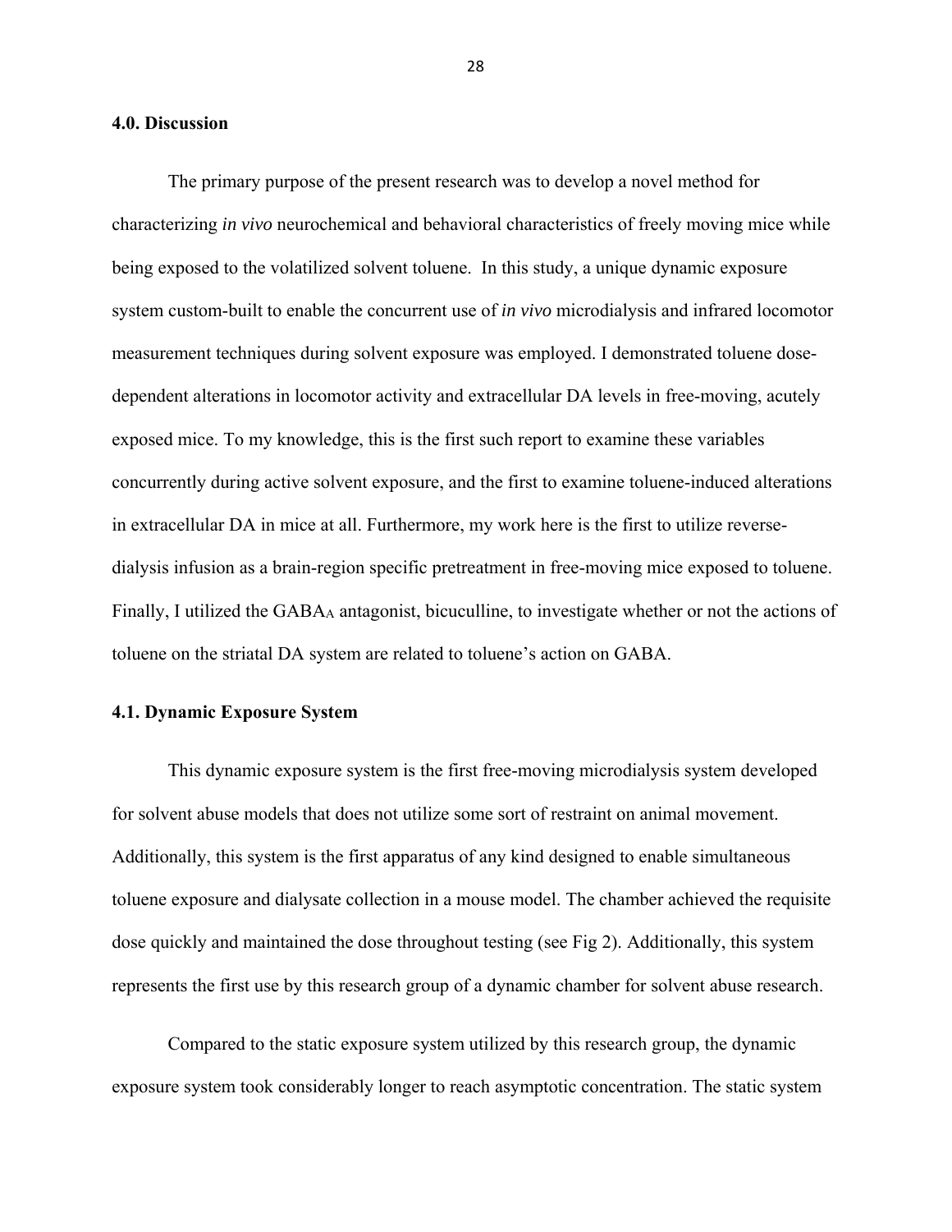## 4.0. Discussion

The primary purpose of the present research was to develop a novel method for characterizing *in vivo* neurochemical and behavioral characteristics of freely moving mice while being exposed to the volatilized solvent toluene. In this study, a unique dynamic exposure system custom-built to enable the concurrent use of *in vivo* microdialysis and infrared locomotor measurement techniques during solvent exposure was employed. I demonstrated toluene dose-dependent alterations in locomotor activity and extracellular DA levels in free-moving, acutely exposed mice. To my knowledge, this is the first such report to examine these variables concurrently during active solvent exposure, and the first to examine toluene-induced alterations in extracellular DA in mice at all. Furthermore, my work here is the first to utilize reverse-dialysis infusion as a brain-region specific pretreatment in free-moving mice exposed to toluene. Finally, I utilized the $GABA_A$ antagonist, bicuculline, to investigate whether or not the actions of toluene on the striatal DA system are related to toluene's action on GABA.

### 4.1. Dynamic Exposure System

This dynamic exposure system is the first free-moving microdialysis system developed for solvent abuse models that does not utilize some sort of restraint on animal movement. Additionally, this system is the first apparatus of any kind designed to enable simultaneous toluene exposure and dialysate collection in a mouse model. The chamber achieved the requisite dose quickly and maintained the dose throughout testing (see Fig 2). Additionally, this system represents the first use by this research group of a dynamic chamber for solvent abuse research.

Compared to the static exposure system utilized by this research group, the dynamic exposure system took considerably longer to reach asymptotic concentration. The static system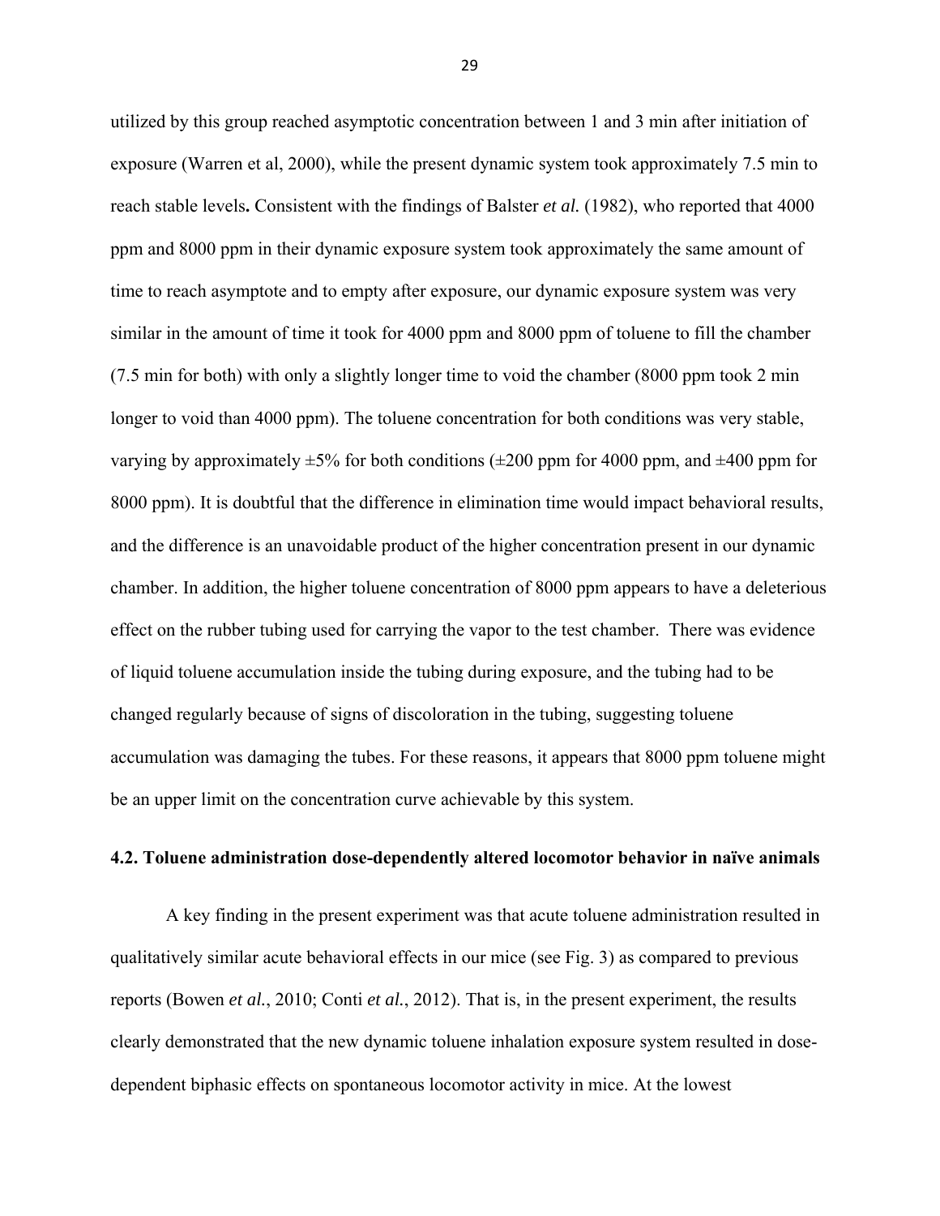utilized by this group reached asymptotic concentration between 1 and 3 min after initiation of exposure (Warren et al, 2000), while the present dynamic system took approximately 7.5 min to reach stable levels**.** Consistent with the findings of Balster *et al.* (1982), who reported that 4000 ppm and 8000 ppm in their dynamic exposure system took approximately the same amount of time to reach asymptote and to empty after exposure, our dynamic exposure system was very similar in the amount of time it took for 4000 ppm and 8000 ppm of toluene to fill the chamber (7.5 min for both) with only a slightly longer time to void the chamber (8000 ppm took 2 min longer to void than 4000 ppm). The toluene concentration for both conditions was very stable, varying by approximately ±5% for both conditions (±200 ppm for 4000 ppm, and ±400 ppm for 8000 ppm). It is doubtful that the difference in elimination time would impact behavioral results, and the difference is an unavoidable product of the higher concentration present in our dynamic chamber. In addition, the higher toluene concentration of 8000 ppm appears to have a deleterious effect on the rubber tubing used for carrying the vapor to the test chamber. There was evidence of liquid toluene accumulation inside the tubing during exposure, and the tubing had to be changed regularly because of signs of discoloration in the tubing, suggesting toluene accumulation was damaging the tubes. For these reasons, it appears that 8000 ppm toluene might be an upper limit on the concentration curve achievable by this system.

### 4.2. Toluene administration dose-dependently altered locomotor behavior in naïve animals

A key finding in the present experiment was that acute toluene administration resulted in qualitatively similar acute behavioral effects in our mice (see Fig. 3) as compared to previous reports (Bowen *et al.*, 2010; Conti *et al.*, 2012). That is, in the present experiment, the results clearly demonstrated that the new dynamic toluene inhalation exposure system resulted in dose-dependent biphasic effects on spontaneous locomotor activity in mice. At the lowest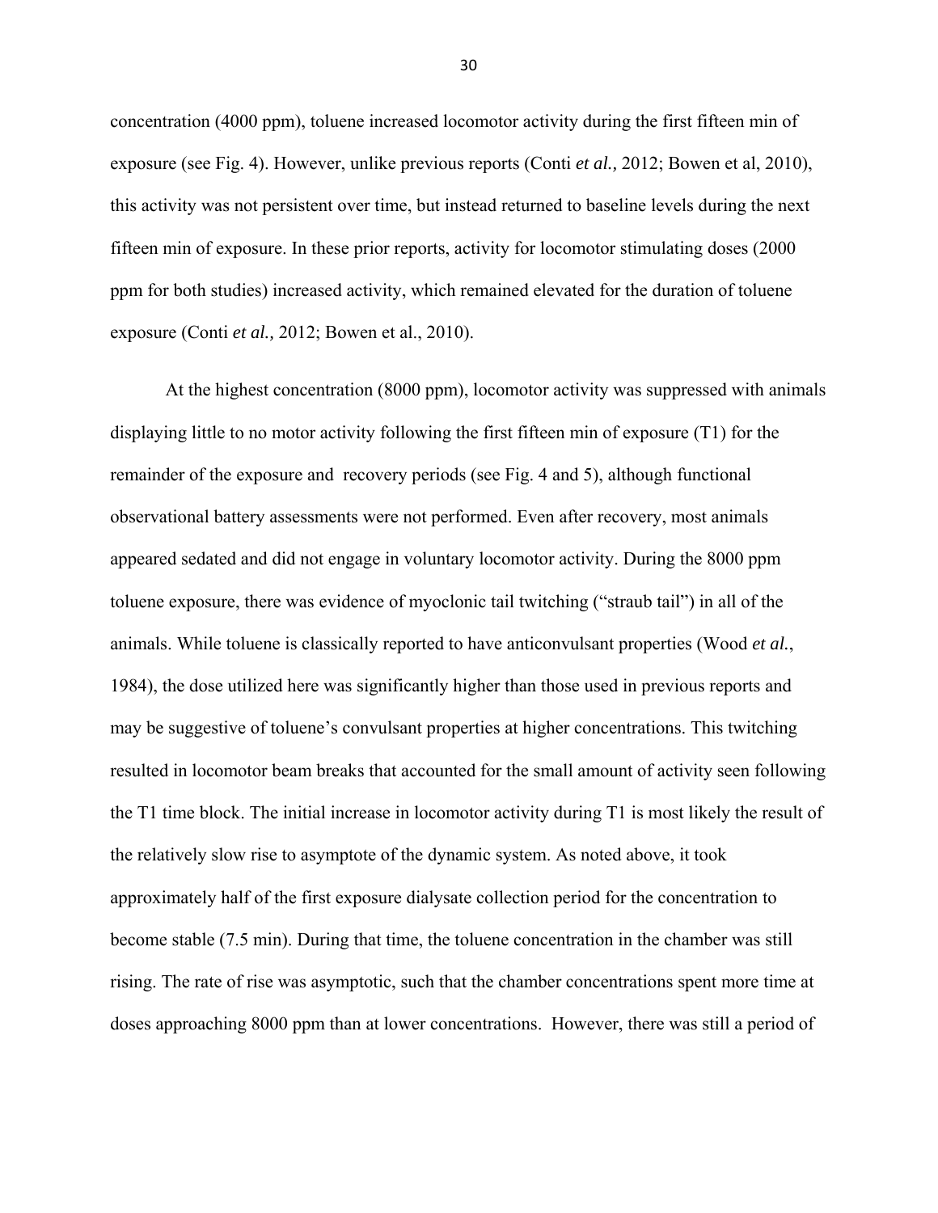concentration (4000 ppm), toluene increased locomotor activity during the first fifteen min of exposure (see Fig. 4). However, unlike previous reports (Conti *et al.,* 2012; Bowen et al, 2010), this activity was not persistent over time, but instead returned to baseline levels during the next fifteen min of exposure. In these prior reports, activity for locomotor stimulating doses (2000 ppm for both studies) increased activity, which remained elevated for the duration of toluene exposure (Conti *et al.,* 2012; Bowen et al., 2010).

At the highest concentration (8000 ppm), locomotor activity was suppressed with animals displaying little to no motor activity following the first fifteen min of exposure (T1) for the remainder of the exposure and recovery periods (see Fig. 4 and 5), although functional observational battery assessments were not performed. Even after recovery, most animals appeared sedated and did not engage in voluntary locomotor activity. During the 8000 ppm toluene exposure, there was evidence of myoclonic tail twitching ("straub tail") in all of the animals. While toluene is classically reported to have anticonvulsant properties (Wood *et al.*, 1984), the dose utilized here was significantly higher than those used in previous reports and may be suggestive of toluene's convulsant properties at higher concentrations. This twitching resulted in locomotor beam breaks that accounted for the small amount of activity seen following the T1 time block. The initial increase in locomotor activity during T1 is most likely the result of the relatively slow rise to asymptote of the dynamic system. As noted above, it took approximately half of the first exposure dialysate collection period for the concentration to become stable (7.5 min). During that time, the toluene concentration in the chamber was still rising. The rate of rise was asymptotic, such that the chamber concentrations spent more time at doses approaching 8000 ppm than at lower concentrations. However, there was still a period of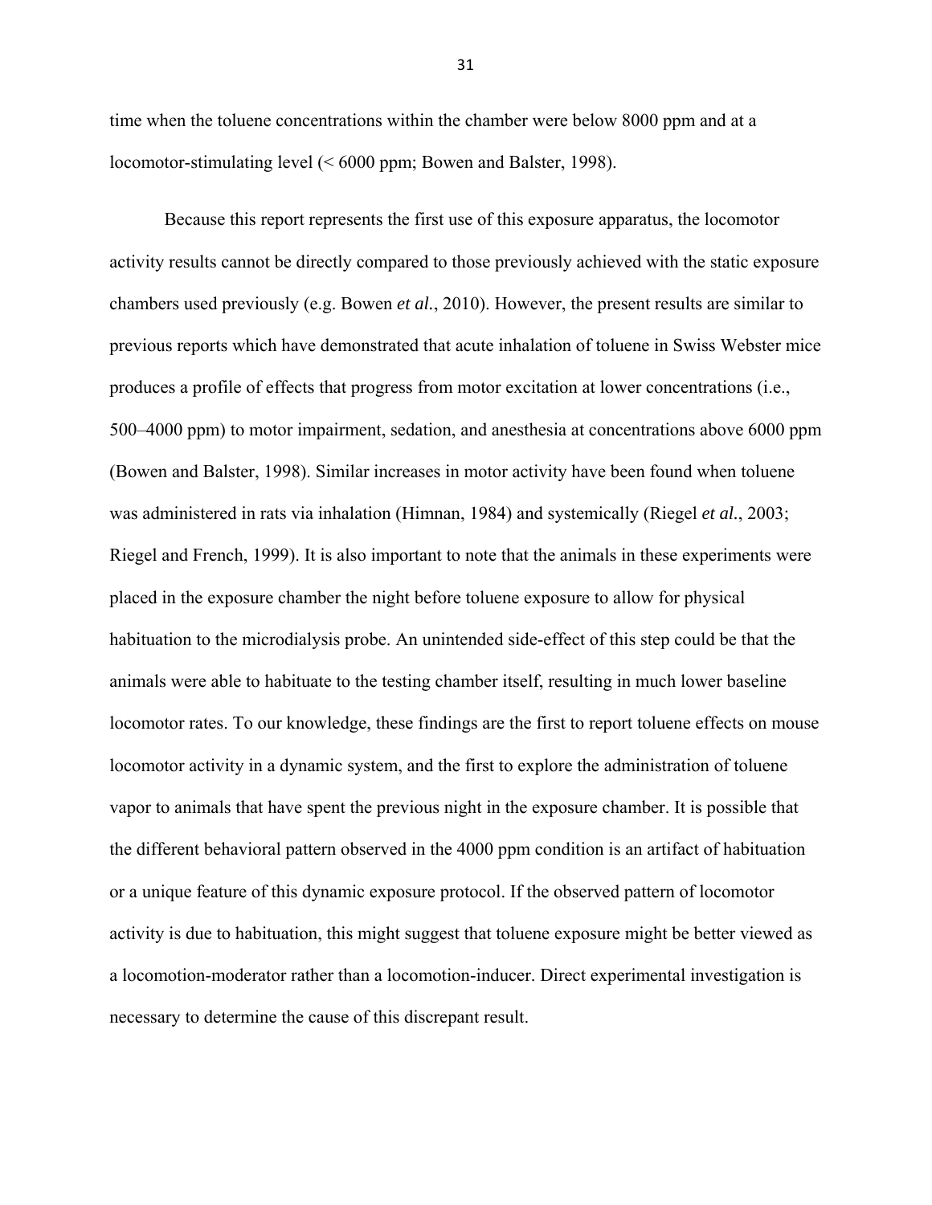time when the toluene concentrations within the chamber were below 8000 ppm and at a locomotor-stimulating level (< 6000 ppm; Bowen and Balster, 1998).

Because this report represents the first use of this exposure apparatus, the locomotor activity results cannot be directly compared to those previously achieved with the static exposure chambers used previously (e.g. Bowen *et al.*, 2010). However, the present results are similar to previous reports which have demonstrated that acute inhalation of toluene in Swiss Webster mice produces a profile of effects that progress from motor excitation at lower concentrations (i.e., 500–4000 ppm) to motor impairment, sedation, and anesthesia at concentrations above 6000 ppm (Bowen and Balster, 1998). Similar increases in motor activity have been found when toluene was administered in rats via inhalation (Himnan, 1984) and systemically (Riegel *et al.*, 2003; Riegel and French, 1999). It is also important to note that the animals in these experiments were placed in the exposure chamber the night before toluene exposure to allow for physical habituation to the microdialysis probe. An unintended side-effect of this step could be that the animals were able to habituate to the testing chamber itself, resulting in much lower baseline locomotor rates. To our knowledge, these findings are the first to report toluene effects on mouse locomotor activity in a dynamic system, and the first to explore the administration of toluene vapor to animals that have spent the previous night in the exposure chamber. It is possible that the different behavioral pattern observed in the 4000 ppm condition is an artifact of habituation or a unique feature of this dynamic exposure protocol. If the observed pattern of locomotor activity is due to habituation, this might suggest that toluene exposure might be better viewed as a locomotion-moderator rather than a locomotion-inducer. Direct experimental investigation is necessary to determine the cause of this discrepant result.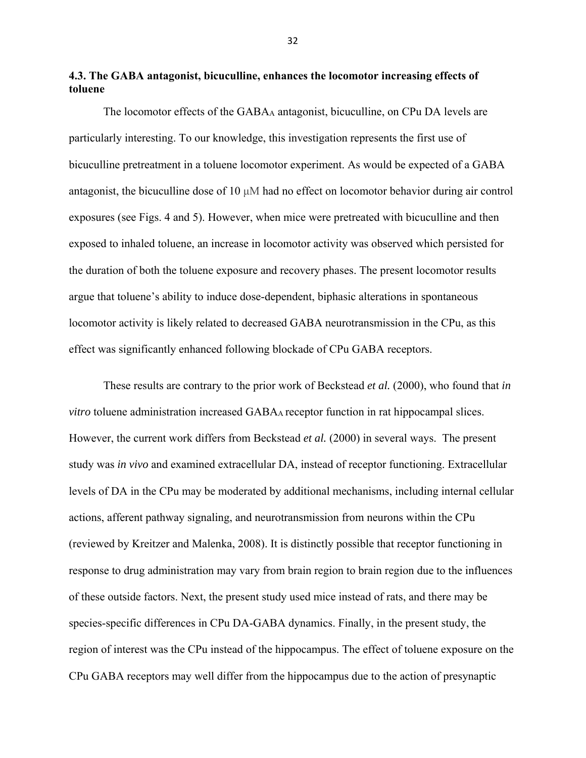### 4.3. The GABA antagonist, bicuculline, enhances the locomotor increasing effects of toluene

The locomotor effects of the $GABA_A$ antagonist, bicuculline, on CPu DA levels are particularly interesting. To our knowledge, this investigation represents the first use of bicuculline pretreatment in a toluene locomotor experiment. As would be expected of a GABA antagonist, the bicuculline dose of 10 μM had no effect on locomotor behavior during air control exposures (see Figs. 4 and 5). However, when mice were pretreated with bicuculline and then exposed to inhaled toluene, an increase in locomotor activity was observed which persisted for the duration of both the toluene exposure and recovery phases. The present locomotor results argue that toluene's ability to induce dose-dependent, biphasic alterations in spontaneous locomotor activity is likely related to decreased GABA neurotransmission in the CPu, as this effect was significantly enhanced following blockade of CPu GABA receptors.

These results are contrary to the prior work of Beckstead *et al.* (2000), who found that *in vitro* toluene administration increased $GABA_A$ receptor function in rat hippocampal slices. However, the current work differs from Beckstead *et al.* (2000) in several ways. The present study was *in vivo* and examined extracellular DA, instead of receptor functioning. Extracellular levels of DA in the CPu may be moderated by additional mechanisms, including internal cellular actions, afferent pathway signaling, and neurotransmission from neurons within the CPu (reviewed by Kreitzer and Malenka, 2008). It is distinctly possible that receptor functioning in response to drug administration may vary from brain region to brain region due to the influences of these outside factors. Next, the present study used mice instead of rats, and there may be species-specific differences in CPu DA-GABA dynamics. Finally, in the present study, the region of interest was the CPu instead of the hippocampus. The effect of toluene exposure on the CPu GABA receptors may well differ from the hippocampus due to the action of presynaptic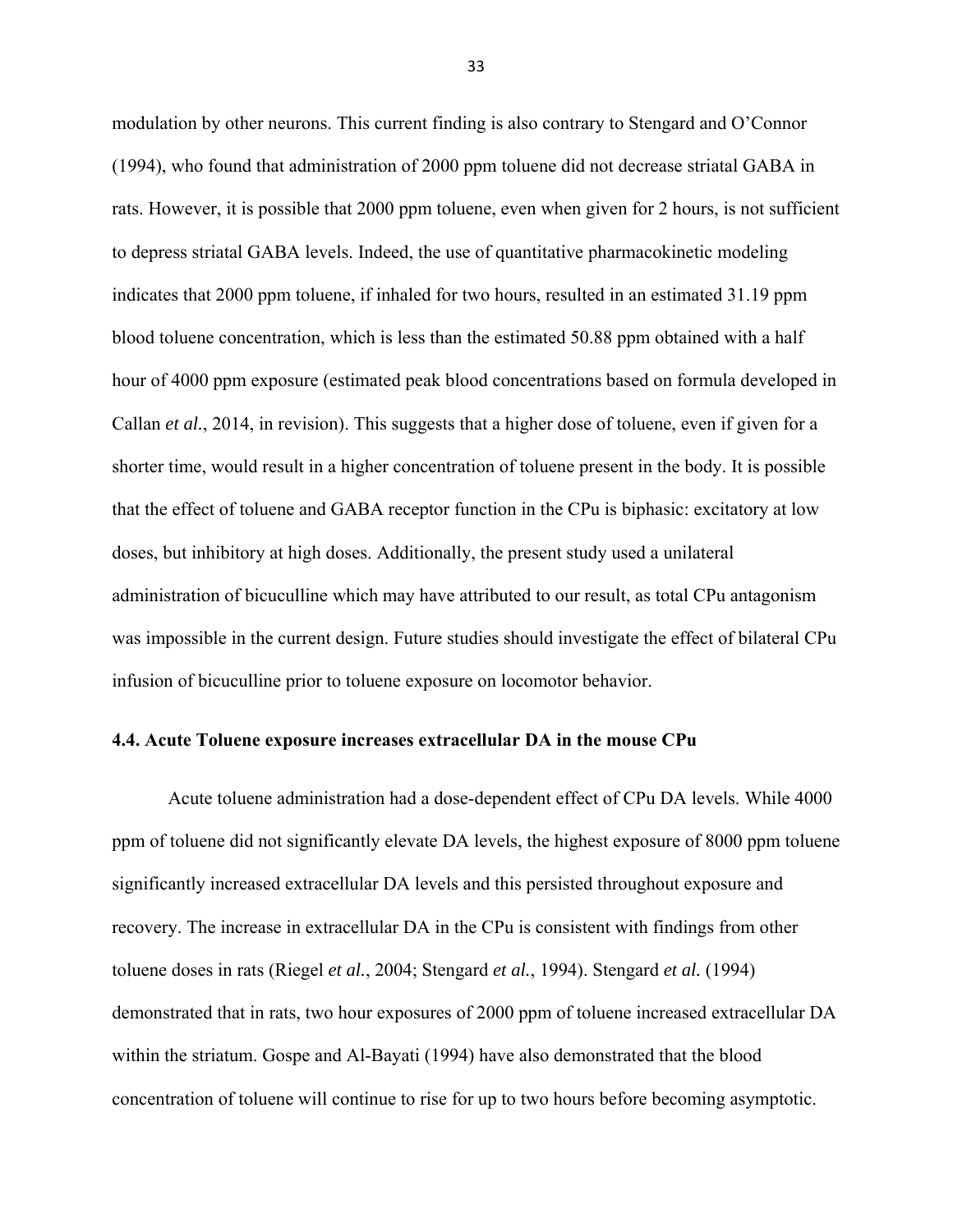modulation by other neurons. This current finding is also contrary to Stengard and O'Connor (1994), who found that administration of 2000 ppm toluene did not decrease striatal GABA in rats. However, it is possible that 2000 ppm toluene, even when given for 2 hours, is not sufficient to depress striatal GABA levels. Indeed, the use of quantitative pharmacokinetic modeling indicates that 2000 ppm toluene, if inhaled for two hours, resulted in an estimated 31.19 ppm blood toluene concentration, which is less than the estimated 50.88 ppm obtained with a half hour of 4000 ppm exposure (estimated peak blood concentrations based on formula developed in Callan *et al.*, 2014, in revision). This suggests that a higher dose of toluene, even if given for a shorter time, would result in a higher concentration of toluene present in the body. It is possible that the effect of toluene and GABA receptor function in the CPu is biphasic: excitatory at low doses, but inhibitory at high doses. Additionally, the present study used a unilateral administration of bicuculline which may have attributed to our result, as total CPu antagonism was impossible in the current design. Future studies should investigate the effect of bilateral CPu infusion of bicuculline prior to toluene exposure on locomotor behavior.

### 4.4. Acute Toluene exposure increases extracellular DA in the mouse CPu

Acute toluene administration had a dose-dependent effect of CPu DA levels. While 4000 ppm of toluene did not significantly elevate DA levels, the highest exposure of 8000 ppm toluene significantly increased extracellular DA levels and this persisted throughout exposure and recovery. The increase in extracellular DA in the CPu is consistent with findings from other toluene doses in rats (Riegel *et al.*, 2004; Stengard *et al.*, 1994). Stengard *et al.* (1994) demonstrated that in rats, two hour exposures of 2000 ppm of toluene increased extracellular DA within the striatum. Gospe and Al-Bayati (1994) have also demonstrated that the blood concentration of toluene will continue to rise for up to two hours before becoming asymptotic.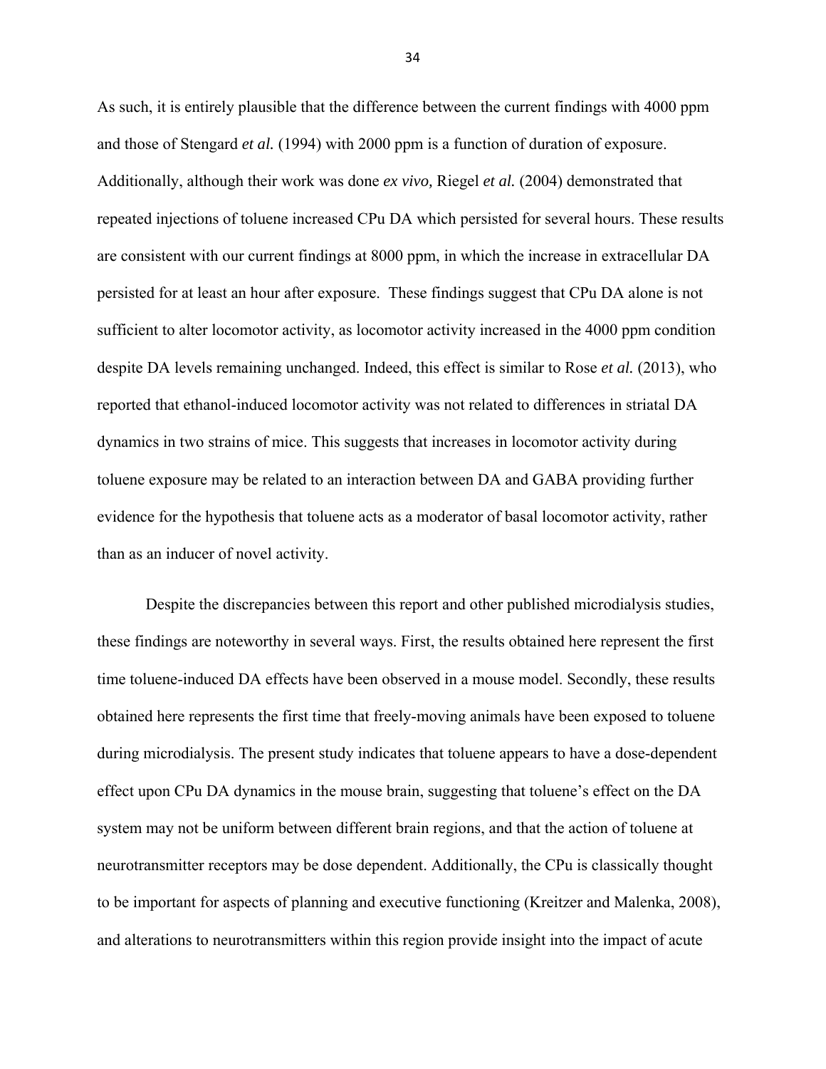As such, it is entirely plausible that the difference between the current findings with 4000 ppm and those of Stengard *et al.* (1994) with 2000 ppm is a function of duration of exposure. Additionally, although their work was done *ex vivo,* Riegel *et al.* (2004) demonstrated that repeated injections of toluene increased CPu DA which persisted for several hours. These results are consistent with our current findings at 8000 ppm, in which the increase in extracellular DA persisted for at least an hour after exposure. These findings suggest that CPu DA alone is not sufficient to alter locomotor activity, as locomotor activity increased in the 4000 ppm condition despite DA levels remaining unchanged. Indeed, this effect is similar to Rose *et al.* (2013), who reported that ethanol-induced locomotor activity was not related to differences in striatal DA dynamics in two strains of mice. This suggests that increases in locomotor activity during toluene exposure may be related to an interaction between DA and GABA providing further evidence for the hypothesis that toluene acts as a moderator of basal locomotor activity, rather than as an inducer of novel activity.

Despite the discrepancies between this report and other published microdialysis studies, these findings are noteworthy in several ways. First, the results obtained here represent the first time toluene-induced DA effects have been observed in a mouse model. Secondly, these results obtained here represents the first time that freely-moving animals have been exposed to toluene during microdialysis. The present study indicates that toluene appears to have a dose-dependent effect upon CPu DA dynamics in the mouse brain, suggesting that toluene's effect on the DA system may not be uniform between different brain regions, and that the action of toluene at neurotransmitter receptors may be dose dependent. Additionally, the CPu is classically thought to be important for aspects of planning and executive functioning (Kreitzer and Malenka, 2008), and alterations to neurotransmitters within this region provide insight into the impact of acute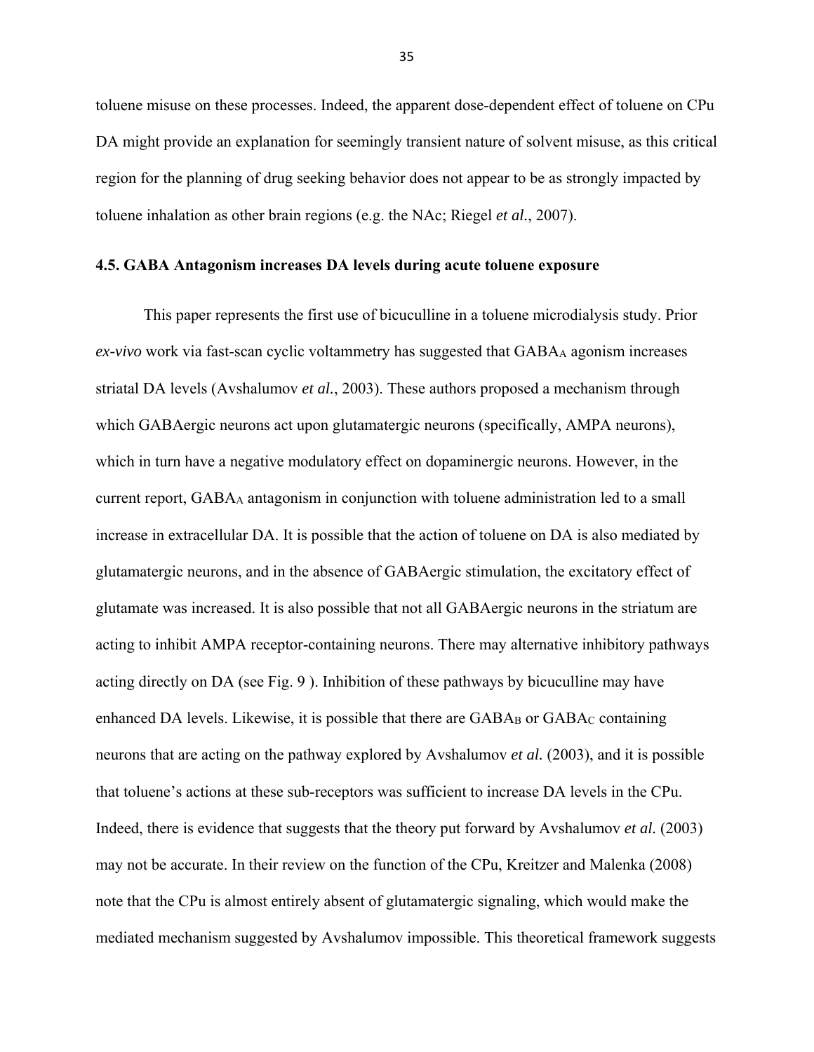toluene misuse on these processes. Indeed, the apparent dose-dependent effect of toluene on CPu DA might provide an explanation for seemingly transient nature of solvent misuse, as this critical region for the planning of drug seeking behavior does not appear to be as strongly impacted by toluene inhalation as other brain regions (e.g. the NAc; Riegel *et al.*, 2007).

### 4.5. GABA Antagonism increases DA levels during acute toluene exposure

This paper represents the first use of bicuculline in a toluene microdialysis study. Prior *ex-vivo* work via fast-scan cyclic voltammetry has suggested that $GABA_A$ agonism increases striatal DA levels (Avshalumov *et al.*, 2003). These authors proposed a mechanism through which GABAergic neurons act upon glutamatergic neurons (specifically, AMPA neurons), which in turn have a negative modulatory effect on dopaminergic neurons. However, in the current report, $GABA_A$ antagonism in conjunction with toluene administration led to a small increase in extracellular DA. It is possible that the action of toluene on DA is also mediated by glutamatergic neurons, and in the absence of GABAergic stimulation, the excitatory effect of glutamate was increased. It is also possible that not all GABAergic neurons in the striatum are acting to inhibit AMPA receptor-containing neurons. There may alternative inhibitory pathways acting directly on DA (see Fig. 9 ). Inhibition of these pathways by bicuculline may have enhanced DA levels. Likewise, it is possible that there are $GABA_B$ or $GABA_C$ containing neurons that are acting on the pathway explored by Avshalumov *et al.* (2003), and it is possible that toluene's actions at these sub-receptors was sufficient to increase DA levels in the CPu. Indeed, there is evidence that suggests that the theory put forward by Avshalumov *et al.* (2003) may not be accurate. In their review on the function of the CPu, Kreitzer and Malenka (2008) note that the CPu is almost entirely absent of glutamatergic signaling, which would make the mediated mechanism suggested by Avshalumov impossible. This theoretical framework suggests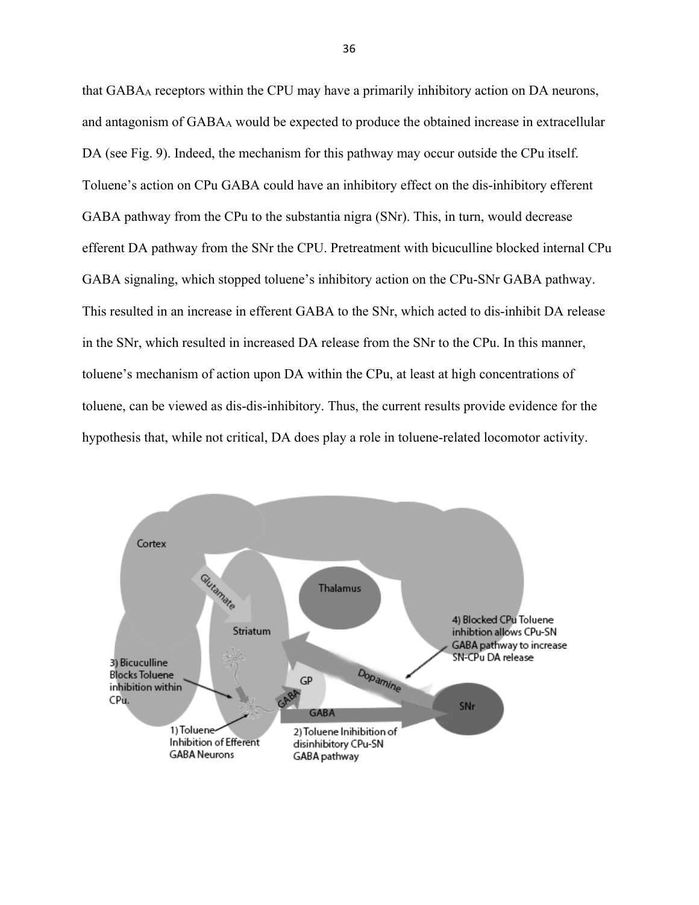that $GABA_A$ receptors within the CPU may have a primarily inhibitory action on DA neurons, and antagonism of $GABA_A$ would be expected to produce the obtained increase in extracellular DA (see Fig. 9). Indeed, the mechanism for this pathway may occur outside the CPu itself. Toluene's action on CPu GABA could have an inhibitory effect on the dis-inhibitory efferent GABA pathway from the CPu to the substantia nigra (SNr). This, in turn, would decrease efferent DA pathway from the SNr the CPU. Pretreatment with bicuculline blocked internal CPu GABA signaling, which stopped toluene's inhibitory action on the CPu-SNr GABA pathway. This resulted in an increase in efferent GABA to the SNr, which acted to dis-inhibit DA release in the SNr, which resulted in increased DA release from the SNr to the CPu. In this manner, toluene's mechanism of action upon DA within the CPu, at least at high concentrations of toluene, can be viewed as dis-dis-inhibitory. Thus, the current results provide evidence for the hypothesis that, while not critical, DA does play a role in toluene-related locomotor activity.

Cortex

Glutamate

Thalamus

Striatum

4) Blocked CPu Toluene inhibtion allows CPu-SN GABA pathway to increase SN-CPu DA release

3) Bicuculline Blocks Toluene inhibition within CPu.

GP

Dopamine

GABA

GABA

SNr

1) Toluene Inhibition of Efferent GABA Neurons

2) Toluene Inihibition of disinhibitory CPu-SN GABA pathway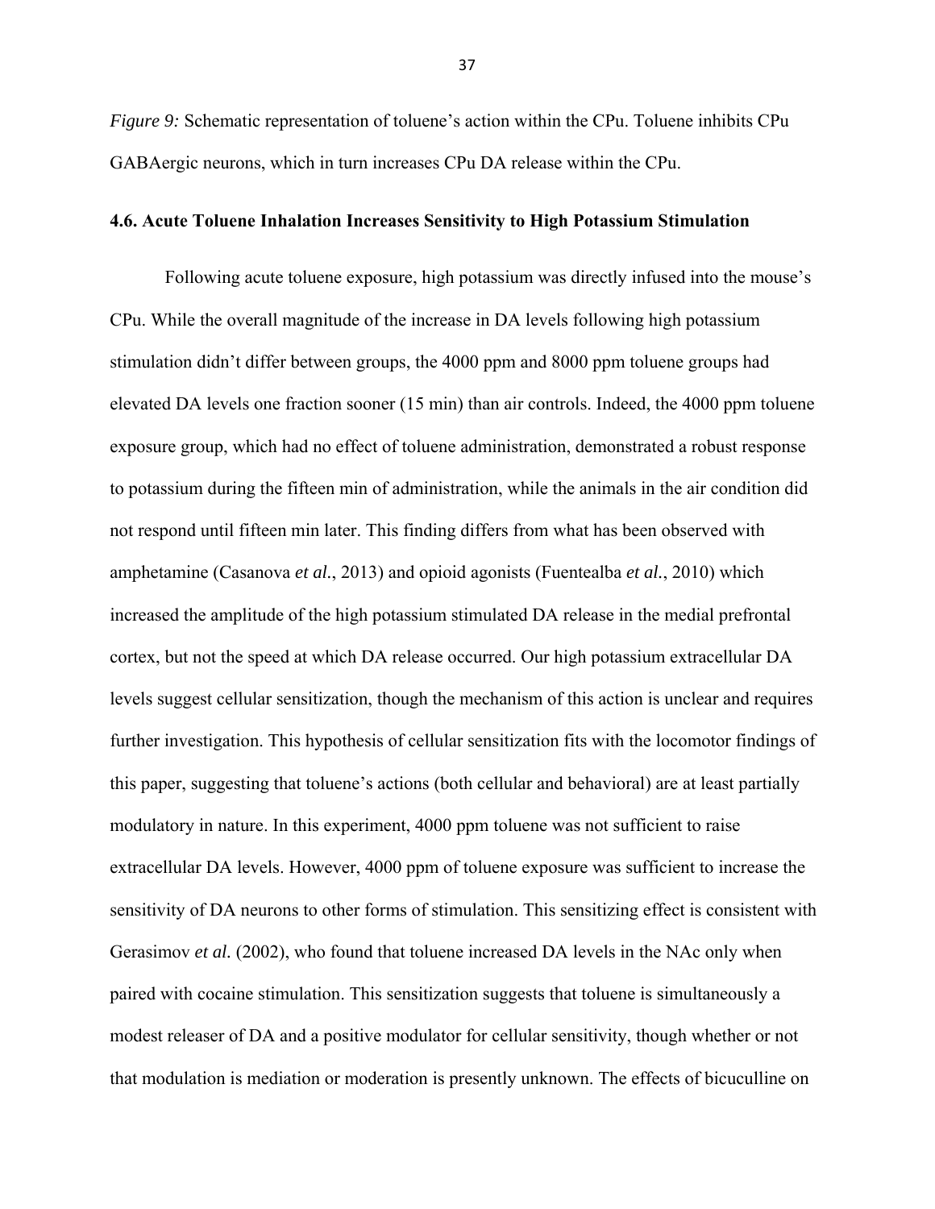*Figure 9:* Schematic representation of toluene's action within the CPu. Toluene inhibits CPu GABAergic neurons, which in turn increases CPu DA release within the CPu.

### 4.6. Acute Toluene Inhalation Increases Sensitivity to High Potassium Stimulation

Following acute toluene exposure, high potassium was directly infused into the mouse's CPu. While the overall magnitude of the increase in DA levels following high potassium stimulation didn't differ between groups, the 4000 ppm and 8000 ppm toluene groups had elevated DA levels one fraction sooner (15 min) than air controls. Indeed, the 4000 ppm toluene exposure group, which had no effect of toluene administration, demonstrated a robust response to potassium during the fifteen min of administration, while the animals in the air condition did not respond until fifteen min later. This finding differs from what has been observed with amphetamine (Casanova *et al.*, 2013) and opioid agonists (Fuentealba *et al.*, 2010) which increased the amplitude of the high potassium stimulated DA release in the medial prefrontal cortex, but not the speed at which DA release occurred. Our high potassium extracellular DA levels suggest cellular sensitization, though the mechanism of this action is unclear and requires further investigation. This hypothesis of cellular sensitization fits with the locomotor findings of this paper, suggesting that toluene's actions (both cellular and behavioral) are at least partially modulatory in nature. In this experiment, 4000 ppm toluene was not sufficient to raise extracellular DA levels. However, 4000 ppm of toluene exposure was sufficient to increase the sensitivity of DA neurons to other forms of stimulation. This sensitizing effect is consistent with Gerasimov *et al.* (2002), who found that toluene increased DA levels in the NAc only when paired with cocaine stimulation. This sensitization suggests that toluene is simultaneously a modest releaser of DA and a positive modulator for cellular sensitivity, though whether or not that modulation is mediation or moderation is presently unknown. The effects of bicuculline on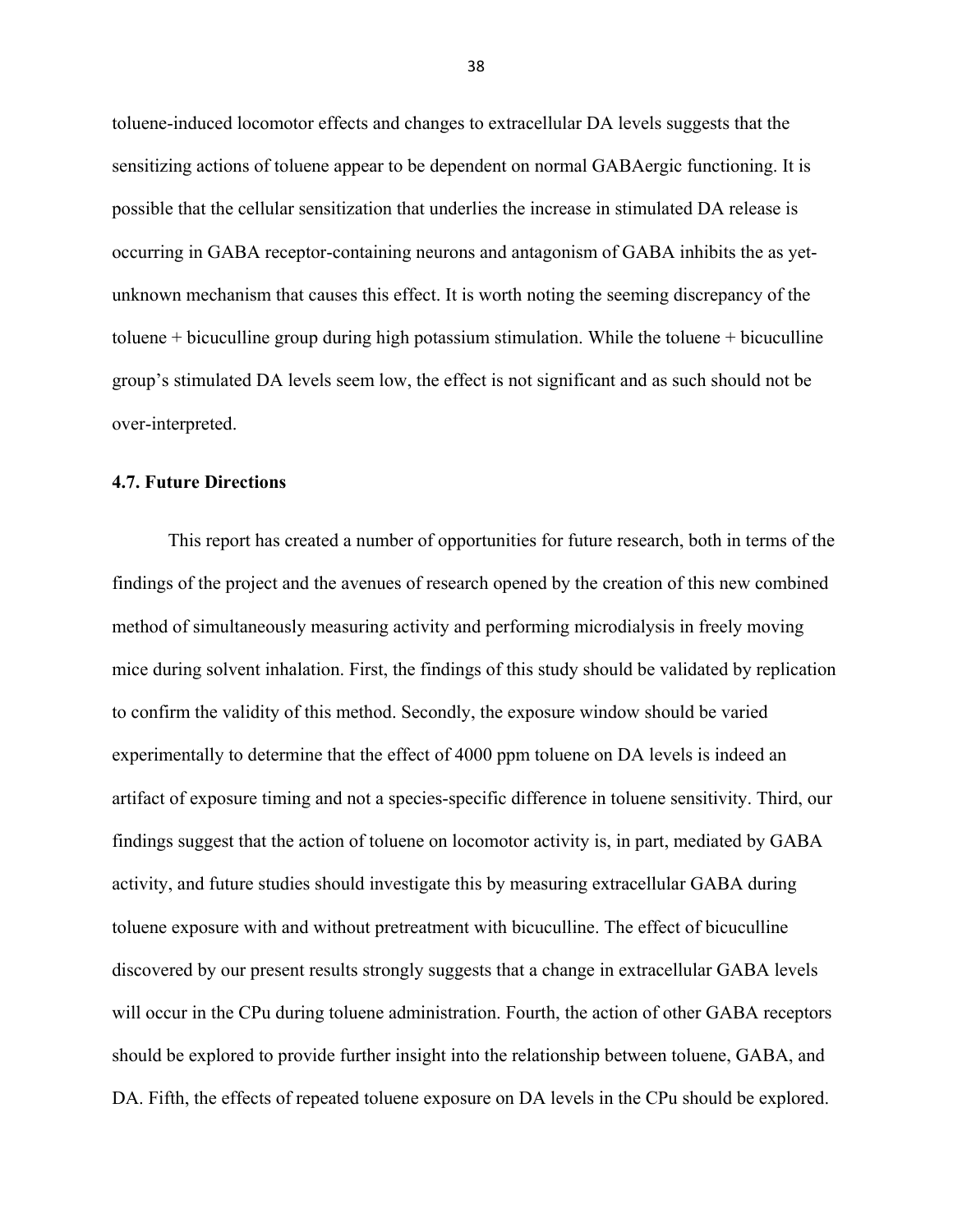toluene-induced locomotor effects and changes to extracellular DA levels suggests that the sensitizing actions of toluene appear to be dependent on normal GABAergic functioning. It is possible that the cellular sensitization that underlies the increase in stimulated DA release is occurring in GABA receptor-containing neurons and antagonism of GABA inhibits the as yet-unknown mechanism that causes this effect. It is worth noting the seeming discrepancy of the toluene + bicuculline group during high potassium stimulation. While the toluene + bicuculline group's stimulated DA levels seem low, the effect is not significant and as such should not be over-interpreted.

### 4.7. Future Directions

This report has created a number of opportunities for future research, both in terms of the findings of the project and the avenues of research opened by the creation of this new combined method of simultaneously measuring activity and performing microdialysis in freely moving mice during solvent inhalation. First, the findings of this study should be validated by replication to confirm the validity of this method. Secondly, the exposure window should be varied experimentally to determine that the effect of 4000 ppm toluene on DA levels is indeed an artifact of exposure timing and not a species-specific difference in toluene sensitivity. Third, our findings suggest that the action of toluene on locomotor activity is, in part, mediated by GABA activity, and future studies should investigate this by measuring extracellular GABA during toluene exposure with and without pretreatment with bicuculline. The effect of bicuculline discovered by our present results strongly suggests that a change in extracellular GABA levels will occur in the CPu during toluene administration. Fourth, the action of other GABA receptors should be explored to provide further insight into the relationship between toluene, GABA, and DA. Fifth, the effects of repeated toluene exposure on DA levels in the CPu should be explored.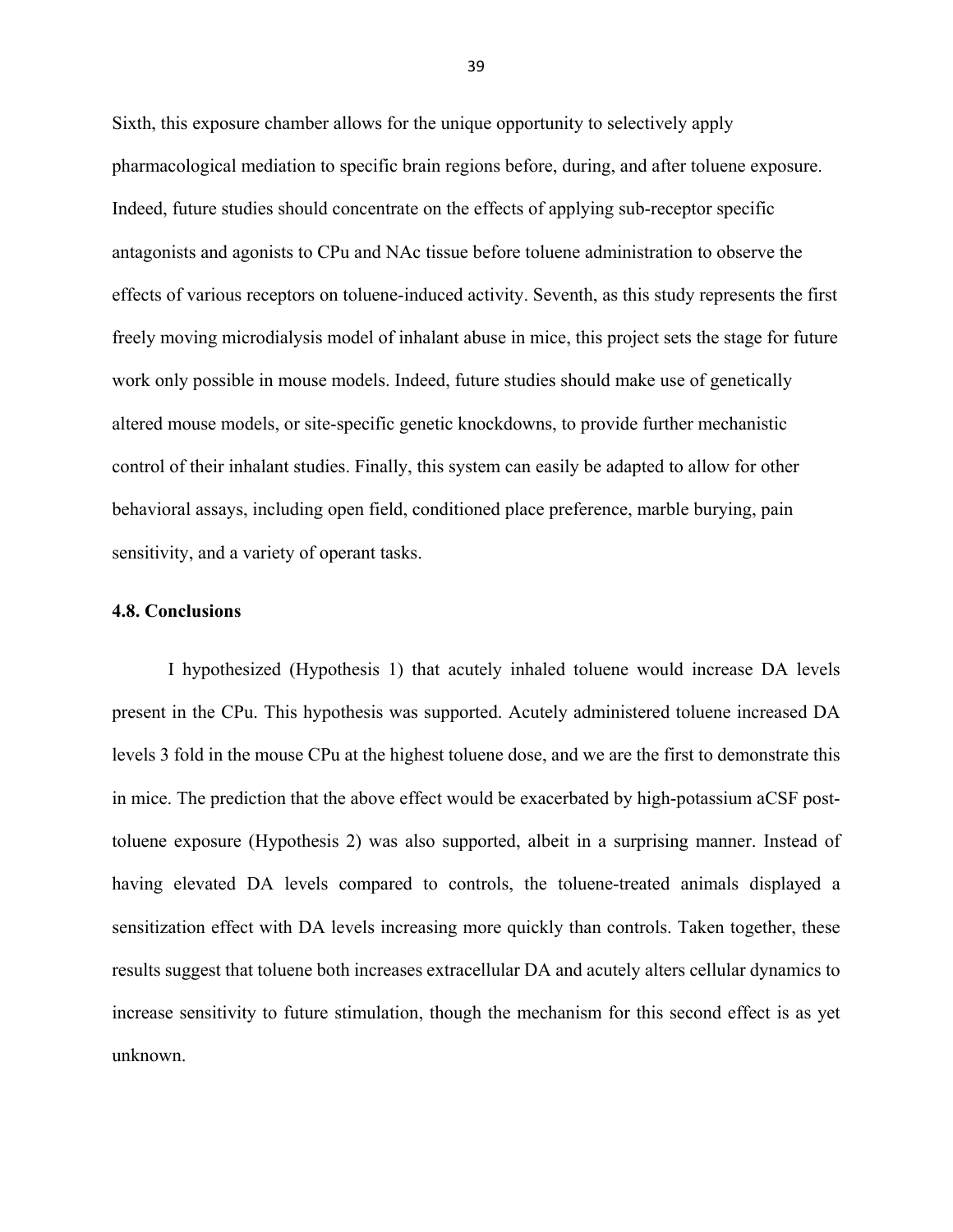Sixth, this exposure chamber allows for the unique opportunity to selectively apply pharmacological mediation to specific brain regions before, during, and after toluene exposure. Indeed, future studies should concentrate on the effects of applying sub-receptor specific antagonists and agonists to CPu and NAc tissue before toluene administration to observe the effects of various receptors on toluene-induced activity. Seventh, as this study represents the first freely moving microdialysis model of inhalant abuse in mice, this project sets the stage for future work only possible in mouse models. Indeed, future studies should make use of genetically altered mouse models, or site-specific genetic knockdowns, to provide further mechanistic control of their inhalant studies. Finally, this system can easily be adapted to allow for other behavioral assays, including open field, conditioned place preference, marble burying, pain sensitivity, and a variety of operant tasks.

### 4.8. Conclusions

I hypothesized (Hypothesis 1) that acutely inhaled toluene would increase DA levels present in the CPu. This hypothesis was supported. Acutely administered toluene increased DA levels 3 fold in the mouse CPu at the highest toluene dose, and we are the first to demonstrate this in mice. The prediction that the above effect would be exacerbated by high-potassium aCSF post-toluene exposure (Hypothesis 2) was also supported, albeit in a surprising manner. Instead of having elevated DA levels compared to controls, the toluene-treated animals displayed a sensitization effect with DA levels increasing more quickly than controls. Taken together, these results suggest that toluene both increases extracellular DA and acutely alters cellular dynamics to increase sensitivity to future stimulation, though the mechanism for this second effect is as yet unknown.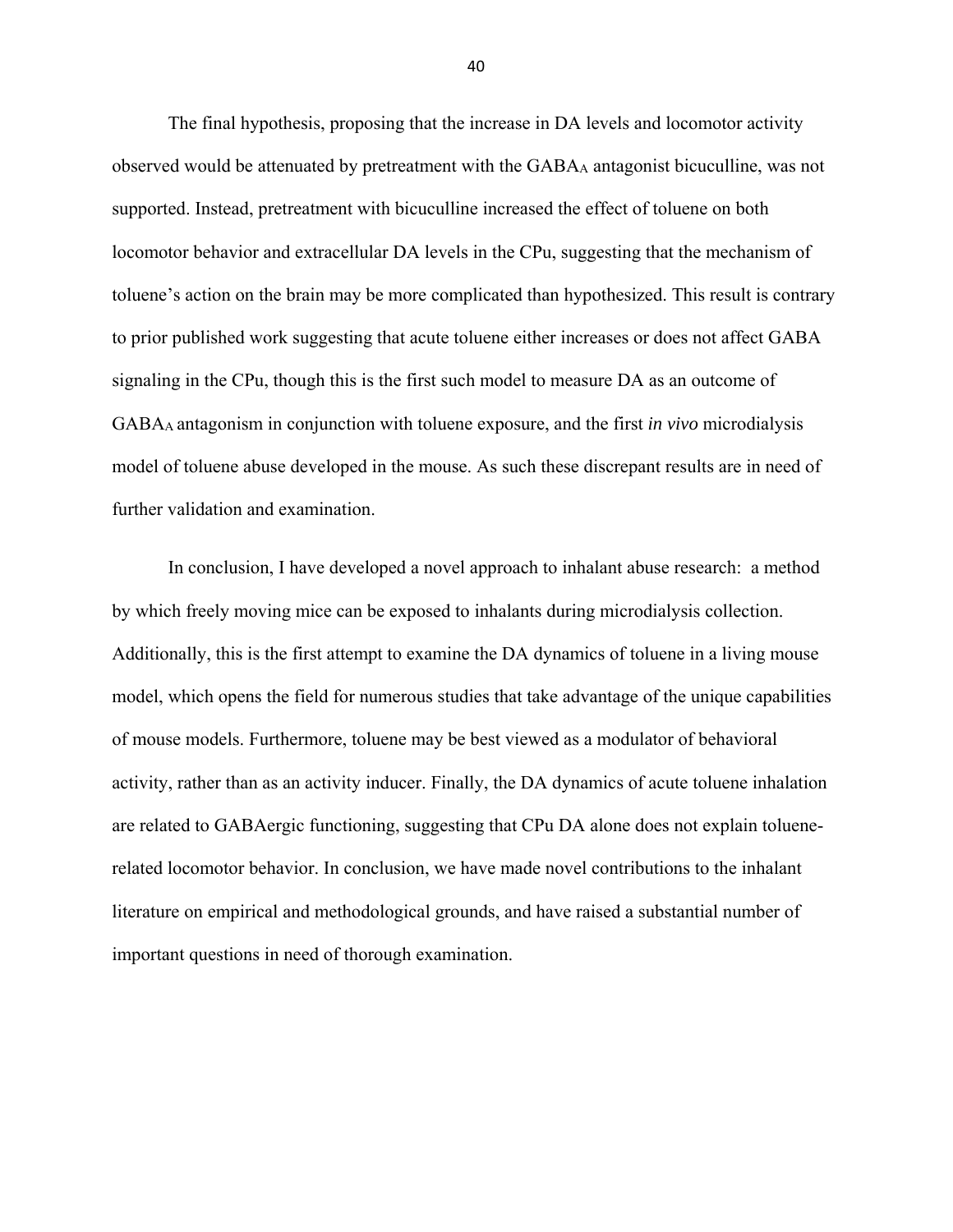The final hypothesis, proposing that the increase in DA levels and locomotor activity observed would be attenuated by pretreatment with the $GABA_A$ antagonist bicuculline, was not supported. Instead, pretreatment with bicuculline increased the effect of toluene on both locomotor behavior and extracellular DA levels in the CPu, suggesting that the mechanism of toluene's action on the brain may be more complicated than hypothesized. This result is contrary to prior published work suggesting that acute toluene either increases or does not affect GABA signaling in the CPu, though this is the first such model to measure DA as an outcome of $GABA_A$ antagonism in conjunction with toluene exposure, and the first *in vivo* microdialysis model of toluene abuse developed in the mouse. As such these discrepant results are in need of further validation and examination.

In conclusion, I have developed a novel approach to inhalant abuse research: a method by which freely moving mice can be exposed to inhalants during microdialysis collection. Additionally, this is the first attempt to examine the DA dynamics of toluene in a living mouse model, which opens the field for numerous studies that take advantage of the unique capabilities of mouse models. Furthermore, toluene may be best viewed as a modulator of behavioral activity, rather than as an activity inducer. Finally, the DA dynamics of acute toluene inhalation are related to GABAergic functioning, suggesting that CPu DA alone does not explain toluene-related locomotor behavior. In conclusion, we have made novel contributions to the inhalant literature on empirical and methodological grounds, and have raised a substantial number of important questions in need of thorough examination.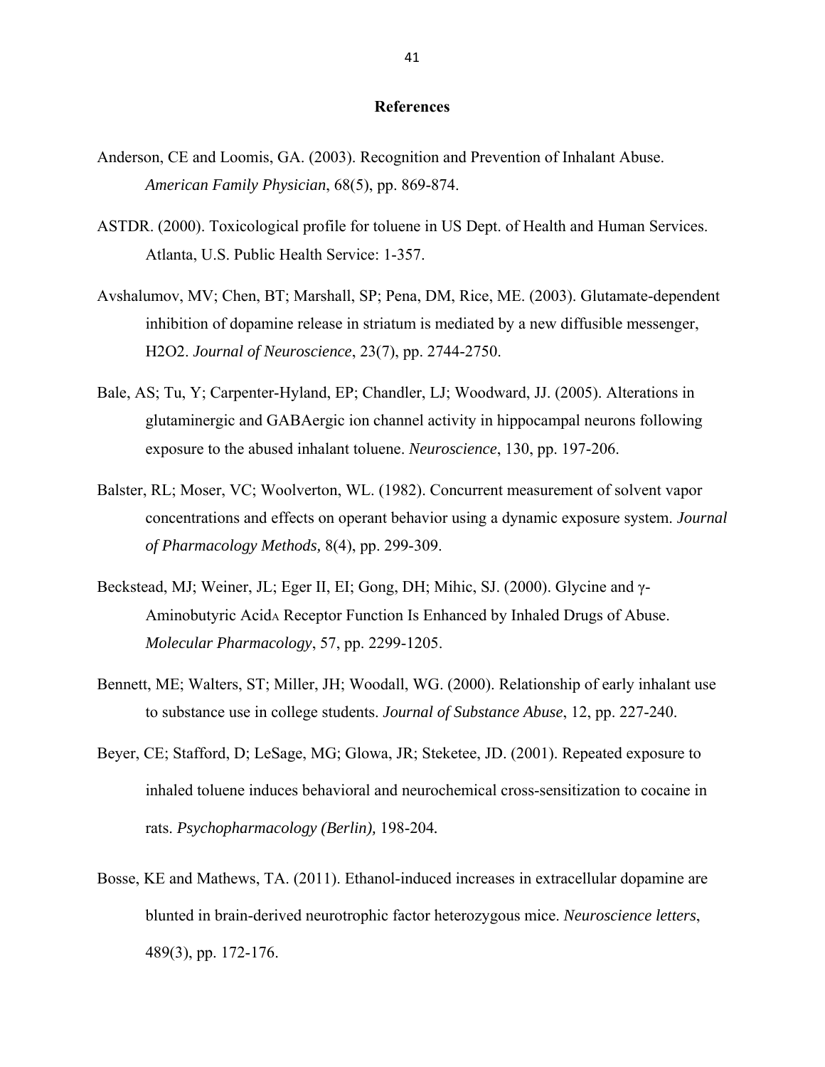## References

Anderson, CE and Loomis, GA. (2003). Recognition and Prevention of Inhalant Abuse. *American Family Physician*, 68(5), pp. 869-874.

ASTDR. (2000). Toxicological profile for toluene in US Dept. of Health and Human Services. Atlanta, U.S. Public Health Service: 1-357.

Avshalumov, MV; Chen, BT; Marshall, SP; Pena, DM, Rice, ME. (2003). Glutamate-dependent inhibition of dopamine release in striatum is mediated by a new diffusible messenger, H2O2. *Journal of Neuroscience*, 23(7), pp. 2744-2750.

Bale, AS; Tu, Y; Carpenter-Hyland, EP; Chandler, LJ; Woodward, JJ. (2005). Alterations in glutaminergic and GABAergic ion channel activity in hippocampal neurons following exposure to the abused inhalant toluene. *Neuroscience*, 130, pp. 197-206.

Balster, RL; Moser, VC; Woolverton, WL. (1982). Concurrent measurement of solvent vapor concentrations and effects on operant behavior using a dynamic exposure system. *Journal of Pharmacology Methods,* 8(4), pp. 299-309.

Beckstead, MJ; Weiner, JL; Eger II, EI; Gong, DH; Mihic, SJ. (2000). Glycine and γ-Aminobutyric Acid$_A$ Receptor Function Is Enhanced by Inhaled Drugs of Abuse. *Molecular Pharmacology*, 57, pp. 2299-1205.

Bennett, ME; Walters, ST; Miller, JH; Woodall, WG. (2000). Relationship of early inhalant use to substance use in college students. *Journal of Substance Abuse*, 12, pp. 227-240.

Beyer, CE; Stafford, D; LeSage, MG; Glowa, JR; Steketee, JD. (2001). Repeated exposure to inhaled toluene induces behavioral and neurochemical cross-sensitization to cocaine in rats. *Psychopharmacology (Berlin),* 198-204*.*

Bosse, KE and Mathews, TA. (2011). Ethanol-induced increases in extracellular dopamine are blunted in brain-derived neurotrophic factor heterozygous mice. *Neuroscience letters*, 489(3), pp. 172-176.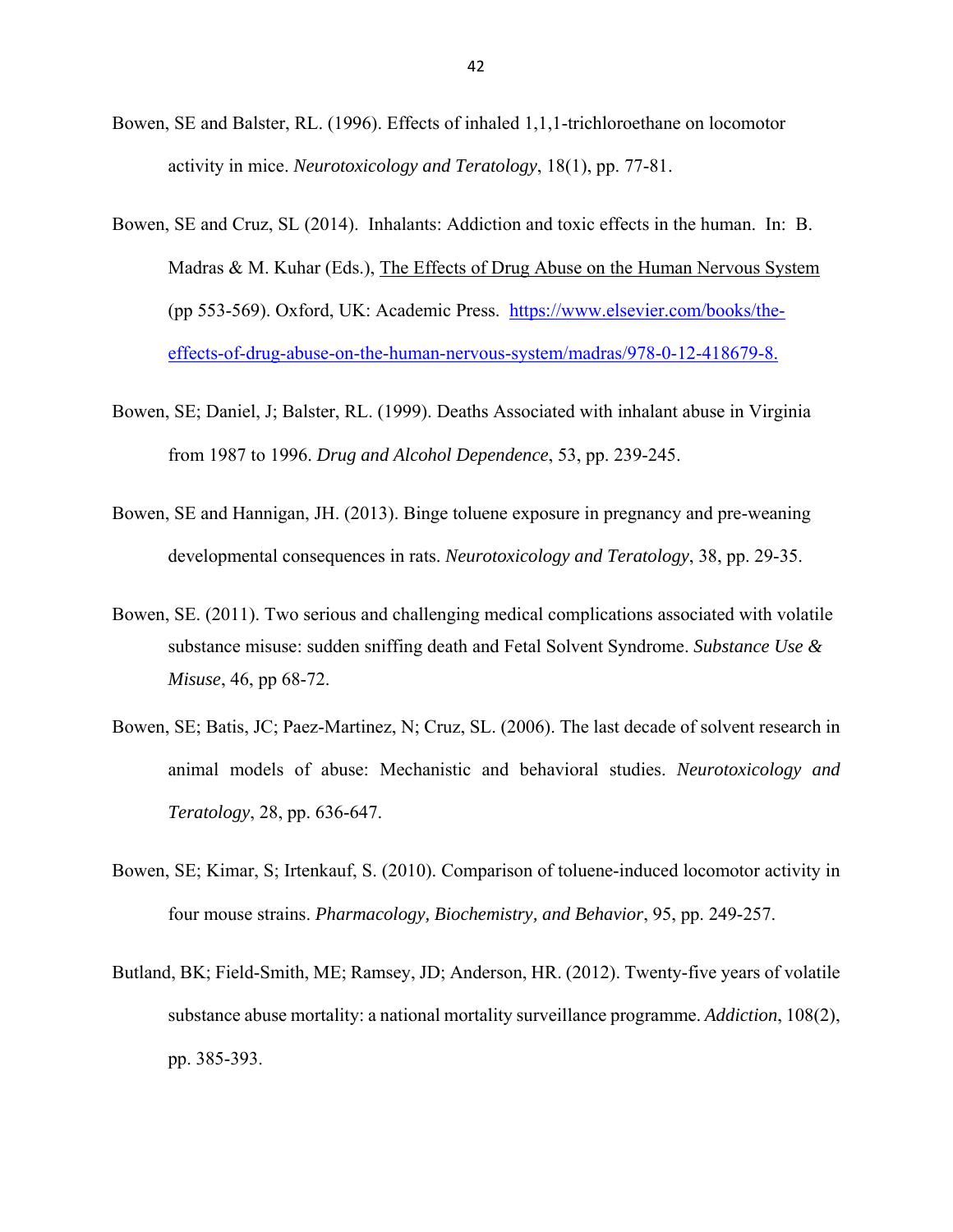Bowen, SE and Balster, RL. (1996). Effects of inhaled 1,1,1-trichloroethane on locomotor activity in mice. *Neurotoxicology and Teratology*, 18(1), pp. 77-81.

Bowen, SE and Cruz, SL (2014). Inhalants: Addiction and toxic effects in the human. In: B. Madras & M. Kuhar (Eds.), The Effects of Drug Abuse on the Human Nervous System (pp 553-569). Oxford, UK: Academic Press. https://www.elsevier.com/books/the-effects-of-drug-abuse-on-the-human-nervous-system/madras/978-0-12-418679-8.

Bowen, SE; Daniel, J; Balster, RL. (1999). Deaths Associated with inhalant abuse in Virginia from 1987 to 1996. *Drug and Alcohol Dependence*, 53, pp. 239-245.

Bowen, SE and Hannigan, JH. (2013). Binge toluene exposure in pregnancy and pre-weaning developmental consequences in rats. *Neurotoxicology and Teratology*, 38, pp. 29-35.

Bowen, SE. (2011). Two serious and challenging medical complications associated with volatile substance misuse: sudden sniffing death and Fetal Solvent Syndrome. *Substance Use & Misuse*, 46, pp 68-72.

Bowen, SE; Batis, JC; Paez-Martinez, N; Cruz, SL. (2006). The last decade of solvent research in animal models of abuse: Mechanistic and behavioral studies. *Neurotoxicology and Teratology*, 28, pp. 636-647.

Bowen, SE; Kimar, S; Irtenkauf, S. (2010). Comparison of toluene-induced locomotor activity in four mouse strains. *Pharmacology, Biochemistry, and Behavior*, 95, pp. 249-257.

Butland, BK; Field-Smith, ME; Ramsey, JD; Anderson, HR. (2012). Twenty-five years of volatile substance abuse mortality: a national mortality surveillance programme. *Addiction*, 108(2), pp. 385-393.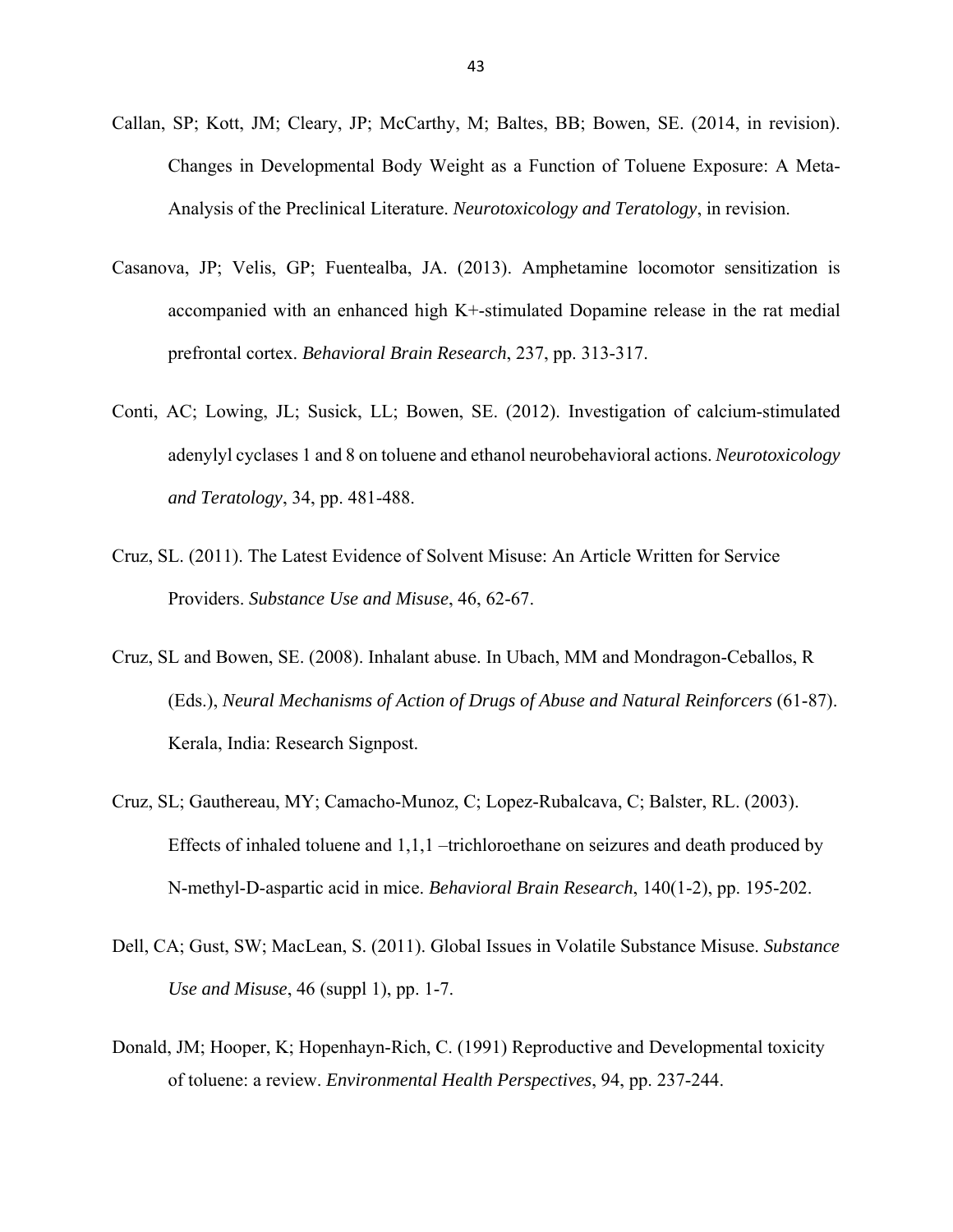Callan, SP; Kott, JM; Cleary, JP; McCarthy, M; Baltes, BB; Bowen, SE. (2014, in revision). Changes in Developmental Body Weight as a Function of Toluene Exposure: A Meta-Analysis of the Preclinical Literature. *Neurotoxicology and Teratology*, in revision.

Casanova, JP; Velis, GP; Fuentealba, JA. (2013). Amphetamine locomotor sensitization is accompanied with an enhanced high K+-stimulated Dopamine release in the rat medial prefrontal cortex. *Behavioral Brain Research*, 237, pp. 313-317.

Conti, AC; Lowing, JL; Susick, LL; Bowen, SE. (2012). Investigation of calcium-stimulated adenylyl cyclases 1 and 8 on toluene and ethanol neurobehavioral actions. *Neurotoxicology and Teratology*, 34, pp. 481-488.

Cruz, SL. (2011). The Latest Evidence of Solvent Misuse: An Article Written for Service Providers. *Substance Use and Misuse*, 46, 62-67.

Cruz, SL and Bowen, SE. (2008). Inhalant abuse. In Ubach, MM and Mondragon-Ceballos, R (Eds.), *Neural Mechanisms of Action of Drugs of Abuse and Natural Reinforcers* (61-87). Kerala, India: Research Signpost.

Cruz, SL; Gauthereau, MY; Camacho-Munoz, C; Lopez-Rubalcava, C; Balster, RL. (2003). Effects of inhaled toluene and 1,1,1 –trichloroethane on seizures and death produced by N-methyl-D-aspartic acid in mice. *Behavioral Brain Research*, 140(1-2), pp. 195-202.

Dell, CA; Gust, SW; MacLean, S. (2011). Global Issues in Volatile Substance Misuse. *Substance Use and Misuse*, 46 (suppl 1), pp. 1-7.

Donald, JM; Hooper, K; Hopenhayn-Rich, C. (1991) Reproductive and Developmental toxicity of toluene: a review. *Environmental Health Perspectives*, 94, pp. 237-244.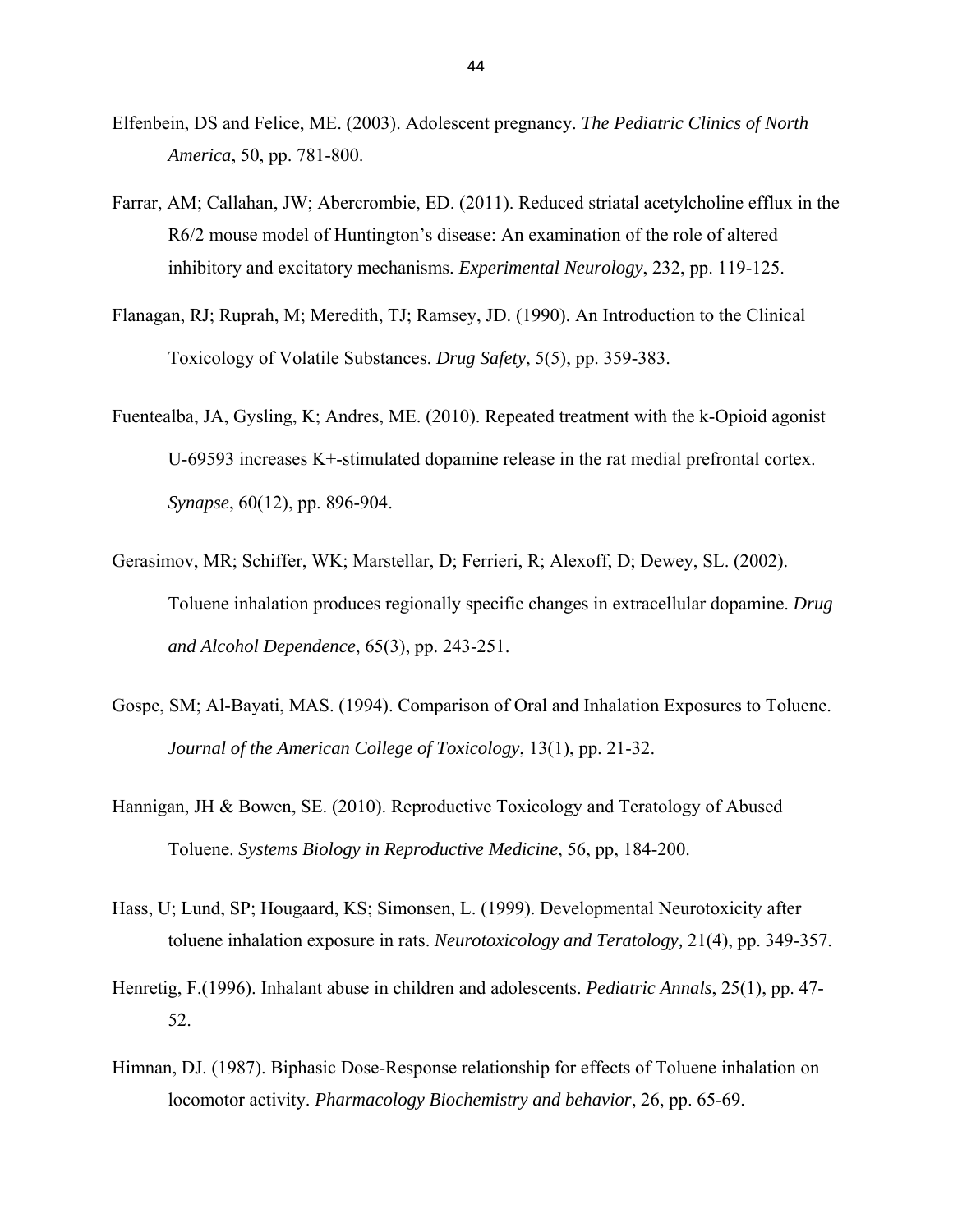Elfenbein, DS and Felice, ME. (2003). Adolescent pregnancy. *The Pediatric Clinics of North America*, 50, pp. 781-800.

Farrar, AM; Callahan, JW; Abercrombie, ED. (2011). Reduced striatal acetylcholine efflux in the R6/2 mouse model of Huntington's disease: An examination of the role of altered inhibitory and excitatory mechanisms. *Experimental Neurology*, 232, pp. 119-125.

Flanagan, RJ; Ruprah, M; Meredith, TJ; Ramsey, JD. (1990). An Introduction to the Clinical Toxicology of Volatile Substances. *Drug Safety*, 5(5), pp. 359-383.

Fuentealba, JA, Gysling, K; Andres, ME. (2010). Repeated treatment with the k-Opioid agonist U-69593 increases K+-stimulated dopamine release in the rat medial prefrontal cortex. *Synapse*, 60(12), pp. 896-904.

Gerasimov, MR; Schiffer, WK; Marstellar, D; Ferrieri, R; Alexoff, D; Dewey, SL. (2002). Toluene inhalation produces regionally specific changes in extracellular dopamine. *Drug and Alcohol Dependence*, 65(3), pp. 243-251.

Gospe, SM; Al-Bayati, MAS. (1994). Comparison of Oral and Inhalation Exposures to Toluene. *Journal of the American College of Toxicology*, 13(1), pp. 21-32.

Hannigan, JH & Bowen, SE. (2010). Reproductive Toxicology and Teratology of Abused Toluene. *Systems Biology in Reproductive Medicine*, 56, pp, 184-200.

Hass, U; Lund, SP; Hougaard, KS; Simonsen, L. (1999). Developmental Neurotoxicity after toluene inhalation exposure in rats. *Neurotoxicology and Teratology*, 21(4), pp. 349-357.

Henretig, F.(1996). Inhalant abuse in children and adolescents. *Pediatric Annals*, 25(1), pp. 47-52.

Himnan, DJ. (1987). Biphasic Dose-Response relationship for effects of Toluene inhalation on locomotor activity. *Pharmacology Biochemistry and behavior*, 26, pp. 65-69.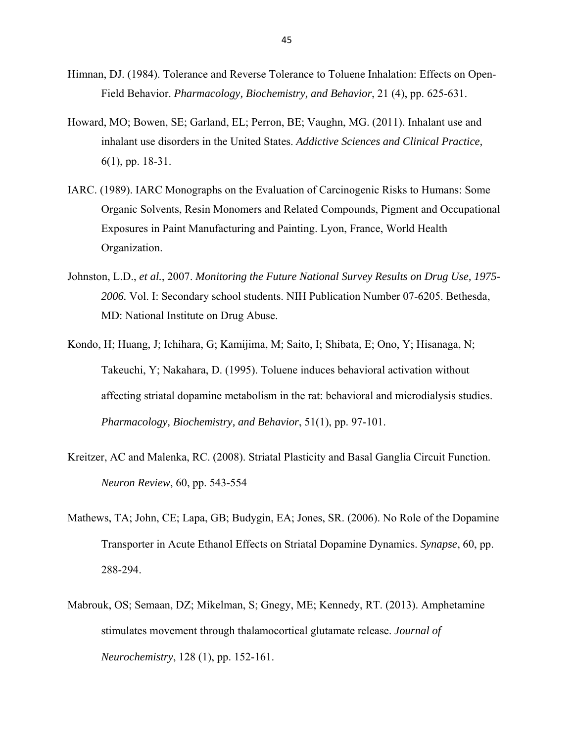Himnan, DJ. (1984). Tolerance and Reverse Tolerance to Toluene Inhalation: Effects on Open-Field Behavior. *Pharmacology, Biochemistry, and Behavior*, 21 (4), pp. 625-631.

Howard, MO; Bowen, SE; Garland, EL; Perron, BE; Vaughn, MG. (2011). Inhalant use and inhalant use disorders in the United States. *Addictive Sciences and Clinical Practice,* 6(1), pp. 18-31.

IARC. (1989). IARC Monographs on the Evaluation of Carcinogenic Risks to Humans: Some Organic Solvents, Resin Monomers and Related Compounds, Pigment and Occupational Exposures in Paint Manufacturing and Painting. Lyon, France, World Health Organization.

Johnston, L.D., *et al.*, 2007. *Monitoring the Future National Survey Results on Drug Use, 1975-2006.* Vol. I: Secondary school students. NIH Publication Number 07-6205. Bethesda, MD: National Institute on Drug Abuse.

Kondo, H; Huang, J; Ichihara, G; Kamijima, M; Saito, I; Shibata, E; Ono, Y; Hisanaga, N; Takeuchi, Y; Nakahara, D. (1995). Toluene induces behavioral activation without affecting striatal dopamine metabolism in the rat: behavioral and microdialysis studies. *Pharmacology, Biochemistry, and Behavior*, 51(1), pp. 97-101.

Kreitzer, AC and Malenka, RC. (2008). Striatal Plasticity and Basal Ganglia Circuit Function. *Neuron Review*, 60, pp. 543-554

Mathews, TA; John, CE; Lapa, GB; Budygin, EA; Jones, SR. (2006). No Role of the Dopamine Transporter in Acute Ethanol Effects on Striatal Dopamine Dynamics. *Synapse*, 60, pp. 288-294.

Mabrouk, OS; Semaan, DZ; Mikelman, S; Gnegy, ME; Kennedy, RT. (2013). Amphetamine stimulates movement through thalamocortical glutamate release. *Journal of Neurochemistry*, 128 (1), pp. 152-161.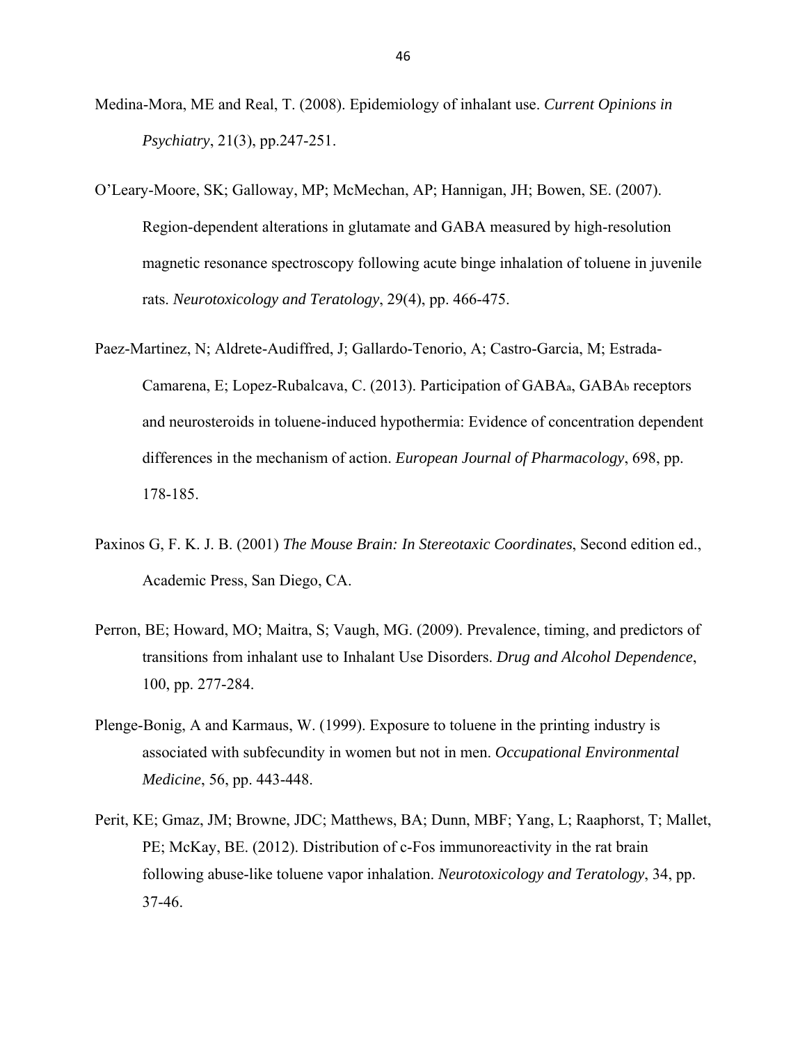Medina-Mora, ME and Real, T. (2008). Epidemiology of inhalant use. *Current Opinions in Psychiatry*, 21(3), pp.247-251.

O'Leary-Moore, SK; Galloway, MP; McMechan, AP; Hannigan, JH; Bowen, SE. (2007). Region-dependent alterations in glutamate and GABA measured by high-resolution magnetic resonance spectroscopy following acute binge inhalation of toluene in juvenile rats. *Neurotoxicology and Teratology*, 29(4), pp. 466-475.

Paez-Martinez, N; Aldrete-Audiffred, J; Gallardo-Tenorio, A; Castro-Garcia, M; Estrada-Camarena, E; Lopez-Rubalcava, C. (2013). Participation of $GABA_a$, $GABA_b$ receptors and neurosteroids in toluene-induced hypothermia: Evidence of concentration dependent differences in the mechanism of action. *European Journal of Pharmacology*, 698, pp. 178-185.

Paxinos G, F. K. J. B. (2001) *The Mouse Brain: In Stereotaxic Coordinates*, Second edition ed., Academic Press, San Diego, CA.

Perron, BE; Howard, MO; Maitra, S; Vaugh, MG. (2009). Prevalence, timing, and predictors of transitions from inhalant use to Inhalant Use Disorders. *Drug and Alcohol Dependence*, 100, pp. 277-284.

Plenge-Bonig, A and Karmaus, W. (1999). Exposure to toluene in the printing industry is associated with subfecundity in women but not in men. *Occupational Environmental Medicine*, 56, pp. 443-448.

Perit, KE; Gmaz, JM; Browne, JDC; Matthews, BA; Dunn, MBF; Yang, L; Raaphorst, T; Mallet, PE; McKay, BE. (2012). Distribution of c-Fos immunoreactivity in the rat brain following abuse-like toluene vapor inhalation. *Neurotoxicology and Teratology*, 34, pp. 37-46.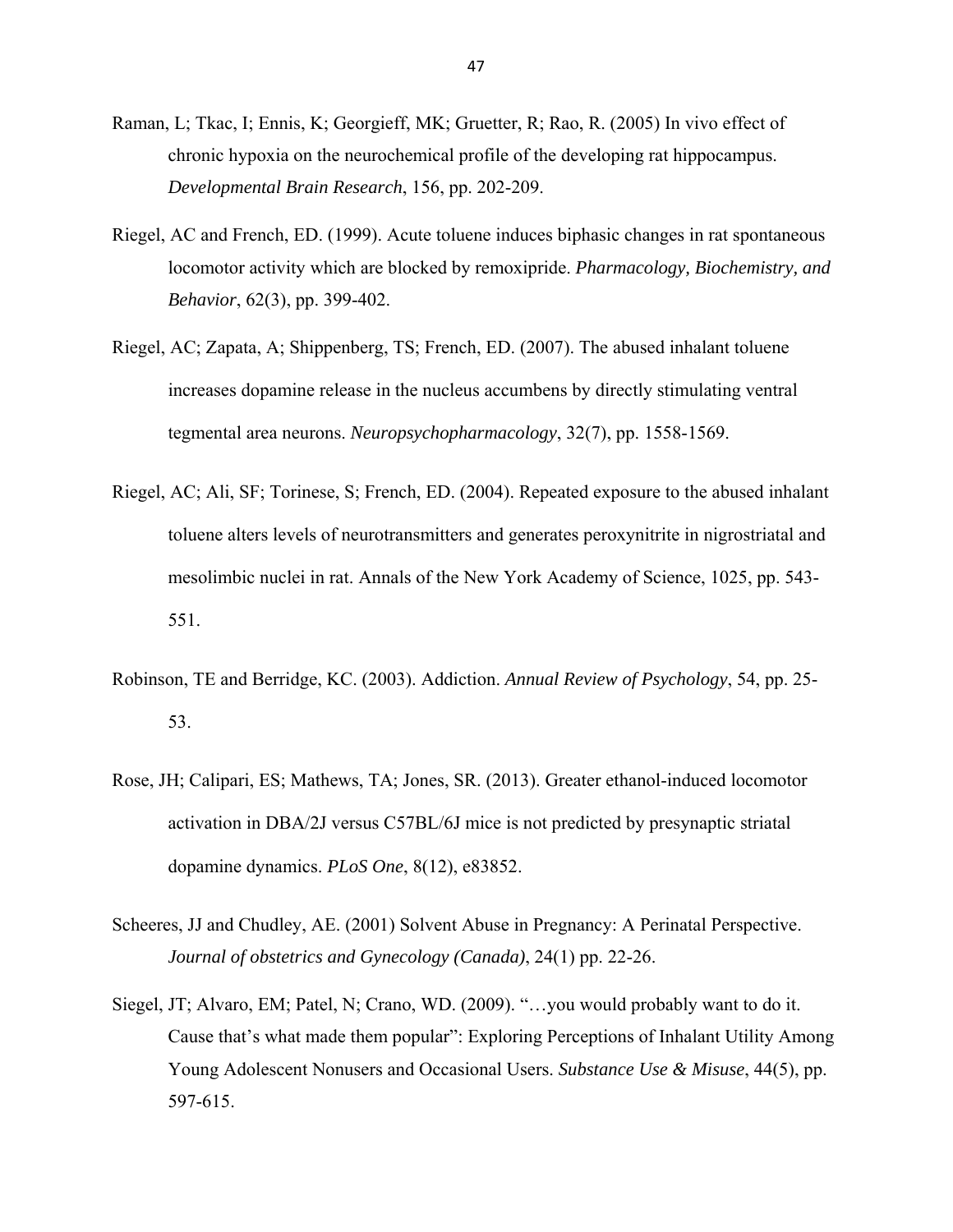Raman, L; Tkac, I; Ennis, K; Georgieff, MK; Gruetter, R; Rao, R. (2005) In vivo effect of chronic hypoxia on the neurochemical profile of the developing rat hippocampus. *Developmental Brain Research*, 156, pp. 202-209.

Riegel, AC and French, ED. (1999). Acute toluene induces biphasic changes in rat spontaneous locomotor activity which are blocked by remoxipride. *Pharmacology, Biochemistry, and Behavior*, 62(3), pp. 399-402.

Riegel, AC; Zapata, A; Shippenberg, TS; French, ED. (2007). The abused inhalant toluene increases dopamine release in the nucleus accumbens by directly stimulating ventral tegmental area neurons. *Neuropsychopharmacology*, 32(7), pp. 1558-1569.

Riegel, AC; Ali, SF; Torinese, S; French, ED. (2004). Repeated exposure to the abused inhalant toluene alters levels of neurotransmitters and generates peroxynitrite in nigrostriatal and mesolimbic nuclei in rat. Annals of the New York Academy of Science, 1025, pp. 543-551.

Robinson, TE and Berridge, KC. (2003). Addiction. *Annual Review of Psychology*, 54, pp. 25-53.

Rose, JH; Calipari, ES; Mathews, TA; Jones, SR. (2013). Greater ethanol-induced locomotor activation in DBA/2J versus C57BL/6J mice is not predicted by presynaptic striatal dopamine dynamics. *PLoS One*, 8(12), e83852.

Scheeres, JJ and Chudley, AE. (2001) Solvent Abuse in Pregnancy: A Perinatal Perspective. *Journal of obstetrics and Gynecology (Canada)*, 24(1) pp. 22-26.

Siegel, JT; Alvaro, EM; Patel, N; Crano, WD. (2009). "…you would probably want to do it. Cause that's what made them popular": Exploring Perceptions of Inhalant Utility Among Young Adolescent Nonusers and Occasional Users. *Substance Use & Misuse*, 44(5), pp. 597-615.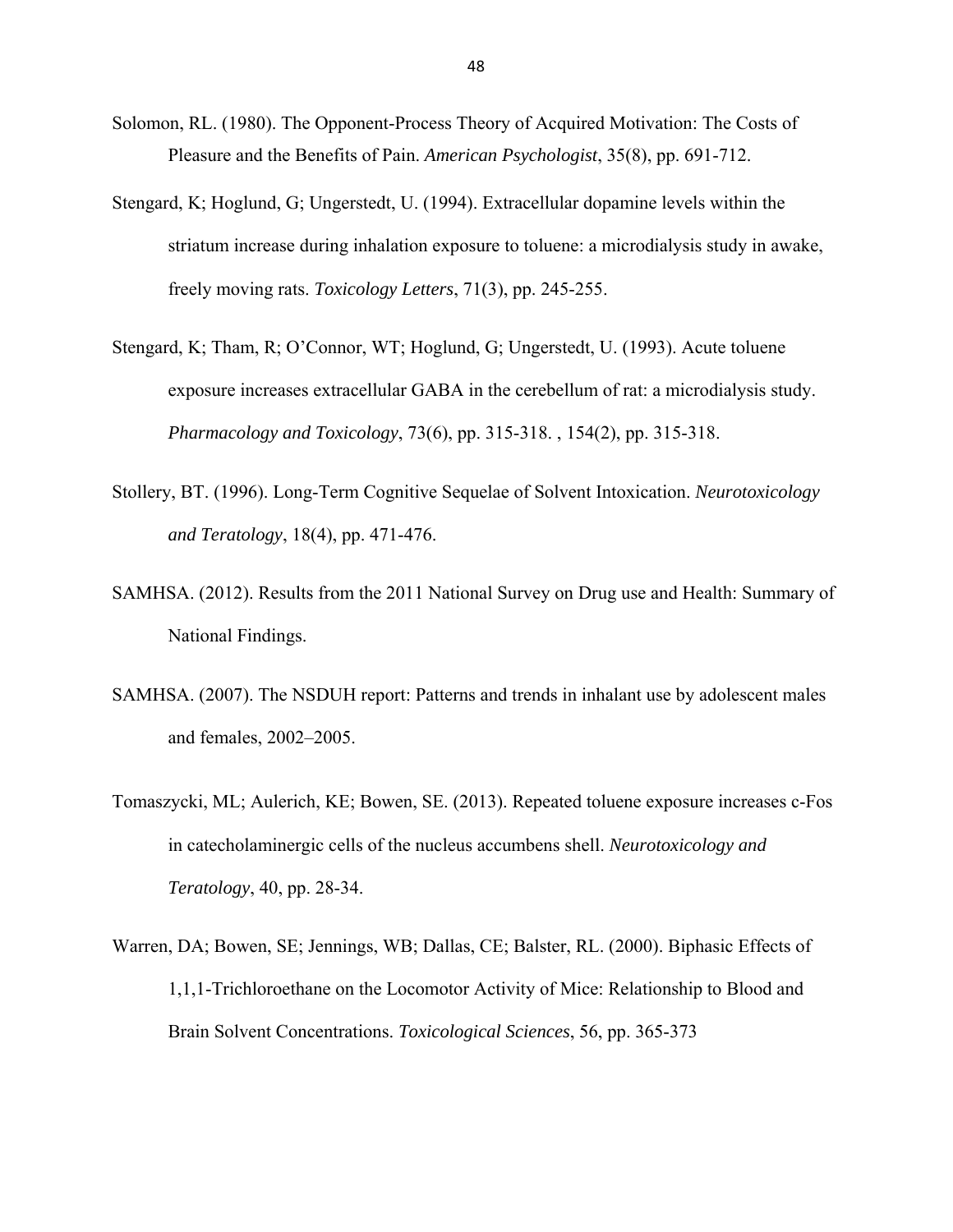Solomon, RL. (1980). The Opponent-Process Theory of Acquired Motivation: The Costs of Pleasure and the Benefits of Pain. *American Psychologist*, 35(8), pp. 691-712.

Stengard, K; Hoglund, G; Ungerstedt, U. (1994). Extracellular dopamine levels within the striatum increase during inhalation exposure to toluene: a microdialysis study in awake, freely moving rats. *Toxicology Letters*, 71(3), pp. 245-255.

Stengard, K; Tham, R; O'Connor, WT; Hoglund, G; Ungerstedt, U. (1993). Acute toluene exposure increases extracellular GABA in the cerebellum of rat: a microdialysis study. *Pharmacology and Toxicology*, 73(6), pp. 315-318. , 154(2), pp. 315-318.

Stollery, BT. (1996). Long-Term Cognitive Sequelae of Solvent Intoxication. *Neurotoxicology and Teratology*, 18(4), pp. 471-476.

SAMHSA. (2012). Results from the 2011 National Survey on Drug use and Health: Summary of National Findings.

SAMHSA. (2007). The NSDUH report: Patterns and trends in inhalant use by adolescent males and females, 2002–2005.

Tomaszycki, ML; Aulerich, KE; Bowen, SE. (2013). Repeated toluene exposure increases c-Fos in catecholaminergic cells of the nucleus accumbens shell. *Neurotoxicology and Teratology*, 40, pp. 28-34.

Warren, DA; Bowen, SE; Jennings, WB; Dallas, CE; Balster, RL. (2000). Biphasic Effects of 1,1,1-Trichloroethane on the Locomotor Activity of Mice: Relationship to Blood and Brain Solvent Concentrations. *Toxicological Sciences*, 56, pp. 365-373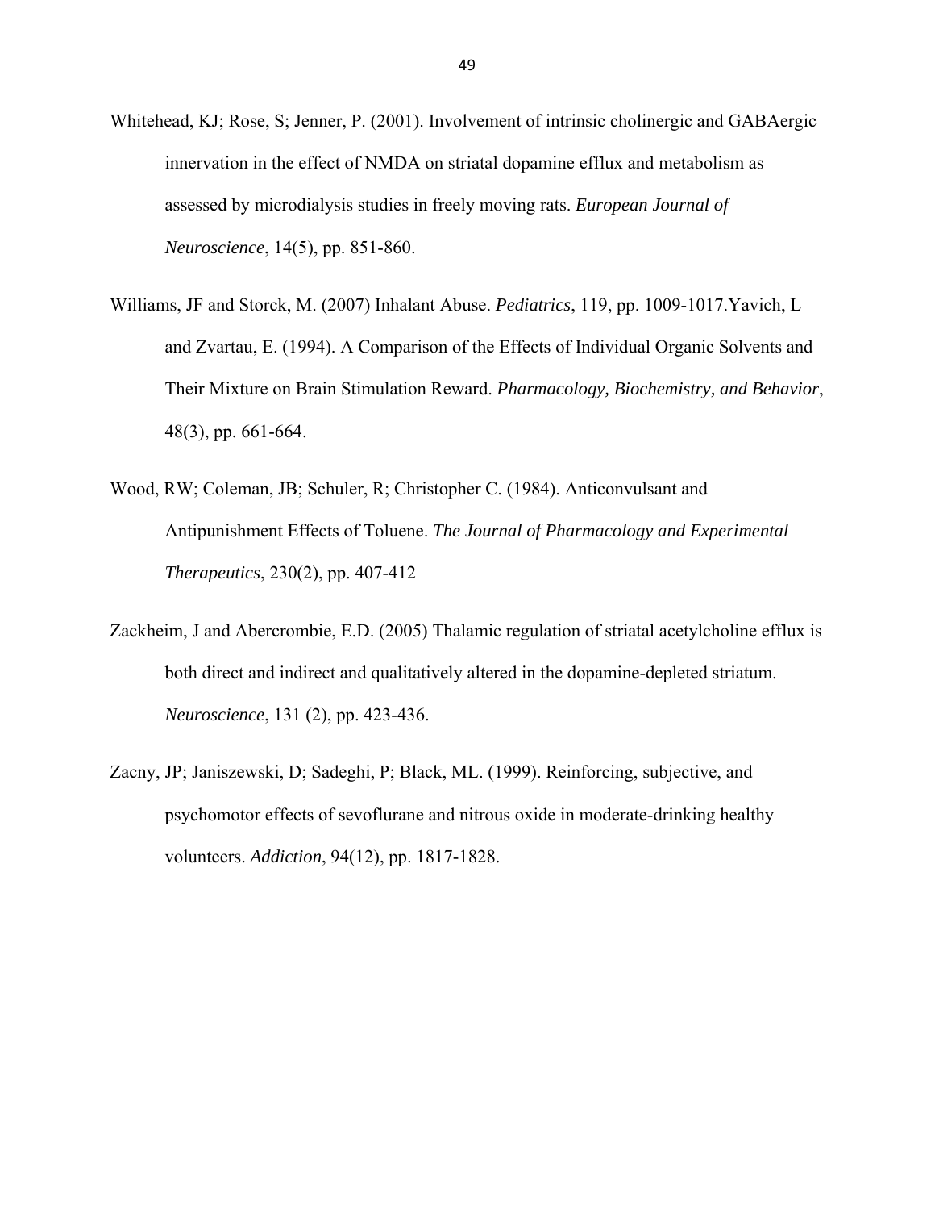Whitehead, KJ; Rose, S; Jenner, P. (2001). Involvement of intrinsic cholinergic and GABAergic innervation in the effect of NMDA on striatal dopamine efflux and metabolism as assessed by microdialysis studies in freely moving rats. *European Journal of Neuroscience*, 14(5), pp. 851-860.

Williams, JF and Storck, M. (2007) Inhalant Abuse. *Pediatrics*, 119, pp. 1009-1017.Yavich, L and Zvartau, E. (1994). A Comparison of the Effects of Individual Organic Solvents and Their Mixture on Brain Stimulation Reward. *Pharmacology, Biochemistry, and Behavior*, 48(3), pp. 661-664.

Wood, RW; Coleman, JB; Schuler, R; Christopher C. (1984). Anticonvulsant and Antipunishment Effects of Toluene. *The Journal of Pharmacology and Experimental Therapeutics*, 230(2), pp. 407-412

Zackheim, J and Abercrombie, E.D. (2005) Thalamic regulation of striatal acetylcholine efflux is both direct and indirect and qualitatively altered in the dopamine-depleted striatum. *Neuroscience*, 131 (2), pp. 423-436.

Zacny, JP; Janiszewski, D; Sadeghi, P; Black, ML. (1999). Reinforcing, subjective, and psychomotor effects of sevoflurane and nitrous oxide in moderate-drinking healthy volunteers. *Addiction*, 94(12), pp. 1817-1828.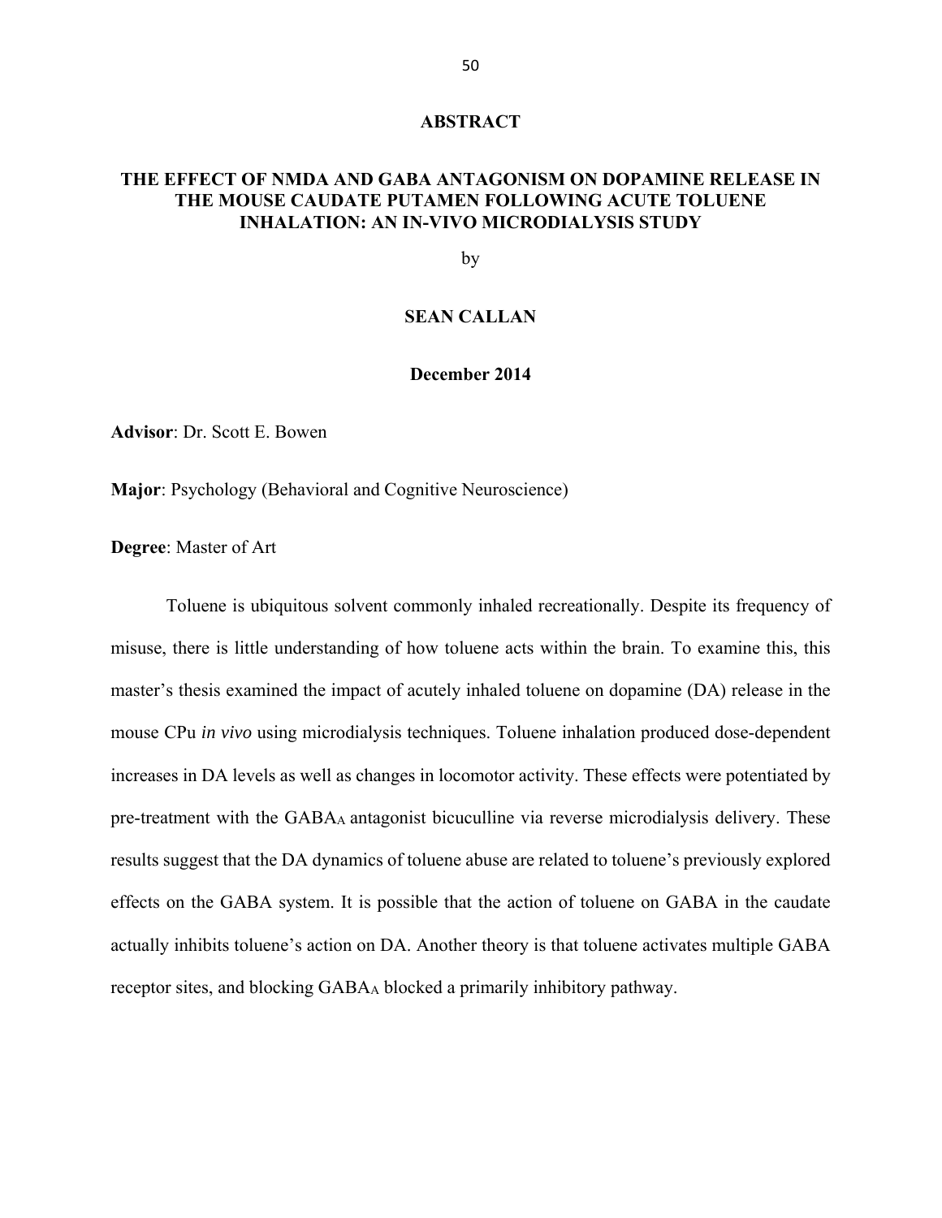# ABSTRACT

## THE EFFECT OF NMDA AND GABA ANTAGONISM ON DOPAMINE RELEASE IN THE MOUSE CAUDATE PUTAMEN FOLLOWING ACUTE TOLUENE INHALATION: AN IN-VIVO MICRODIALYSIS STUDY

by

**SEAN CALLAN**

**December 2014**

**Advisor**: Dr. Scott E. Bowen

**Major**: Psychology (Behavioral and Cognitive Neuroscience)

**Degree**: Master of Art

Toluene is ubiquitous solvent commonly inhaled recreationally. Despite its frequency of misuse, there is little understanding of how toluene acts within the brain. To examine this, this master's thesis examined the impact of acutely inhaled toluene on dopamine (DA) release in the mouse CPu *in vivo* using microdialysis techniques. Toluene inhalation produced dose-dependent increases in DA levels as well as changes in locomotor activity. These effects were potentiated by pre-treatment with the $GABA_A$ antagonist bicuculline via reverse microdialysis delivery. These results suggest that the DA dynamics of toluene abuse are related to toluene's previously explored effects on the GABA system. It is possible that the action of toluene on GABA in the caudate actually inhibits toluene's action on DA. Another theory is that toluene activates multiple GABA receptor sites, and blocking $GABA_A$ blocked a primarily inhibitory pathway.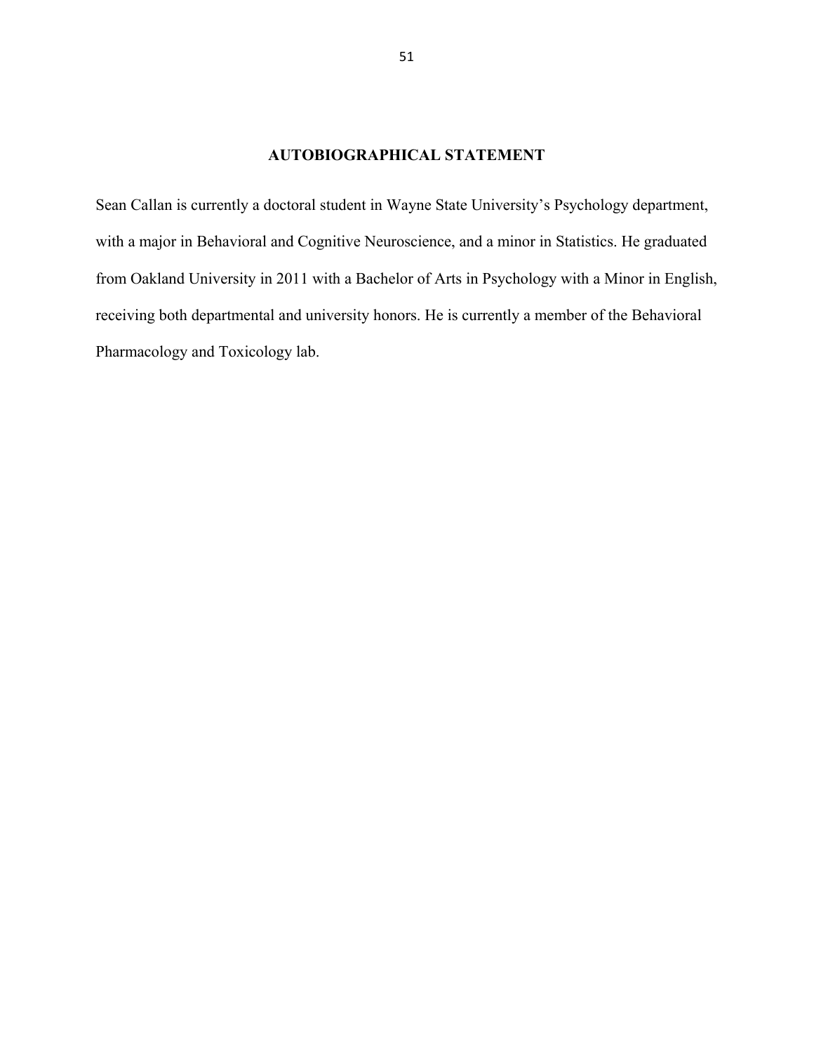## AUTOBIOGRAPHICAL STATEMENT

Sean Callan is currently a doctoral student in Wayne State University's Psychology department, with a major in Behavioral and Cognitive Neuroscience, and a minor in Statistics. He graduated from Oakland University in 2011 with a Bachelor of Arts in Psychology with a Minor in English, receiving both departmental and university honors. He is currently a member of the Behavioral Pharmacology and Toxicology lab.